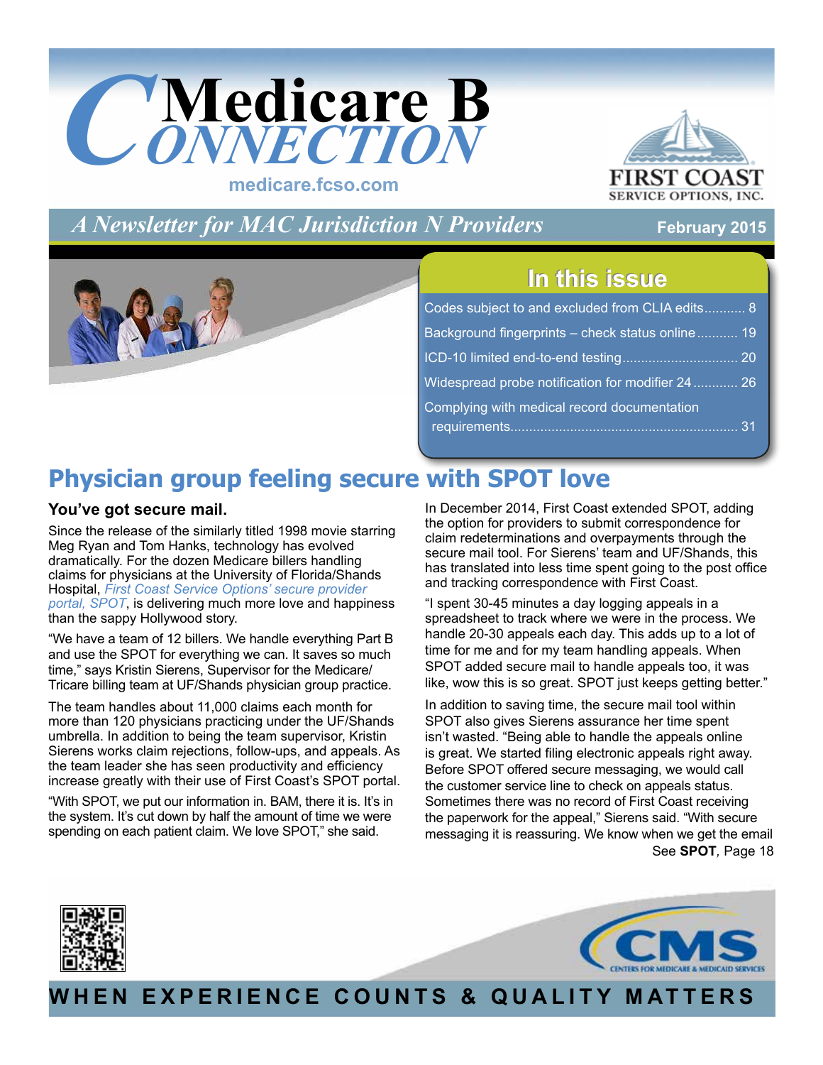# Medicare B Connection

medicare.fcso.com

FIRST COAST SERVICE OPTIONS, INC.

*A Newsletter for MAC Jurisdiction N Providers*

February 2015

## In this issue

- Codes subject to and excluded from CLIA edits........... 8
- Background fingerprints – check status online........... 19
- ICD-10 limited end-to-end testing.............................. 20
- Widespread probe notification for modifier 24........... 26
- Complying with medical record documentation requirements............................................................ 31

# Physician group feeling secure with SPOT love

### You've got secure mail.

Since the release of the similarly titled 1998 movie starring Meg Ryan and Tom Hanks, technology has evolved dramatically. For the dozen Medicare billers handling claims for physicians at the University of Florida/Shands Hospital, *First Coast Service Options' secure provider portal, SPOT*, is delivering much more love and happiness than the sappy Hollywood story.

"We have a team of 12 billers. We handle everything Part B and use the SPOT for everything we can. It saves so much time," says Kristin Sierens, Supervisor for the Medicare/Tricare billing team at UF/Shands physician group practice.

The team handles about 11,000 claims each month for more than 120 physicians practicing under the UF/Shands umbrella. In addition to being the team supervisor, Kristin Sierens works claim rejections, follow-ups, and appeals. As the team leader she has seen productivity and efficiency increase greatly with their use of First Coast's SPOT portal.

"With SPOT, we put our information in. BAM, there it is. It's in the system. It's cut down by half the amount of time we were spending on each patient claim. We love SPOT," she said.

In December 2014, First Coast extended SPOT, adding the option for providers to submit correspondence for claim redeterminations and overpayments through the secure mail tool. For Sierens' team and UF/Shands, this has translated into less time spent going to the post office and tracking correspondence with First Coast.

"I spent 30-45 minutes a day logging appeals in a spreadsheet to track where we were in the process. We handle 20-30 appeals each day. This adds up to a lot of time for me and for my team handling appeals. When SPOT added secure mail to handle appeals too, it was like, wow this is so great. SPOT just keeps getting better."

In addition to saving time, the secure mail tool within SPOT also gives Sierens assurance her time spent isn't wasted. "Being able to handle the appeals online is great. We started filing electronic appeals right away. Before SPOT offered secure messaging, we would call the customer service line to check on appeals status. Sometimes there was no record of First Coast receiving the paperwork for the appeal," Sierens said. "With secure messaging it is reassuring. We know when we get the email

See **SPOT**, Page 18

WHEN EXPERIENCE COUNTS & QUALITY MATTERS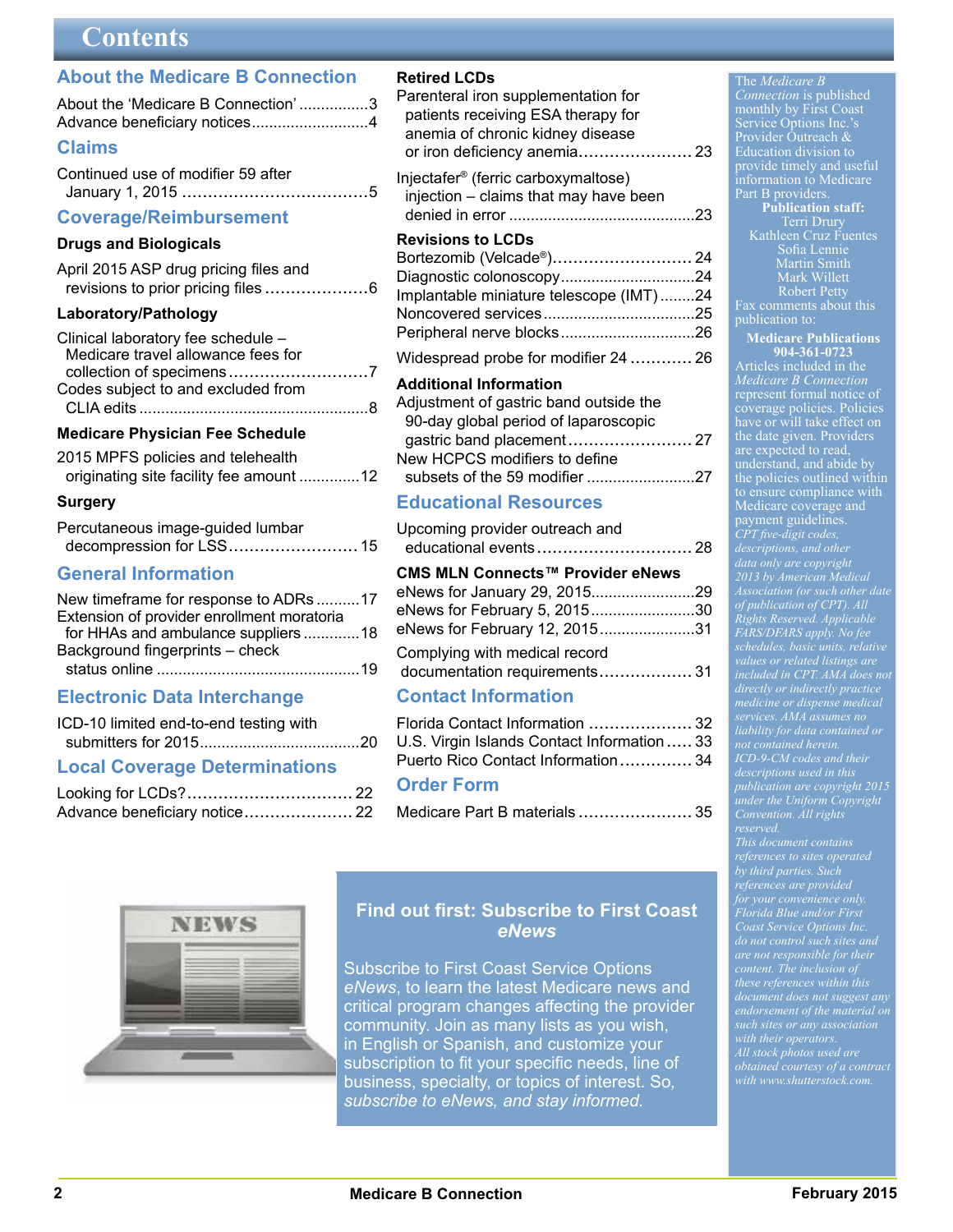# Contents

## About the Medicare B Connection

About the 'Medicare B Connection' ................3
Advance beneficiary notices...........................4

## Claims

Continued use of modifier 59 after January 1, 2015 ....................................5

## Coverage/Reimbursement

### Drugs and Biologicals

April 2015 ASP drug pricing files and revisions to prior pricing files ....................6

### Laboratory/Pathology

Clinical laboratory fee schedule – Medicare travel allowance fees for collection of specimens ...........................7
Codes subject to and excluded from CLIA edits .....................................................8

### Medicare Physician Fee Schedule

2015 MPFS policies and telehealth originating site facility fee amount ..............12

### Surgery

Percutaneous image-guided lumbar decompression for LSS......................... 15

## General Information

New timeframe for response to ADRs ..........17
Extension of provider enrollment moratoria for HHAs and ambulance suppliers .............18
Background fingerprints – check status online ...............................................19

## Electronic Data Interchange

ICD-10 limited end-to-end testing with submitters for 2015....................................20

## Local Coverage Determinations

Looking for LCDs?................................ 22
Advance beneficiary notice..................... 22

### Retired LCDs

Parenteral iron supplementation for patients receiving ESA therapy for anemia of chronic kidney disease or iron deficiency anemia...................... 23
Injectafer® (ferric carboxymaltose) injection – claims that may have been denied in error ...........................................23

### Revisions to LCDs

Bortezomib (Velcade®)........................... 24
Diagnostic colonoscopy..............................24
Implantable miniature telescope (IMT)........24
Noncovered services...................................25
Peripheral nerve blocks ..............................26
Widespread probe for modifier 24 ............ 26

### Additional Information

Adjustment of gastric band outside the 90-day global period of laparoscopic gastric band placement........................ 27
New HCPCS modifiers to define subsets of the 59 modifier .........................27

## Educational Resources

Upcoming provider outreach and educational events .............................. 28

### CMS MLN Connects™ Provider eNews

eNews for January 29, 2015........................29
eNews for February 5, 2015........................30
eNews for February 12, 2015......................31
Complying with medical record documentation requirements.................. 31

## Contact Information

Florida Contact Information .................... 32
U.S. Virgin Islands Contact Information ..... 33
Puerto Rico Contact Information.............. 34

## Order Form

Medicare Part B materials ...................... 35

---

The *Medicare B Connection* is published monthly by First Coast Service Options Inc.'s Provider Outreach & Education division to provide timely and useful information to Medicare Part B providers.

**Publication staff:**
Terri Drury
Kathleen Cruz Fuentes
Sofia Lennie
Martin Smith
Mark Willett
Robert Petty

Fax comments about this publication to:

**Medicare Publications**
**904-361-0723**

Articles included in the *Medicare B Connection* represent formal notice of coverage policies. Policies have or will take effect on the date given. Providers are expected to read, understand, and abide by the policies outlined within to ensure compliance with Medicare coverage and payment guidelines.

*CPT five-digit codes, descriptions, and other data only are copyright 2013 by American Medical Association (or such other date of publication of CPT). All Rights Reserved. Applicable FARS/DFARS apply. No fee schedules, basic units, relative values or related listings are included in CPT. AMA does not directly or indirectly practice medicine or dispense medical services. AMA assumes no liability for data contained or not contained herein.*

*ICD-9-CM codes and their descriptions used in this publication are copyright 2015 under the Uniform Copyright Convention. All rights reserved.*

*This document contains references to sites operated by third parties. Such references are provided for your convenience only. Florida Blue and/or First Coast Service Options Inc. do not control such sites and are not responsible for their content. The inclusion of these references within this document does not suggest any endorsement of the material on such sites or any association with their operators.*

*All stock photos used are obtained courtesy of a contract with www.shutterstock.com.*

---

**Find out first: Subscribe to First Coast *eNews***

Subscribe to First Coast Service Options *eNews*, to learn the latest Medicare news and critical program changes affecting the provider community. Join as many lists as you wish, in English or Spanish, and customize your subscription to fit your specific needs, line of business, specialty, or topics of interest. So, *subscribe to eNews, and stay informed.*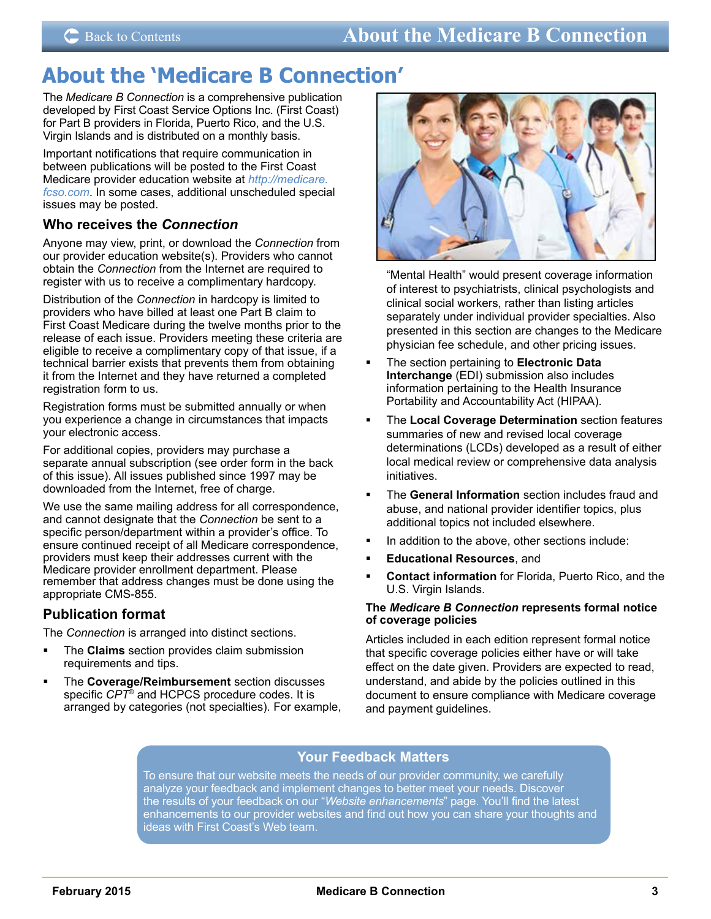# About the 'Medicare B Connection'

The *Medicare B Connection* is a comprehensive publication developed by First Coast Service Options Inc. (First Coast) for Part B providers in Florida, Puerto Rico, and the U.S. Virgin Islands and is distributed on a monthly basis.

Important notifications that require communication in between publications will be posted to the First Coast Medicare provider education website at *http://medicare.fcso.com*. In some cases, additional unscheduled special issues may be posted.

### Who receives the *Connection*

Anyone may view, print, or download the *Connection* from our provider education website(s). Providers who cannot obtain the *Connection* from the Internet are required to register with us to receive a complimentary hardcopy.

Distribution of the *Connection* in hardcopy is limited to providers who have billed at least one Part B claim to First Coast Medicare during the twelve months prior to the release of each issue. Providers meeting these criteria are eligible to receive a complimentary copy of that issue, if a technical barrier exists that prevents them from obtaining it from the Internet and they have returned a completed registration form to us.

Registration forms must be submitted annually or when you experience a change in circumstances that impacts your electronic access.

For additional copies, providers may purchase a separate annual subscription (see order form in the back of this issue). All issues published since 1997 may be downloaded from the Internet, free of charge.

We use the same mailing address for all correspondence, and cannot designate that the *Connection* be sent to a specific person/department within a provider's office. To ensure continued receipt of all Medicare correspondence, providers must keep their addresses current with the Medicare provider enrollment department. Please remember that address changes must be done using the appropriate CMS-855.

### Publication format

The *Connection* is arranged into distinct sections.

- The **Claims** section provides claim submission requirements and tips.
- The **Coverage/Reimbursement** section discusses specific *CPT*® and HCPCS procedure codes. It is arranged by categories (not specialties). For example, "Mental Health" would present coverage information of interest to psychiatrists, clinical psychologists and clinical social workers, rather than listing articles separately under individual provider specialties. Also presented in this section are changes to the Medicare physician fee schedule, and other pricing issues.
- The section pertaining to **Electronic Data Interchange** (EDI) submission also includes information pertaining to the Health Insurance Portability and Accountability Act (HIPAA).
- The **Local Coverage Determination** section features summaries of new and revised local coverage determinations (LCDs) developed as a result of either local medical review or comprehensive data analysis initiatives.
- The **General Information** section includes fraud and abuse, and national provider identifier topics, plus additional topics not included elsewhere.
- In addition to the above, other sections include:
- **Educational Resources**, and
- **Contact information** for Florida, Puerto Rico, and the U.S. Virgin Islands.

#### The *Medicare B Connection* represents formal notice of coverage policies

Articles included in each edition represent formal notice that specific coverage policies either have or will take effect on the date given. Providers are expected to read, understand, and abide by the policies outlined in this document to ensure compliance with Medicare coverage and payment guidelines.

### Your Feedback Matters

To ensure that our website meets the needs of our provider community, we carefully analyze your feedback and implement changes to better meet your needs. Discover the results of your feedback on our "*Website enhancements*" page. You'll find the latest enhancements to our provider websites and find out how you can share your thoughts and ideas with First Coast's Web team.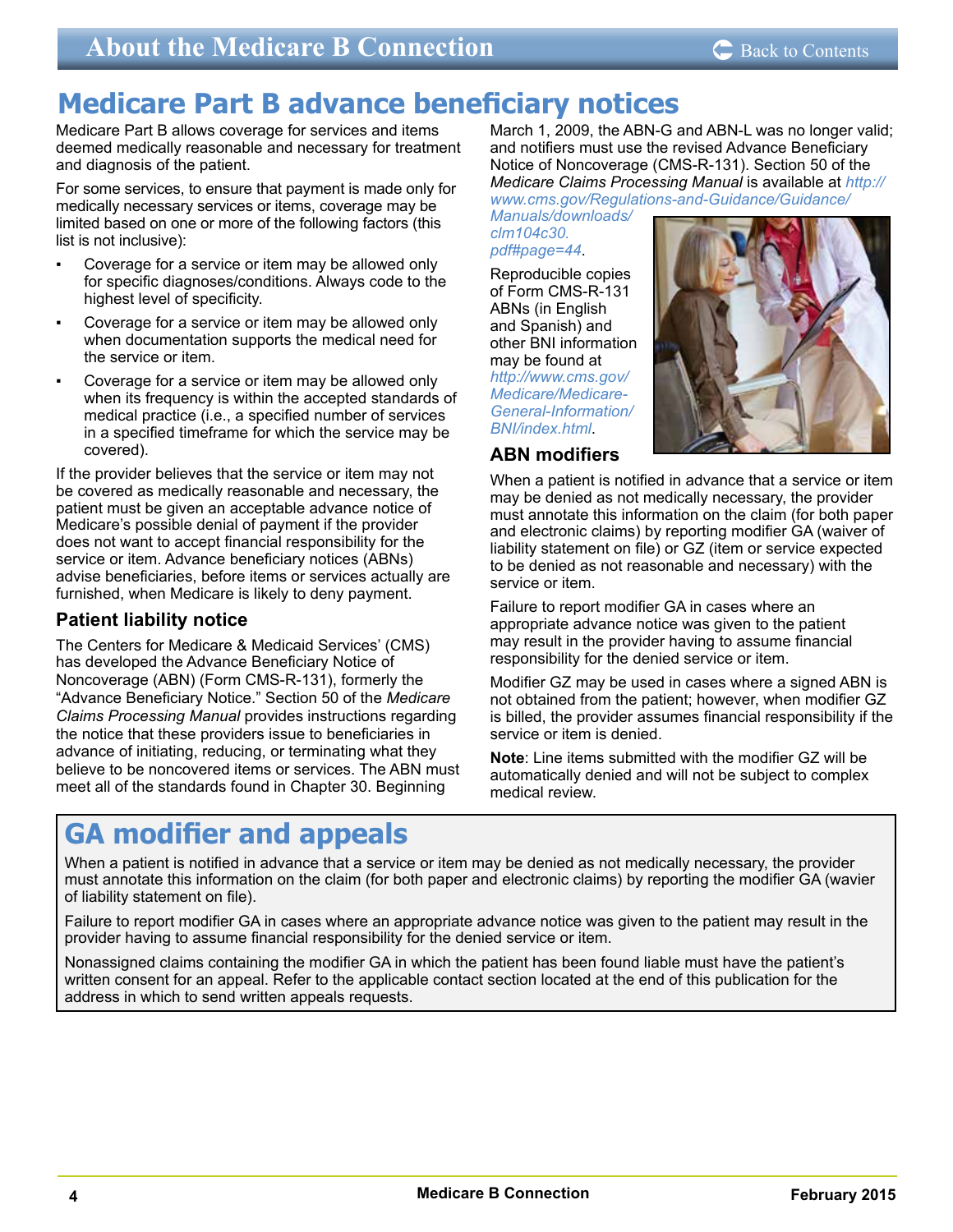# Medicare Part B advance beneficiary notices

Medicare Part B allows coverage for services and items deemed medically reasonable and necessary for treatment and diagnosis of the patient.

For some services, to ensure that payment is made only for medically necessary services or items, coverage may be limited based on one or more of the following factors (this list is not inclusive):

- Coverage for a service or item may be allowed only for specific diagnoses/conditions. Always code to the highest level of specificity.
- Coverage for a service or item may be allowed only when documentation supports the medical need for the service or item.
- Coverage for a service or item may be allowed only when its frequency is within the accepted standards of medical practice (i.e., a specified number of services in a specified timeframe for which the service may be covered).

If the provider believes that the service or item may not be covered as medically reasonable and necessary, the patient must be given an acceptable advance notice of Medicare's possible denial of payment if the provider does not want to accept financial responsibility for the service or item. Advance beneficiary notices (ABNs) advise beneficiaries, before items or services actually are furnished, when Medicare is likely to deny payment.

## Patient liability notice

The Centers for Medicare & Medicaid Services' (CMS) has developed the Advance Beneficiary Notice of Noncoverage (ABN) (Form CMS-R-131), formerly the "Advance Beneficiary Notice." Section 50 of the *Medicare Claims Processing Manual* provides instructions regarding the notice that these providers issue to beneficiaries in advance of initiating, reducing, or terminating what they believe to be noncovered items or services. The ABN must meet all of the standards found in Chapter 30. Beginning March 1, 2009, the ABN-G and ABN-L was no longer valid; and notifiers must use the revised Advance Beneficiary Notice of Noncoverage (CMS-R-131). Section 50 of the *Medicare Claims Processing Manual* is available at *http://www.cms.gov/Regulations-and-Guidance/Guidance/Manuals/downloads/clm104c30.pdf#page=44*.

Reproducible copies of Form CMS-R-131 ABNs (in English and Spanish) and other BNI information may be found at *http://www.cms.gov/Medicare/Medicare-General-Information/BNI/index.html*.

## ABN modifiers

When a patient is notified in advance that a service or item may be denied as not medically necessary, the provider must annotate this information on the claim (for both paper and electronic claims) by reporting modifier GA (waiver of liability statement on file) or GZ (item or service expected to be denied as not reasonable and necessary) with the service or item.

Failure to report modifier GA in cases where an appropriate advance notice was given to the patient may result in the provider having to assume financial responsibility for the denied service or item.

Modifier GZ may be used in cases where a signed ABN is not obtained from the patient; however, when modifier GZ is billed, the provider assumes financial responsibility if the service or item is denied.

**Note**: Line items submitted with the modifier GZ will be automatically denied and will not be subject to complex medical review.

# GA modifier and appeals

When a patient is notified in advance that a service or item may be denied as not medically necessary, the provider must annotate this information on the claim (for both paper and electronic claims) by reporting the modifier GA (wavier of liability statement on file).

Failure to report modifier GA in cases where an appropriate advance notice was given to the patient may result in the provider having to assume financial responsibility for the denied service or item.

Nonassigned claims containing the modifier GA in which the patient has been found liable must have the patient's written consent for an appeal. Refer to the applicable contact section located at the end of this publication for the address in which to send written appeals requests.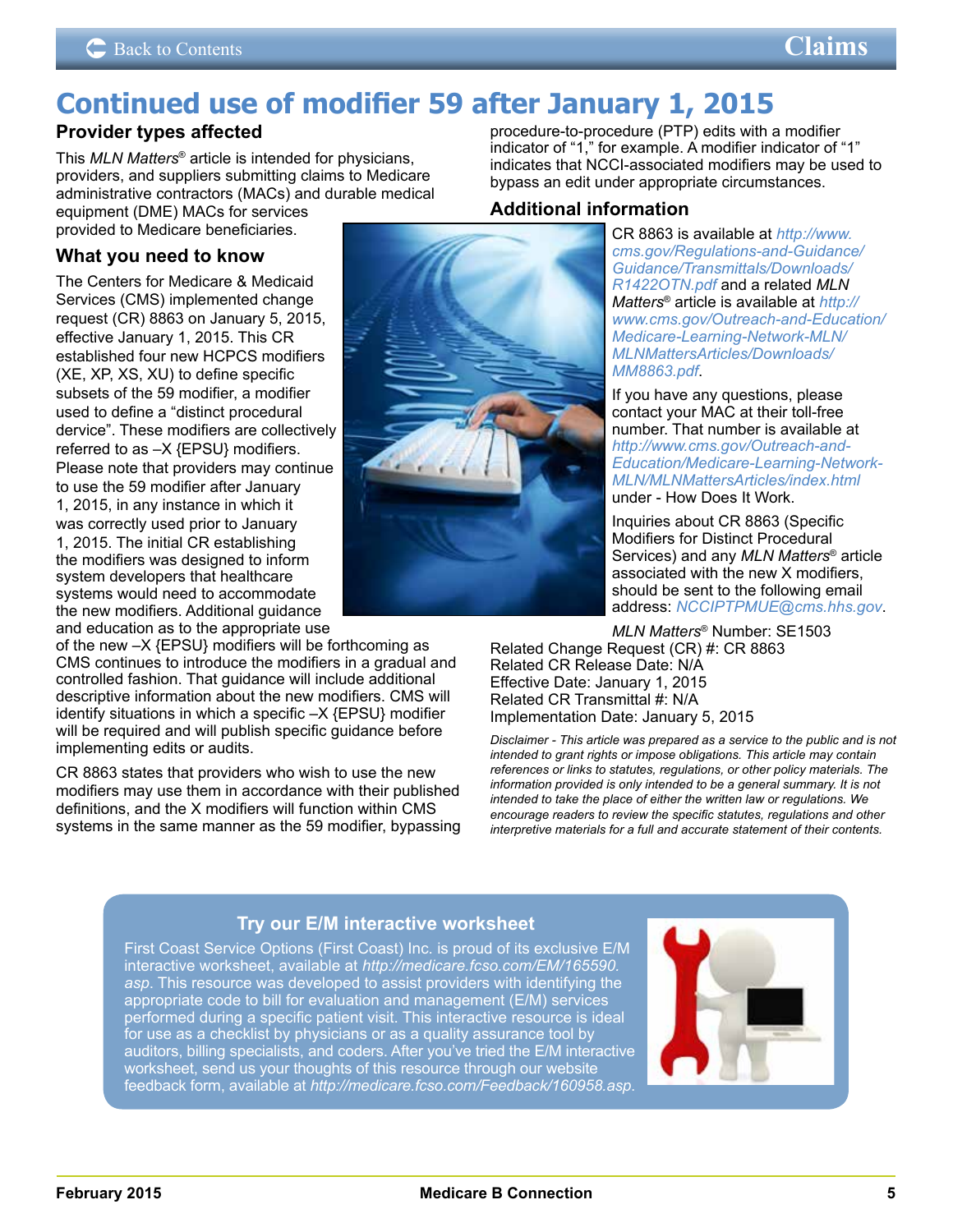# Continued use of modifier 59 after January 1, 2015

## Provider types affected

This *MLN Matters®* article is intended for physicians, providers, and suppliers submitting claims to Medicare administrative contractors (MACs) and durable medical equipment (DME) MACs for services provided to Medicare beneficiaries.

## What you need to know

The Centers for Medicare & Medicaid Services (CMS) implemented change request (CR) 8863 on January 5, 2015, effective January 1, 2015. This CR established four new HCPCS modifiers (XE, XP, XS, XU) to define specific subsets of the 59 modifier, a modifier used to define a "distinct procedural device". These modifiers are collectively referred to as –X {EPSU} modifiers. Please note that providers may continue to use the 59 modifier after January 1, 2015, in any instance in which it was correctly used prior to January 1, 2015. The initial CR establishing the modifiers was designed to inform system developers that healthcare systems would need to accommodate the new modifiers. Additional guidance and education as to the appropriate use of the new –X {EPSU} modifiers will be forthcoming as CMS continues to introduce the modifiers in a gradual and controlled fashion. That guidance will include additional descriptive information about the new modifiers. CMS will identify situations in which a specific –X {EPSU} modifier will be required and will publish specific guidance before implementing edits or audits.

CR 8863 states that providers who wish to use the new modifiers may use them in accordance with their published definitions, and the X modifiers will function within CMS systems in the same manner as the 59 modifier, bypassing procedure-to-procedure (PTP) edits with a modifier indicator of "1," for example. A modifier indicator of "1" indicates that NCCI-associated modifiers may be used to bypass an edit under appropriate circumstances.

## Additional information

CR 8863 is available at *http://www.cms.gov/Regulations-and-Guidance/Guidance/Transmittals/Downloads/R1422OTN.pdf* and a related *MLN Matters®* article is available at *http://www.cms.gov/Outreach-and-Education/Medicare-Learning-Network-MLN/MLNMattersArticles/Downloads/MM8863.pdf*.

If you have any questions, please contact your MAC at their toll-free number. That number is available at *http://www.cms.gov/Outreach-and-Education/Medicare-Learning-Network-MLN/MLNMattersArticles/index.html* under - How Does It Work.

Inquiries about CR 8863 (Specific Modifiers for Distinct Procedural Services) and any *MLN Matters®* article associated with the new X modifiers, should be sent to the following email address: *NCCIPTPMUE@cms.hhs.gov*.

*MLN Matters®* Number: SE1503
Related Change Request (CR) #: CR 8863
Related CR Release Date: N/A
Effective Date: January 1, 2015
Related CR Transmittal #: N/A
Implementation Date: January 5, 2015

*Disclaimer - This article was prepared as a service to the public and is not intended to grant rights or impose obligations. This article may contain references or links to statutes, regulations, or other policy materials. The information provided is only intended to be a general summary. It is not intended to take the place of either the written law or regulations. We encourage readers to review the specific statutes, regulations and other interpretive materials for a full and accurate statement of their contents.*

### Try our E/M interactive worksheet

First Coast Service Options (First Coast) Inc. is proud of its exclusive E/M interactive worksheet, available at *http://medicare.fcso.com/EM/165590.asp*. This resource was developed to assist providers with identifying the appropriate code to bill for evaluation and management (E/M) services performed during a specific patient visit. This interactive resource is ideal for use as a checklist by physicians or as a quality assurance tool by auditors, billing specialists, and coders. After you've tried the E/M interactive worksheet, send us your thoughts of this resource through our website feedback form, available at *http://medicare.fcso.com/Feedback/160958.asp*.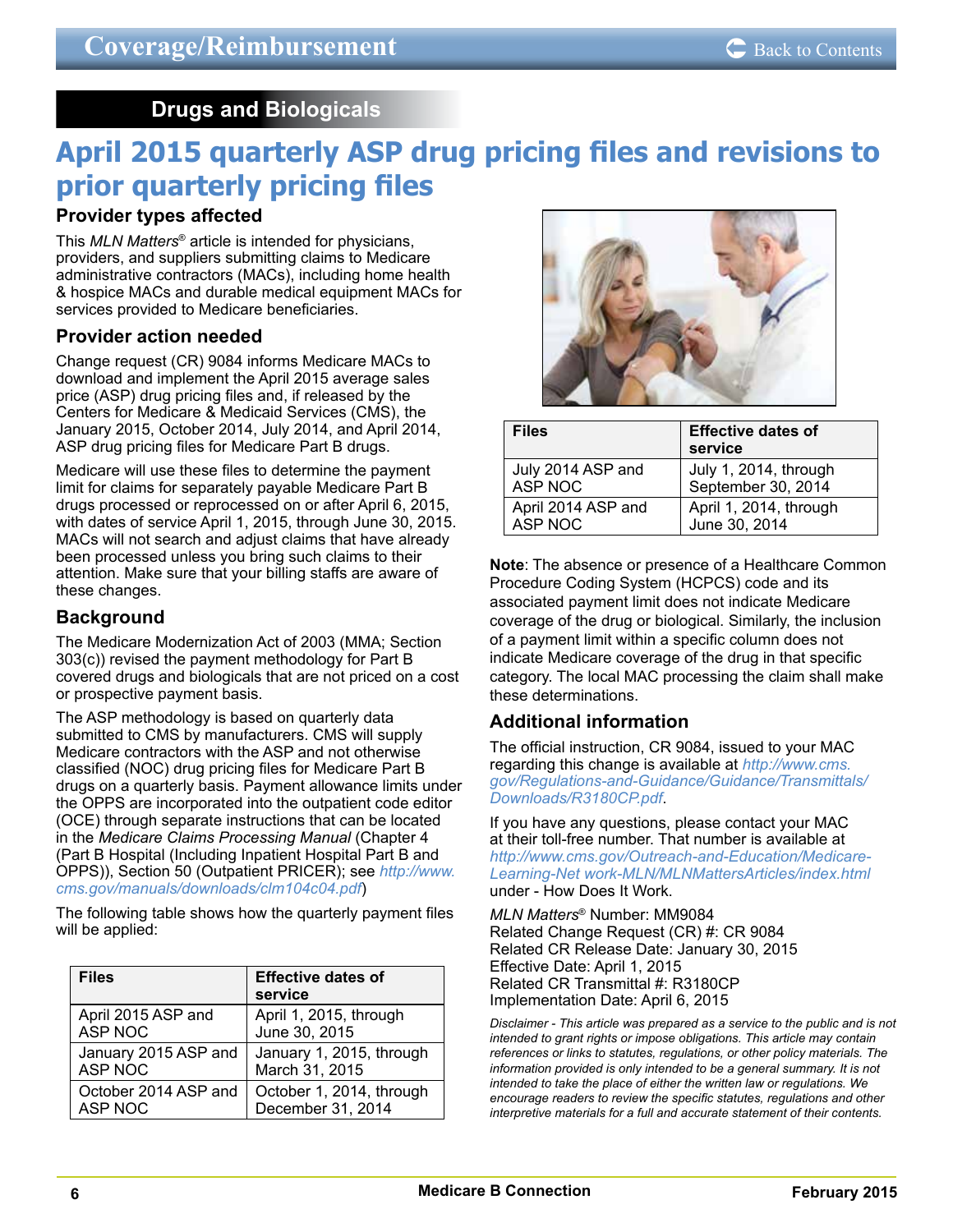Coverage/Reimbursement

## Drugs and Biologicals

# April 2015 quarterly ASP drug pricing files and revisions to prior quarterly pricing files

### Provider types affected

This *MLN Matters*® article is intended for physicians, providers, and suppliers submitting claims to Medicare administrative contractors (MACs), including home health & hospice MACs and durable medical equipment MACs for services provided to Medicare beneficiaries.

### Provider action needed

Change request (CR) 9084 informs Medicare MACs to download and implement the April 2015 average sales price (ASP) drug pricing files and, if released by the Centers for Medicare & Medicaid Services (CMS), the January 2015, October 2014, July 2014, and April 2014, ASP drug pricing files for Medicare Part B drugs.

Medicare will use these files to determine the payment limit for claims for separately payable Medicare Part B drugs processed or reprocessed on or after April 6, 2015, with dates of service April 1, 2015, through June 30, 2015. MACs will not search and adjust claims that have already been processed unless you bring such claims to their attention. Make sure that your billing staffs are aware of these changes.

### Background

The Medicare Modernization Act of 2003 (MMA; Section 303(c)) revised the payment methodology for Part B covered drugs and biologicals that are not priced on a cost or prospective payment basis.

The ASP methodology is based on quarterly data submitted to CMS by manufacturers. CMS will supply Medicare contractors with the ASP and not otherwise classified (NOC) drug pricing files for Medicare Part B drugs on a quarterly basis. Payment allowance limits under the OPPS are incorporated into the outpatient code editor (OCE) through separate instructions that can be located in the *Medicare Claims Processing Manual* (Chapter 4 (Part B Hospital (Including Inpatient Hospital Part B and OPPS)), Section 50 (Outpatient PRICER); see *http://www.cms.gov/manuals/downloads/clm104c04.pdf*)

The following table shows how the quarterly payment files will be applied:

| Files | Effective dates of service |
|---|---|
| April 2015 ASP and ASP NOC | April 1, 2015, through June 30, 2015 |
| January 2015 ASP and ASP NOC | January 1, 2015, through March 31, 2015 |
| October 2014 ASP and ASP NOC | October 1, 2014, through December 31, 2014 |
| July 2014 ASP and ASP NOC | July 1, 2014, through September 30, 2014 |
| April 2014 ASP and ASP NOC | April 1, 2014, through June 30, 2014 |

**Note**: The absence or presence of a Healthcare Common Procedure Coding System (HCPCS) code and its associated payment limit does not indicate Medicare coverage of the drug or biological. Similarly, the inclusion of a payment limit within a specific column does not indicate Medicare coverage of the drug in that specific category. The local MAC processing the claim shall make these determinations.

### Additional information

The official instruction, CR 9084, issued to your MAC regarding this change is available at *http://www.cms.gov/Regulations-and-Guidance/Guidance/Transmittals/Downloads/R3180CP.pdf*.

If you have any questions, please contact your MAC at their toll-free number. That number is available at *http://www.cms.gov/Outreach-and-Education/Medicare-Learning-Net work-MLN/MLNMattersArticles/index.html* under - How Does It Work.

*MLN Matters*® Number: MM9084
Related Change Request (CR) #: CR 9084
Related CR Release Date: January 30, 2015
Effective Date: April 1, 2015
Related CR Transmittal #: R3180CP
Implementation Date: April 6, 2015

*Disclaimer - This article was prepared as a service to the public and is not intended to grant rights or impose obligations. This article may contain references or links to statutes, regulations, or other policy materials. The information provided is only intended to be a general summary. It is not intended to take the place of either the written law or regulations. We encourage readers to review the specific statutes, regulations and other interpretive materials for a full and accurate statement of their contents.*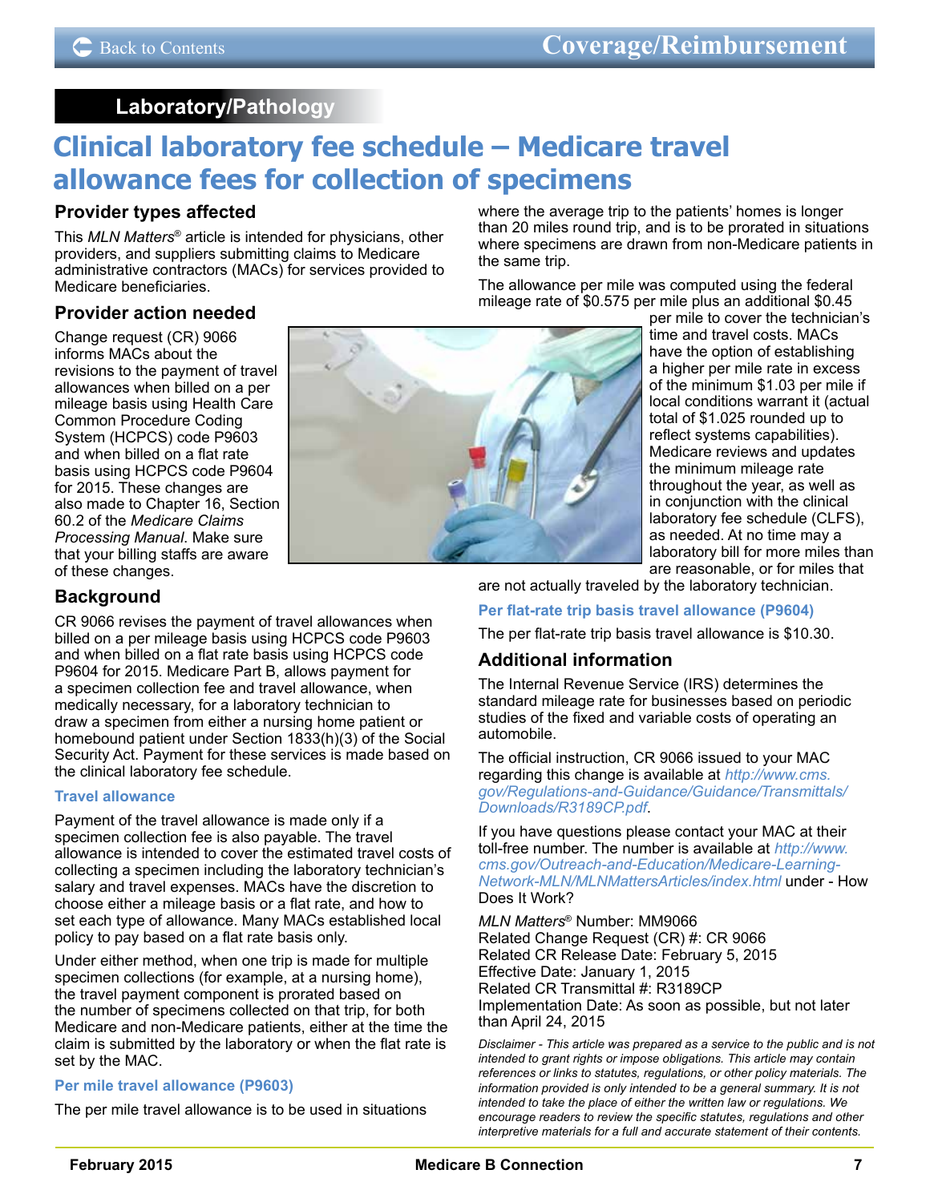## Laboratory/Pathology

# Clinical laboratory fee schedule – Medicare travel allowance fees for collection of specimens

### Provider types affected

This *MLN Matters*® article is intended for physicians, other providers, and suppliers submitting claims to Medicare administrative contractors (MACs) for services provided to Medicare beneficiaries.

### Provider action needed

Change request (CR) 9066 informs MACs about the revisions to the payment of travel allowances when billed on a per mileage basis using Health Care Common Procedure Coding System (HCPCS) code P9603 and when billed on a flat rate basis using HCPCS code P9604 for 2015. These changes are also made to Chapter 16, Section 60.2 of the *Medicare Claims Processing Manual*. Make sure that your billing staffs are aware of these changes.

### Background

CR 9066 revises the payment of travel allowances when billed on a per mileage basis using HCPCS code P9603 and when billed on a flat rate basis using HCPCS code P9604 for 2015. Medicare Part B, allows payment for a specimen collection fee and travel allowance, when medically necessary, for a laboratory technician to draw a specimen from either a nursing home patient or homebound patient under Section 1833(h)(3) of the Social Security Act. Payment for these services is made based on the clinical laboratory fee schedule.

#### Travel allowance

Payment of the travel allowance is made only if a specimen collection fee is also payable. The travel allowance is intended to cover the estimated travel costs of collecting a specimen including the laboratory technician's salary and travel expenses. MACs have the discretion to choose either a mileage basis or a flat rate, and how to set each type of allowance. Many MACs established local policy to pay based on a flat rate basis only.

Under either method, when one trip is made for multiple specimen collections (for example, at a nursing home), the travel payment component is prorated based on the number of specimens collected on that trip, for both Medicare and non-Medicare patients, either at the time the claim is submitted by the laboratory or when the flat rate is set by the MAC.

#### Per mile travel allowance (P9603)

The per mile travel allowance is to be used in situations where the average trip to the patients' homes is longer than 20 miles round trip, and is to be prorated in situations where specimens are drawn from non-Medicare patients in the same trip.

The allowance per mile was computed using the federal mileage rate of $0.575 per mile plus an additional $0.45 per mile to cover the technician's time and travel costs. MACs have the option of establishing a higher per mile rate in excess of the minimum $1.03 per mile if local conditions warrant it (actual total of $1.025 rounded up to reflect systems capabilities). Medicare reviews and updates the minimum mileage rate throughout the year, as well as in conjunction with the clinical laboratory fee schedule (CLFS), as needed. At no time may a laboratory bill for more miles than are reasonable, or for miles that are not actually traveled by the laboratory technician.

#### Per flat-rate trip basis travel allowance (P9604)

The per flat-rate trip basis travel allowance is $10.30.

### Additional information

The Internal Revenue Service (IRS) determines the standard mileage rate for businesses based on periodic studies of the fixed and variable costs of operating an automobile.

The official instruction, CR 9066 issued to your MAC regarding this change is available at http://www.cms.gov/Regulations-and-Guidance/Guidance/Transmittals/Downloads/R3189CP.pdf.

If you have questions please contact your MAC at their toll-free number. The number is available at http://www.cms.gov/Outreach-and-Education/Medicare-Learning-Network-MLN/MLNMattersArticles/index.html under - How Does It Work?

*MLN Matters*® Number: MM9066
Related Change Request (CR) #: CR 9066
Related CR Release Date: February 5, 2015
Effective Date: January 1, 2015
Related CR Transmittal #: R3189CP
Implementation Date: As soon as possible, but not later than April 24, 2015

*Disclaimer - This article was prepared as a service to the public and is not intended to grant rights or impose obligations. This article may contain references or links to statutes, regulations, or other policy materials. The information provided is only intended to be a general summary. It is not intended to take the place of either the written law or regulations. We encourage readers to review the specific statutes, regulations and other interpretive materials for a full and accurate statement of their contents.*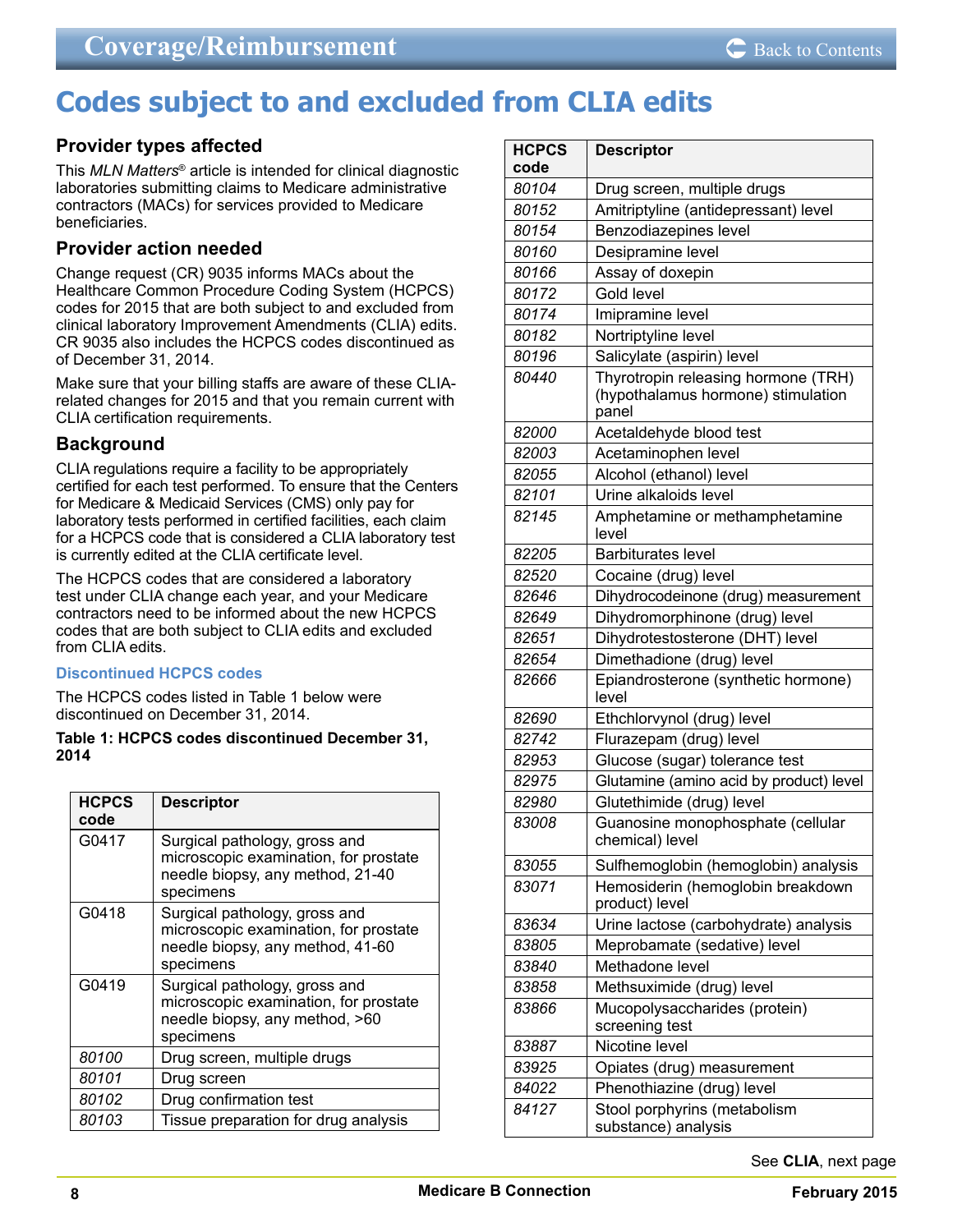# Codes subject to and excluded from CLIA edits

## Provider types affected

This *MLN Matters*® article is intended for clinical diagnostic laboratories submitting claims to Medicare administrative contractors (MACs) for services provided to Medicare beneficiaries.

## Provider action needed

Change request (CR) 9035 informs MACs about the Healthcare Common Procedure Coding System (HCPCS) codes for 2015 that are both subject to and excluded from clinical laboratory Improvement Amendments (CLIA) edits. CR 9035 also includes the HCPCS codes discontinued as of December 31, 2014.

Make sure that your billing staffs are aware of these CLIA-related changes for 2015 and that you remain current with CLIA certification requirements.

## Background

CLIA regulations require a facility to be appropriately certified for each test performed. To ensure that the Centers for Medicare & Medicaid Services (CMS) only pay for laboratory tests performed in certified facilities, each claim for a HCPCS code that is considered a CLIA laboratory test is currently edited at the CLIA certificate level.

The HCPCS codes that are considered a laboratory test under CLIA change each year, and your Medicare contractors need to be informed about the new HCPCS codes that are both subject to CLIA edits and excluded from CLIA edits.

### Discontinued HCPCS codes

The HCPCS codes listed in Table 1 below were discontinued on December 31, 2014.

**Table 1: HCPCS codes discontinued December 31, 2014**

| HCPCS code | Descriptor |
|---|---|
| G0417 | Surgical pathology, gross and microscopic examination, for prostate needle biopsy, any method, 21-40 specimens |
| G0418 | Surgical pathology, gross and microscopic examination, for prostate needle biopsy, any method, 41-60 specimens |
| G0419 | Surgical pathology, gross and microscopic examination, for prostate needle biopsy, any method, >60 specimens |
| *80100* | Drug screen, multiple drugs |
| *80101* | Drug screen |
| *80102* | Drug confirmation test |
| *80103* | Tissue preparation for drug analysis |
| *80104* | Drug screen, multiple drugs |
| *80152* | Amitriptyline (antidepressant) level |
| *80154* | Benzodiazepines level |
| *80160* | Desipramine level |
| *80166* | Assay of doxepin |
| *80172* | Gold level |
| *80174* | Imipramine level |
| *80182* | Nortriptyline level |
| *80196* | Salicylate (aspirin) level |
| *80440* | Thyrotropin releasing hormone (TRH) (hypothalamus hormone) stimulation panel |
| *82000* | Acetaldehyde blood test |
| *82003* | Acetaminophen level |
| *82055* | Alcohol (ethanol) level |
| *82101* | Urine alkaloids level |
| *82145* | Amphetamine or methamphetamine level |
| *82205* | Barbiturates level |
| *82520* | Cocaine (drug) level |
| *82646* | Dihydrocodeinone (drug) measurement |
| *82649* | Dihydromorphinone (drug) level |
| *82651* | Dihydrotestosterone (DHT) level |
| *82654* | Dimethadione (drug) level |
| *82666* | Epiandrosterone (synthetic hormone) level |
| *82690* | Ethchlorvynol (drug) level |
| *82742* | Flurazepam (drug) level |
| *82953* | Glucose (sugar) tolerance test |
| *82975* | Glutamine (amino acid by product) level |
| *82980* | Glutethimide (drug) level |
| *83008* | Guanosine monophosphate (cellular chemical) level |
| *83055* | Sulfhemoglobin (hemoglobin) analysis |
| *83071* | Hemosiderin (hemoglobin breakdown product) level |
| *83634* | Urine lactose (carbohydrate) analysis |
| *83805* | Meprobamate (sedative) level |
| *83840* | Methadone level |
| *83858* | Methsuximide (drug) level |
| *83866* | Mucopolysaccharides (protein) screening test |
| *83887* | Nicotine level |
| *83925* | Opiates (drug) measurement |
| *84022* | Phenothiazine (drug) level |
| *84127* | Stool porphyrins (metabolism substance) analysis |

See **CLIA**, next page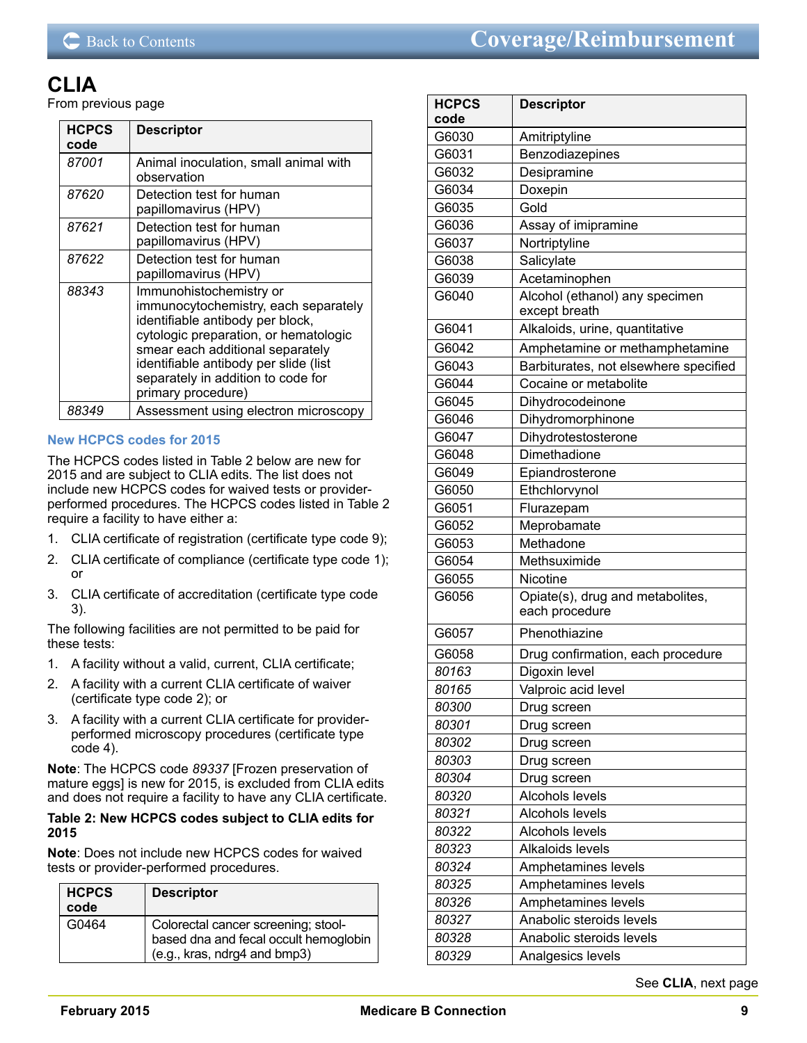# CLIA

From previous page

| HCPCS code | Descriptor |
|---|---|
| *87001* | Animal inoculation, small animal with observation |
| *87620* | Detection test for human papillomavirus (HPV) |
| *87621* | Detection test for human papillomavirus (HPV) |
| *87622* | Detection test for human papillomavirus (HPV) |
| *88343* | Immunohistochemistry or immunocytochemistry, each separately identifiable antibody per block, cytologic preparation, or hematologic smear each additional separately identifiable antibody per slide (list separately in addition to code for primary procedure) |
| *88349* | Assessment using electron microscopy |

### New HCPCS codes for 2015

The HCPCS codes listed in Table 2 below are new for 2015 and are subject to CLIA edits. The list does not include new HCPCS codes for waived tests or provider-performed procedures. The HCPCS codes listed in Table 2 require a facility to have either a:

1. CLIA certificate of registration (certificate type code 9);
2. CLIA certificate of compliance (certificate type code 1); or
3. CLIA certificate of accreditation (certificate type code 3).

The following facilities are not permitted to be paid for these tests:

1. A facility without a valid, current, CLIA certificate;
2. A facility with a current CLIA certificate of waiver (certificate type code 2); or
3. A facility with a current CLIA certificate for provider-performed microscopy procedures (certificate type code 4).

**Note**: The HCPCS code *89337* [Frozen preservation of mature eggs] is new for 2015, is excluded from CLIA edits and does not require a facility to have any CLIA certificate.

**Table 2: New HCPCS codes subject to CLIA edits for 2015**

**Note**: Does not include new HCPCS codes for waived tests or provider-performed procedures.

| HCPCS code | Descriptor |
|---|---|
| G0464 | Colorectal cancer screening; stool-based dna and fecal occult hemoglobin (e.g., kras, ndrg4 and bmp3) |
| G6030 | Amitriptyline |
| G6031 | Benzodiazepines |
| G6032 | Desipramine |
| G6034 | Doxepin |
| G6035 | Gold |
| G6036 | Assay of imipramine |
| G6037 | Nortriptyline |
| G6038 | Salicylate |
| G6039 | Acetaminophen |
| G6040 | Alcohol (ethanol) any specimen except breath |
| G6041 | Alkaloids, urine, quantitative |
| G6042 | Amphetamine or methamphetamine |
| G6043 | Barbiturates, not elsewhere specified |
| G6044 | Cocaine or metabolite |
| G6045 | Dihydrocodeinone |
| G6046 | Dihydromorphinone |
| G6047 | Dihydrotestosterone |
| G6048 | Dimethadione |
| G6049 | Epiandrosterone |
| G6050 | Ethchlorvynol |
| G6051 | Flurazepam |
| G6052 | Meprobamate |
| G6053 | Methadone |
| G6054 | Methsuximide |
| G6055 | Nicotine |
| G6056 | Opiate(s), drug and metabolites, each procedure |
| G6057 | Phenothiazine |
| G6058 | Drug confirmation, each procedure |
| *80163* | Digoxin level |
| *80165* | Valproic acid level |
| *80300* | Drug screen |
| *80301* | Drug screen |
| *80302* | Drug screen |
| *80303* | Drug screen |
| *80304* | Drug screen |
| *80320* | Alcohols levels |
| *80321* | Alcohols levels |
| *80322* | Alcohols levels |
| *80323* | Alkaloids levels |
| *80324* | Amphetamines levels |
| *80325* | Amphetamines levels |
| *80326* | Amphetamines levels |
| *80327* | Anabolic steroids levels |
| *80328* | Anabolic steroids levels |
| *80329* | Analgesics levels |

See **CLIA**, next page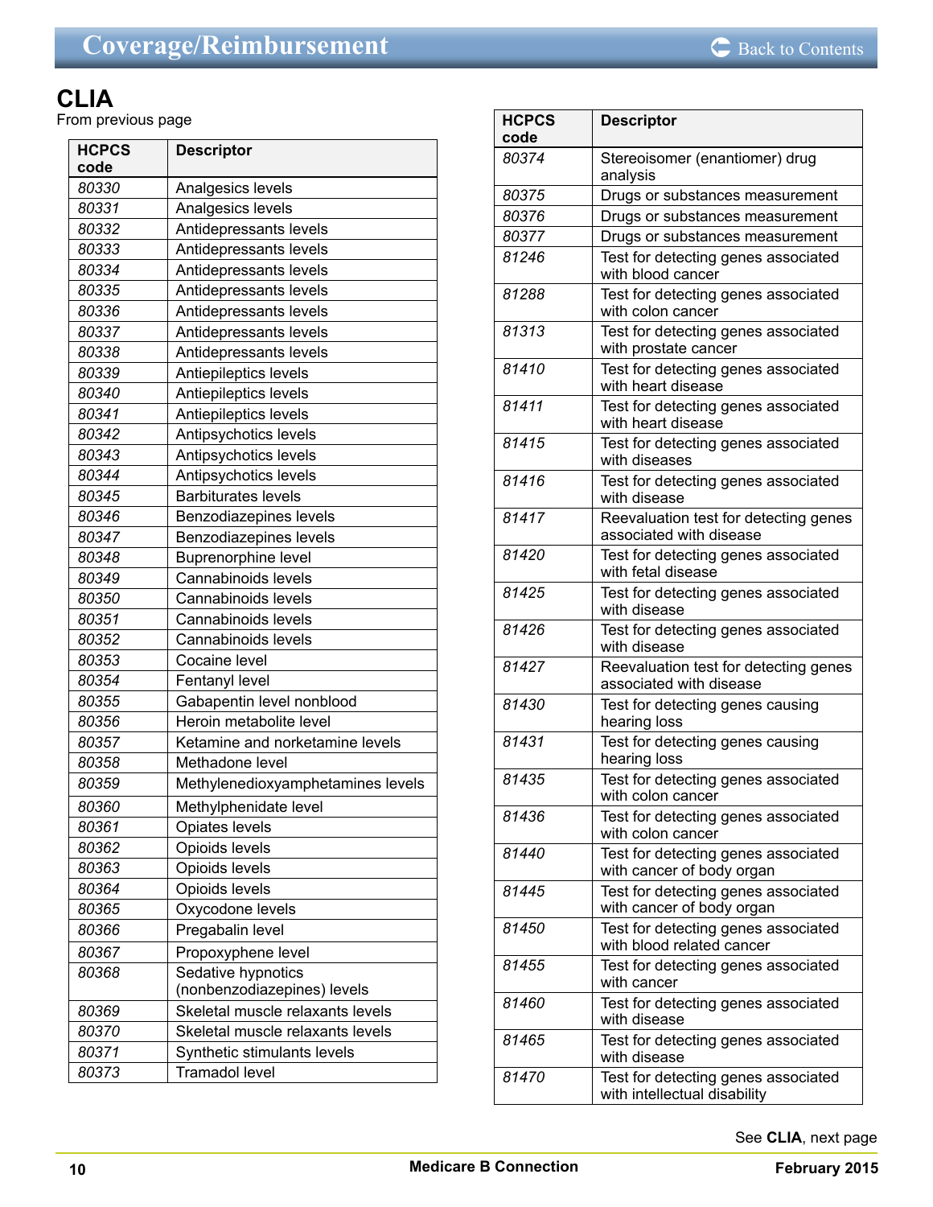## CLIA

From previous page

| HCPCS code | Descriptor |
|---|---|
| 80330 | Analgesics levels |
| 80331 | Analgesics levels |
| 80332 | Antidepressants levels |
| 80333 | Antidepressants levels |
| 80334 | Antidepressants levels |
| 80335 | Antidepressants levels |
| 80336 | Antidepressants levels |
| 80337 | Antidepressants levels |
| 80338 | Antidepressants levels |
| 80339 | Antiepileptics levels |
| 80340 | Antiepileptics levels |
| 80341 | Antiepileptics levels |
| 80342 | Antipsychotics levels |
| 80343 | Antipsychotics levels |
| 80344 | Antipsychotics levels |
| 80345 | Barbiturates levels |
| 80346 | Benzodiazepines levels |
| 80347 | Benzodiazepines levels |
| 80348 | Buprenorphine level |
| 80349 | Cannabinoids levels |
| 80350 | Cannabinoids levels |
| 80351 | Cannabinoids levels |
| 80352 | Cannabinoids levels |
| 80353 | Cocaine level |
| 80354 | Fentanyl level |
| 80355 | Gabapentin level nonblood |
| 80356 | Heroin metabolite level |
| 80357 | Ketamine and norketamine levels |
| 80358 | Methadone level |
| 80359 | Methylenedioxyamphetamines levels |
| 80360 | Methylphenidate level |
| 80361 | Opiates levels |
| 80362 | Opioids levels |
| 80363 | Opioids levels |
| 80364 | Opioids levels |
| 80365 | Oxycodone levels |
| 80366 | Pregabalin level |
| 80367 | Propoxyphene level |
| 80368 | Sedative hypnotics (nonbenzodiazepines) levels |
| 80369 | Skeletal muscle relaxants levels |
| 80370 | Skeletal muscle relaxants levels |
| 80371 | Synthetic stimulants levels |
| 80373 | Tramadol level |
| 80374 | Stereoisomer (enantiomer) drug analysis |
| 80375 | Drugs or substances measurement |
| 80376 | Drugs or substances measurement |
| 80377 | Drugs or substances measurement |
| 81246 | Test for detecting genes associated with blood cancer |
| 81288 | Test for detecting genes associated with colon cancer |
| 81313 | Test for detecting genes associated with prostate cancer |
| 81410 | Test for detecting genes associated with heart disease |
| 81411 | Test for detecting genes associated with heart disease |
| 81415 | Test for detecting genes associated with diseases |
| 81416 | Test for detecting genes associated with disease |
| 81417 | Reevaluation test for detecting genes associated with disease |
| 81420 | Test for detecting genes associated with fetal disease |
| 81425 | Test for detecting genes associated with disease |
| 81426 | Test for detecting genes associated with disease |
| 81427 | Reevaluation test for detecting genes associated with disease |
| 81430 | Test for detecting genes causing hearing loss |
| 81431 | Test for detecting genes causing hearing loss |
| 81435 | Test for detecting genes associated with colon cancer |
| 81436 | Test for detecting genes associated with colon cancer |
| 81440 | Test for detecting genes associated with cancer of body organ |
| 81445 | Test for detecting genes associated with cancer of body organ |
| 81450 | Test for detecting genes associated with blood related cancer |
| 81455 | Test for detecting genes associated with cancer |
| 81460 | Test for detecting genes associated with disease |
| 81465 | Test for detecting genes associated with disease |
| 81470 | Test for detecting genes associated with intellectual disability |

See **CLIA**, next page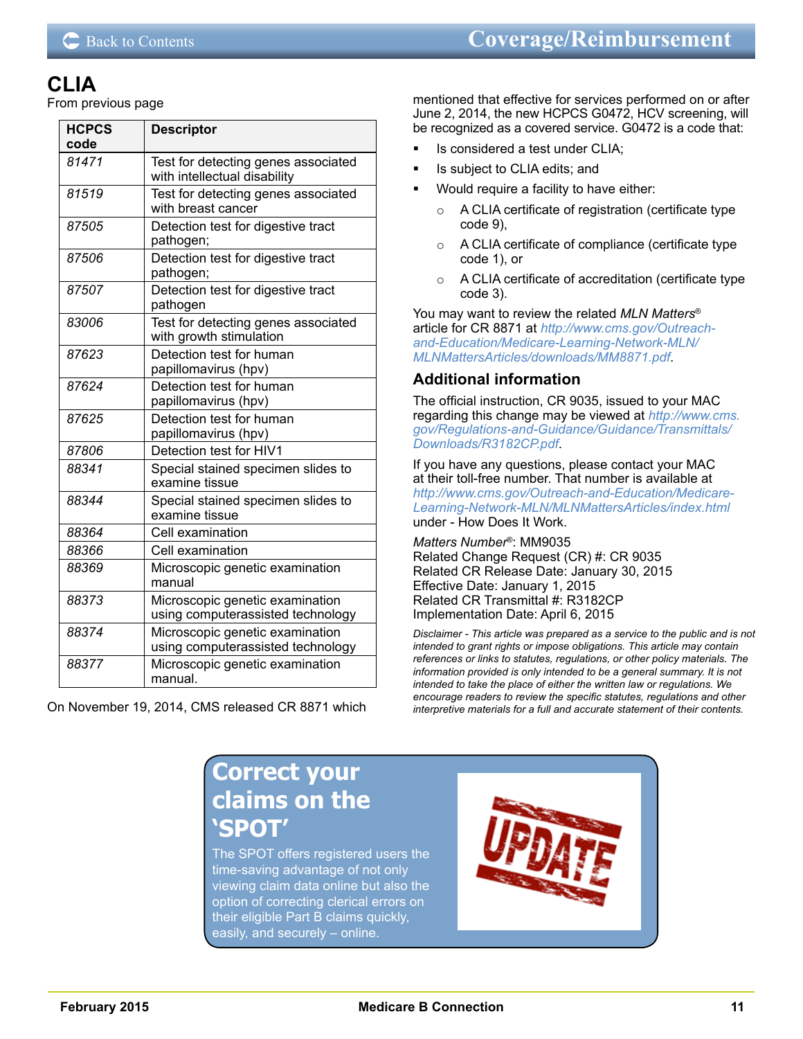# CLIA

From previous page

| HCPCS code | Descriptor |
|---|---|
| *81471* | Test for detecting genes associated with intellectual disability |
| *81519* | Test for detecting genes associated with breast cancer |
| *87505* | Detection test for digestive tract pathogen; |
| *87506* | Detection test for digestive tract pathogen; |
| *87507* | Detection test for digestive tract pathogen |
| *83006* | Test for detecting genes associated with growth stimulation |
| *87623* | Detection test for human papillomavirus (hpv) |
| *87624* | Detection test for human papillomavirus (hpv) |
| *87625* | Detection test for human papillomavirus (hpv) |
| *87806* | Detection test for HIV1 |
| *88341* | Special stained specimen slides to examine tissue |
| *88344* | Special stained specimen slides to examine tissue |
| *88364* | Cell examination |
| *88366* | Cell examination |
| *88369* | Microscopic genetic examination manual |
| *88373* | Microscopic genetic examination using computerassisted technology |
| *88374* | Microscopic genetic examination using computerassisted technology |
| *88377* | Microscopic genetic examination manual. |

On November 19, 2014, CMS released CR 8871 which mentioned that effective for services performed on or after June 2, 2014, the new HCPCS G0472, HCV screening, will be recognized as a covered service. G0472 is a code that:

- Is considered a test under CLIA;
- Is subject to CLIA edits; and
- Would require a facility to have either:
  - A CLIA certificate of registration (certificate type code 9),
  - A CLIA certificate of compliance (certificate type code 1), or
  - A CLIA certificate of accreditation (certificate type code 3).

You may want to review the related *MLN Matters*® article for CR 8871 at *http://www.cms.gov/Outreach-and-Education/Medicare-Learning-Network-MLN/MLNMattersArticles/downloads/MM8871.pdf*.

## Additional information

The official instruction, CR 9035, issued to your MAC regarding this change may be viewed at *http://www.cms.gov/Regulations-and-Guidance/Guidance/Transmittals/Downloads/R3182CP.pdf*.

If you have any questions, please contact your MAC at their toll-free number. That number is available at *http://www.cms.gov/Outreach-and-Education/Medicare-Learning-Network-MLN/MLNMattersArticles/index.html* under - How Does It Work.

*Matters Number*®: MM9035  
Related Change Request (CR) #: CR 9035  
Related CR Release Date: January 30, 2015  
Effective Date: January 1, 2015  
Related CR Transmittal #: R3182CP  
Implementation Date: April 6, 2015

*Disclaimer - This article was prepared as a service to the public and is not intended to grant rights or impose obligations. This article may contain references or links to statutes, regulations, or other policy materials. The information provided is only intended to be a general summary. It is not intended to take the place of either the written law or regulations. We encourage readers to review the specific statutes, regulations and other interpretive materials for a full and accurate statement of their contents.*

## Correct your claims on the 'SPOT'

The SPOT offers registered users the time-saving advantage of not only viewing claim data online but also the option of correcting clerical errors on their eligible Part B claims quickly, easily, and securely – online.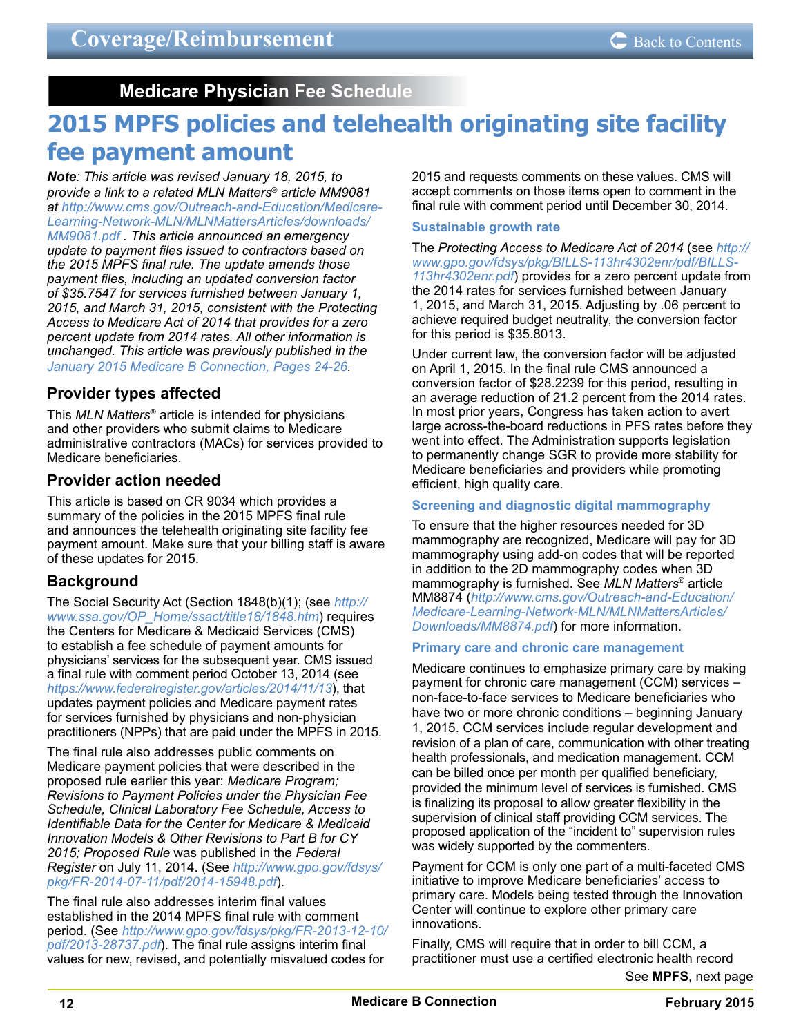## Medicare Physician Fee Schedule

# 2015 MPFS policies and telehealth originating site facility fee payment amount

***Note**: This article was revised January 18, 2015, to provide a link to a related MLN Matters® article MM9081 at http://www.cms.gov/Outreach-and-Education/Medicare-Learning-Network-MLN/MLNMattersArticles/downloads/MM9081.pdf . This article announced an emergency update to payment files issued to contractors based on the 2015 MPFS final rule. The update amends those payment files, including an updated conversion factor of $35.7547 for services furnished between January 1, 2015, and March 31, 2015, consistent with the Protecting Access to Medicare Act of 2014 that provides for a zero percent update from 2014 rates. All other information is unchanged. This article was previously published in the January 2015 Medicare B Connection, Pages 24-26.*

### Provider types affected

This *MLN Matters*® article is intended for physicians and other providers who submit claims to Medicare administrative contractors (MACs) for services provided to Medicare beneficiaries.

### Provider action needed

This article is based on CR 9034 which provides a summary of the policies in the 2015 MPFS final rule and announces the telehealth originating site facility fee payment amount. Make sure that your billing staff is aware of these updates for 2015.

### Background

The Social Security Act (Section 1848(b)(1); (see http://www.ssa.gov/OP_Home/ssact/title18/1848.htm) requires the Centers for Medicare & Medicaid Services (CMS) to establish a fee schedule of payment amounts for physicians' services for the subsequent year. CMS issued a final rule with comment period October 13, 2014 (see https://www.federalregister.gov/articles/2014/11/13), that updates payment policies and Medicare payment rates for services furnished by physicians and non-physician practitioners (NPPs) that are paid under the MPFS in 2015.

The final rule also addresses public comments on Medicare payment policies that were described in the proposed rule earlier this year: *Medicare Program; Revisions to Payment Policies under the Physician Fee Schedule, Clinical Laboratory Fee Schedule, Access to Identifiable Data for the Center for Medicare & Medicaid Innovation Models & Other Revisions to Part B for CY 2015; Proposed Rule* was published in the *Federal Register* on July 11, 2014. (See http://www.gpo.gov/fdsys/pkg/FR-2014-07-11/pdf/2014-15948.pdf).

The final rule also addresses interim final values established in the 2014 MPFS final rule with comment period. (See http://www.gpo.gov/fdsys/pkg/FR-2013-12-10/pdf/2013-28737.pdf). The final rule assigns interim final values for new, revised, and potentially misvalued codes for 2015 and requests comments on these values. CMS will accept comments on those items open to comment in the final rule with comment period until December 30, 2014.

#### Sustainable growth rate

The *Protecting Access to Medicare Act of 2014* (see http://www.gpo.gov/fdsys/pkg/BILLS-113hr4302enr/pdf/BILLS-113hr4302enr.pdf) provides for a zero percent update from the 2014 rates for services furnished between January 1, 2015, and March 31, 2015. Adjusting by .06 percent to achieve required budget neutrality, the conversion factor for this period is $35.8013.

Under current law, the conversion factor will be adjusted on April 1, 2015. In the final rule CMS announced a conversion factor of $28.2239 for this period, resulting in an average reduction of 21.2 percent from the 2014 rates. In most prior years, Congress has taken action to avert large across-the-board reductions in PFS rates before they went into effect. The Administration supports legislation to permanently change SGR to provide more stability for Medicare beneficiaries and providers while promoting efficient, high quality care.

#### Screening and diagnostic digital mammography

To ensure that the higher resources needed for 3D mammography are recognized, Medicare will pay for 3D mammography using add-on codes that will be reported in addition to the 2D mammography codes when 3D mammography is furnished. See *MLN Matters*® article MM8874 (http://www.cms.gov/Outreach-and-Education/Medicare-Learning-Network-MLN/MLNMattersArticles/Downloads/MM8874.pdf) for more information.

#### Primary care and chronic care management

Medicare continues to emphasize primary care by making payment for chronic care management (CCM) services – non-face-to-face services to Medicare beneficiaries who have two or more chronic conditions – beginning January 1, 2015. CCM services include regular development and revision of a plan of care, communication with other treating health professionals, and medication management. CCM can be billed once per month per qualified beneficiary, provided the minimum level of services is furnished. CMS is finalizing its proposal to allow greater flexibility in the supervision of clinical staff providing CCM services. The proposed application of the "incident to" supervision rules was widely supported by the commenters.

Payment for CCM is only one part of a multi-faceted CMS initiative to improve Medicare beneficiaries' access to primary care. Models being tested through the Innovation Center will continue to explore other primary care innovations.

Finally, CMS will require that in order to bill CCM, a practitioner must use a certified electronic health record

See **MPFS**, next page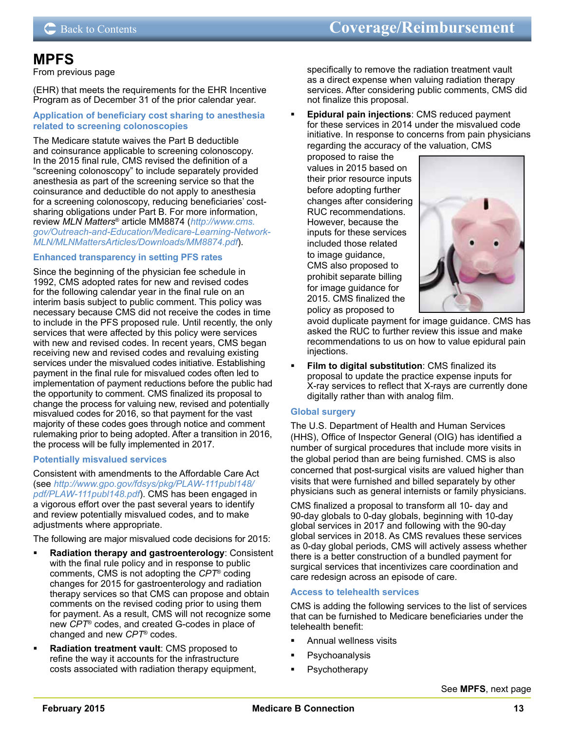## MPFS

From previous page

(EHR) that meets the requirements for the EHR Incentive Program as of December 31 of the prior calendar year.

### Application of beneficiary cost sharing to anesthesia related to screening colonoscopies

The Medicare statute waives the Part B deductible and coinsurance applicable to screening colonoscopy. In the 2015 final rule, CMS revised the definition of a "screening colonoscopy" to include separately provided anesthesia as part of the screening service so that the coinsurance and deductible do not apply to anesthesia for a screening colonoscopy, reducing beneficiaries' cost-sharing obligations under Part B. For more information, review *MLN Matters*® article MM8874 (*http://www.cms.gov/Outreach-and-Education/Medicare-Learning-Network-MLN/MLNMattersArticles/Downloads/MM8874.pdf*).

### Enhanced transparency in setting PFS rates

Since the beginning of the physician fee schedule in 1992, CMS adopted rates for new and revised codes for the following calendar year in the final rule on an interim basis subject to public comment. This policy was necessary because CMS did not receive the codes in time to include in the PFS proposed rule. Until recently, the only services that were affected by this policy were services with new and revised codes. In recent years, CMS began receiving new and revised codes and revaluing existing services under the misvalued codes initiative. Establishing payment in the final rule for misvalued codes often led to implementation of payment reductions before the public had the opportunity to comment. CMS finalized its proposal to change the process for valuing new, revised and potentially misvalued codes for 2016, so that payment for the vast majority of these codes goes through notice and comment rulemaking prior to being adopted. After a transition in 2016, the process will be fully implemented in 2017.

### Potentially misvalued services

Consistent with amendments to the Affordable Care Act (see *http://www.gpo.gov/fdsys/pkg/PLAW-111publ148/pdf/PLAW-111publ148.pdf*). CMS has been engaged in a vigorous effort over the past several years to identify and review potentially misvalued codes, and to make adjustments where appropriate.

The following are major misvalued code decisions for 2015:

- **Radiation therapy and gastroenterology**: Consistent with the final rule policy and in response to public comments, CMS is not adopting the *CPT*® coding changes for 2015 for gastroenterology and radiation therapy services so that CMS can propose and obtain comments on the revised coding prior to using them for payment. As a result, CMS will not recognize some new *CPT*® codes, and created G-codes in place of changed and new *CPT*® codes.
- **Radiation treatment vault**: CMS proposed to refine the way it accounts for the infrastructure costs associated with radiation therapy equipment, specifically to remove the radiation treatment vault as a direct expense when valuing radiation therapy services. After considering public comments, CMS did not finalize this proposal.
- **Epidural pain injections**: CMS reduced payment for these services in 2014 under the misvalued code initiative. In response to concerns from pain physicians regarding the accuracy of the valuation, CMS proposed to raise the values in 2015 based on their prior resource inputs before adopting further changes after considering RUC recommendations. However, because the inputs for these services included those related to image guidance, CMS also proposed to prohibit separate billing for image guidance for 2015. CMS finalized the policy as proposed to avoid duplicate payment for image guidance. CMS has asked the RUC to further review this issue and make recommendations to us on how to value epidural pain injections.
- **Film to digital substitution**: CMS finalized its proposal to update the practice expense inputs for X-ray services to reflect that X-rays are currently done digitally rather than with analog film.

### Global surgery

The U.S. Department of Health and Human Services (HHS), Office of Inspector General (OIG) has identified a number of surgical procedures that include more visits in the global period than are being furnished. CMS is also concerned that post-surgical visits are valued higher than visits that were furnished and billed separately by other physicians such as general internists or family physicians.

CMS finalized a proposal to transform all 10- day and 90-day globals to 0-day globals, beginning with 10-day global services in 2017 and following with the 90-day global services in 2018. As CMS revalues these services as 0-day global periods, CMS will actively assess whether there is a better construction of a bundled payment for surgical services that incentivizes care coordination and care redesign across an episode of care.

### Access to telehealth services

CMS is adding the following services to the list of services that can be furnished to Medicare beneficiaries under the telehealth benefit:

- Annual wellness visits
- Psychoanalysis
- Psychotherapy

See **MPFS**, next page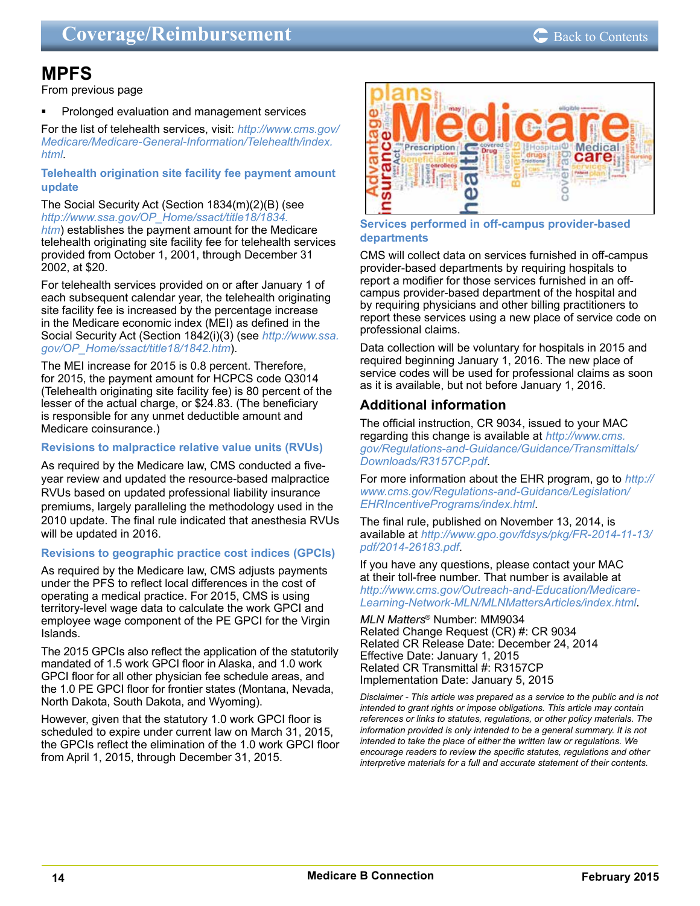## MPFS

From previous page

- Prolonged evaluation and management services

For the list of telehealth services, visit: http://www.cms.gov/Medicare/Medicare-General-Information/Telehealth/index.html.

### Telehealth origination site facility fee payment amount update

The Social Security Act (Section 1834(m)(2)(B) (see http://www.ssa.gov/OP_Home/ssact/title18/1834.htm) establishes the payment amount for the Medicare telehealth originating site facility fee for telehealth services provided from October 1, 2001, through December 31 2002, at $20.

For telehealth services provided on or after January 1 of each subsequent calendar year, the telehealth originating site facility fee is increased by the percentage increase in the Medicare economic index (MEI) as defined in the Social Security Act (Section 1842(i)(3) (see http://www.ssa.gov/OP_Home/ssact/title18/1842.htm).

The MEI increase for 2015 is 0.8 percent. Therefore, for 2015, the payment amount for HCPCS code Q3014 (Telehealth originating site facility fee) is 80 percent of the lesser of the actual charge, or $24.83. (The beneficiary is responsible for any unmet deductible amount and Medicare coinsurance.)

### Revisions to malpractice relative value units (RVUs)

As required by the Medicare law, CMS conducted a five-year review and updated the resource-based malpractice RVUs based on updated professional liability insurance premiums, largely paralleling the methodology used in the 2010 update. The final rule indicated that anesthesia RVUs will be updated in 2016.

### Revisions to geographic practice cost indices (GPCIs)

As required by the Medicare law, CMS adjusts payments under the PFS to reflect local differences in the cost of operating a medical practice. For 2015, CMS is using territory-level wage data to calculate the work GPCI and employee wage component of the PE GPCI for the Virgin Islands.

The 2015 GPCIs also reflect the application of the statutorily mandated of 1.5 work GPCI floor in Alaska, and 1.0 work GPCI floor for all other physician fee schedule areas, and the 1.0 PE GPCI floor for frontier states (Montana, Nevada, North Dakota, South Dakota, and Wyoming).

However, given that the statutory 1.0 work GPCI floor is scheduled to expire under current law on March 31, 2015, the GPCIs reflect the elimination of the 1.0 work GPCI floor from April 1, 2015, through December 31, 2015.

### Services performed in off-campus provider-based departments

CMS will collect data on services furnished in off-campus provider-based departments by requiring hospitals to report a modifier for those services furnished in an off-campus provider-based department of the hospital and by requiring physicians and other billing practitioners to report these services using a new place of service code on professional claims.

Data collection will be voluntary for hospitals in 2015 and required beginning January 1, 2016. The new place of service codes will be used for professional claims as soon as it is available, but not before January 1, 2016.

## Additional information

The official instruction, CR 9034, issued to your MAC regarding this change is available at http://www.cms.gov/Regulations-and-Guidance/Guidance/Transmittals/Downloads/R3157CP.pdf.

For more information about the EHR program, go to http://www.cms.gov/Regulations-and-Guidance/Legislation/EHRIncentivePrograms/index.html.

The final rule, published on November 13, 2014, is available at http://www.gpo.gov/fdsys/pkg/FR-2014-11-13/pdf/2014-26183.pdf.

If you have any questions, please contact your MAC at their toll-free number. That number is available at http://www.cms.gov/Outreach-and-Education/Medicare-Learning-Network-MLN/MLNMattersArticles/index.html.

*MLN Matters*® Number: MM9034
Related Change Request (CR) #: CR 9034
Related CR Release Date: December 24, 2014
Effective Date: January 1, 2015
Related CR Transmittal #: R3157CP
Implementation Date: January 5, 2015

*Disclaimer - This article was prepared as a service to the public and is not intended to grant rights or impose obligations. This article may contain references or links to statutes, regulations, or other policy materials. The information provided is only intended to be a general summary. It is not intended to take the place of either the written law or regulations. We encourage readers to review the specific statutes, regulations and other interpretive materials for a full and accurate statement of their contents.*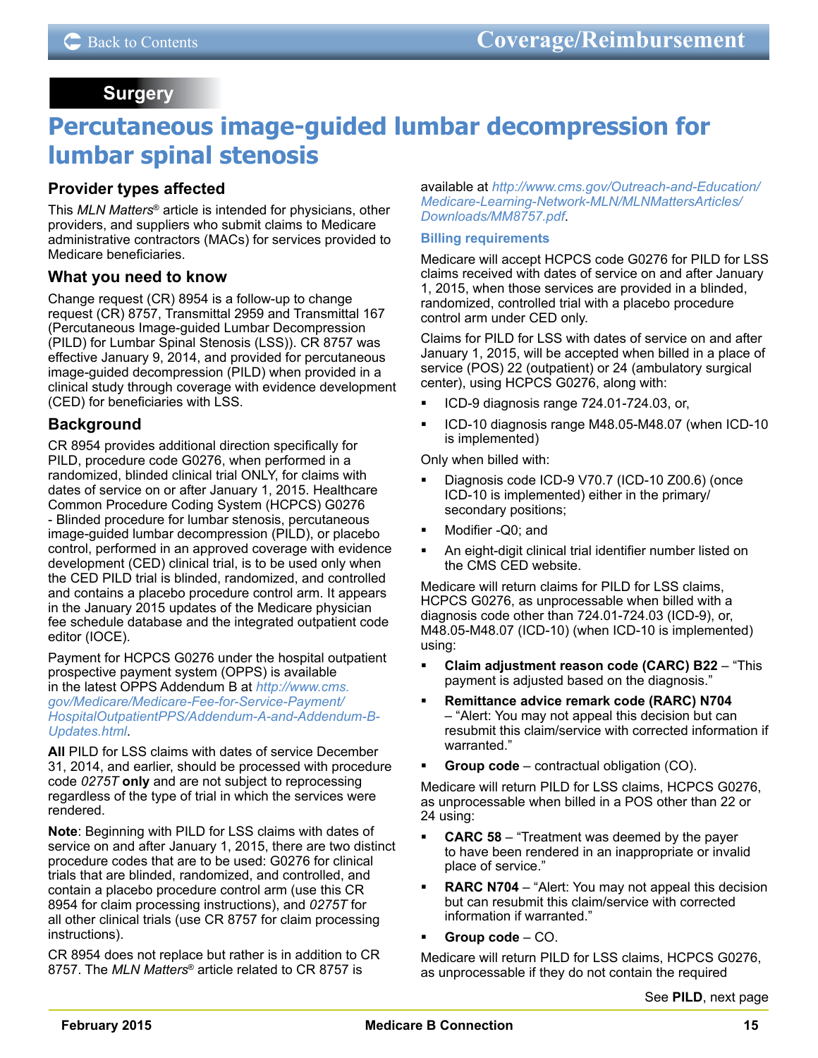## Surgery

# Percutaneous image-guided lumbar decompression for lumbar spinal stenosis

### Provider types affected

This *MLN Matters®* article is intended for physicians, other providers, and suppliers who submit claims to Medicare administrative contractors (MACs) for services provided to Medicare beneficiaries.

### What you need to know

Change request (CR) 8954 is a follow-up to change request (CR) 8757, Transmittal 2959 and Transmittal 167 (Percutaneous Image-guided Lumbar Decompression (PILD) for Lumbar Spinal Stenosis (LSS)). CR 8757 was effective January 9, 2014, and provided for percutaneous image-guided decompression (PILD) when provided in a clinical study through coverage with evidence development (CED) for beneficiaries with LSS.

### Background

CR 8954 provides additional direction specifically for PILD, procedure code G0276, when performed in a randomized, blinded clinical trial ONLY, for claims with dates of service on or after January 1, 2015. Healthcare Common Procedure Coding System (HCPCS) G0276 - Blinded procedure for lumbar stenosis, percutaneous image-guided lumbar decompression (PILD), or placebo control, performed in an approved coverage with evidence development (CED) clinical trial, is to be used only when the CED PILD trial is blinded, randomized, and controlled and contains a placebo procedure control arm. It appears in the January 2015 updates of the Medicare physician fee schedule database and the integrated outpatient code editor (IOCE).

Payment for HCPCS G0276 under the hospital outpatient prospective payment system (OPPS) is available in the latest OPPS Addendum B at *http://www.cms.gov/Medicare/Medicare-Fee-for-Service-Payment/HospitalOutpatientPPS/Addendum-A-and-Addendum-B-Updates.html*.

**All** PILD for LSS claims with dates of service December 31, 2014, and earlier, should be processed with procedure code *0275T* **only** and are not subject to reprocessing regardless of the type of trial in which the services were rendered.

**Note**: Beginning with PILD for LSS claims with dates of service on and after January 1, 2015, there are two distinct procedure codes that are to be used: G0276 for clinical trials that are blinded, randomized, and controlled, and contain a placebo procedure control arm (use this CR 8954 for claim processing instructions), and *0275T* for all other clinical trials (use CR 8757 for claim processing instructions).

CR 8954 does not replace but rather is in addition to CR 8757. The *MLN Matters®* article related to CR 8757 is available at *http://www.cms.gov/Outreach-and-Education/Medicare-Learning-Network-MLN/MLNMattersArticles/Downloads/MM8757.pdf*.

#### Billing requirements

Medicare will accept HCPCS code G0276 for PILD for LSS claims received with dates of service on and after January 1, 2015, when those services are provided in a blinded, randomized, controlled trial with a placebo procedure control arm under CED only.

Claims for PILD for LSS with dates of service on and after January 1, 2015, will be accepted when billed in a place of service (POS) 22 (outpatient) or 24 (ambulatory surgical center), using HCPCS G0276, along with:

- ICD-9 diagnosis range 724.01-724.03, or,
- ICD-10 diagnosis range M48.05-M48.07 (when ICD-10 is implemented)

Only when billed with:

- Diagnosis code ICD-9 V70.7 (ICD-10 Z00.6) (once ICD-10 is implemented) either in the primary/secondary positions;
- Modifier -Q0; and
- An eight-digit clinical trial identifier number listed on the CMS CED website.

Medicare will return claims for PILD for LSS claims, HCPCS G0276, as unprocessable when billed with a diagnosis code other than 724.01-724.03 (ICD-9), or, M48.05-M48.07 (ICD-10) (when ICD-10 is implemented) using:

- **Claim adjustment reason code (CARC) B22** – "This payment is adjusted based on the diagnosis."
- **Remittance advice remark code (RARC) N704** – "Alert: You may not appeal this decision but can resubmit this claim/service with corrected information if warranted."
- **Group code** – contractual obligation (CO).

Medicare will return PILD for LSS claims, HCPCS G0276, as unprocessable when billed in a POS other than 22 or 24 using:

- **CARC 58** – "Treatment was deemed by the payer to have been rendered in an inappropriate or invalid place of service."
- **RARC N704** – "Alert: You may not appeal this decision but can resubmit this claim/service with corrected information if warranted."
- **Group code** – CO.

Medicare will return PILD for LSS claims, HCPCS G0276, as unprocessable if they do not contain the required

See **PILD**, next page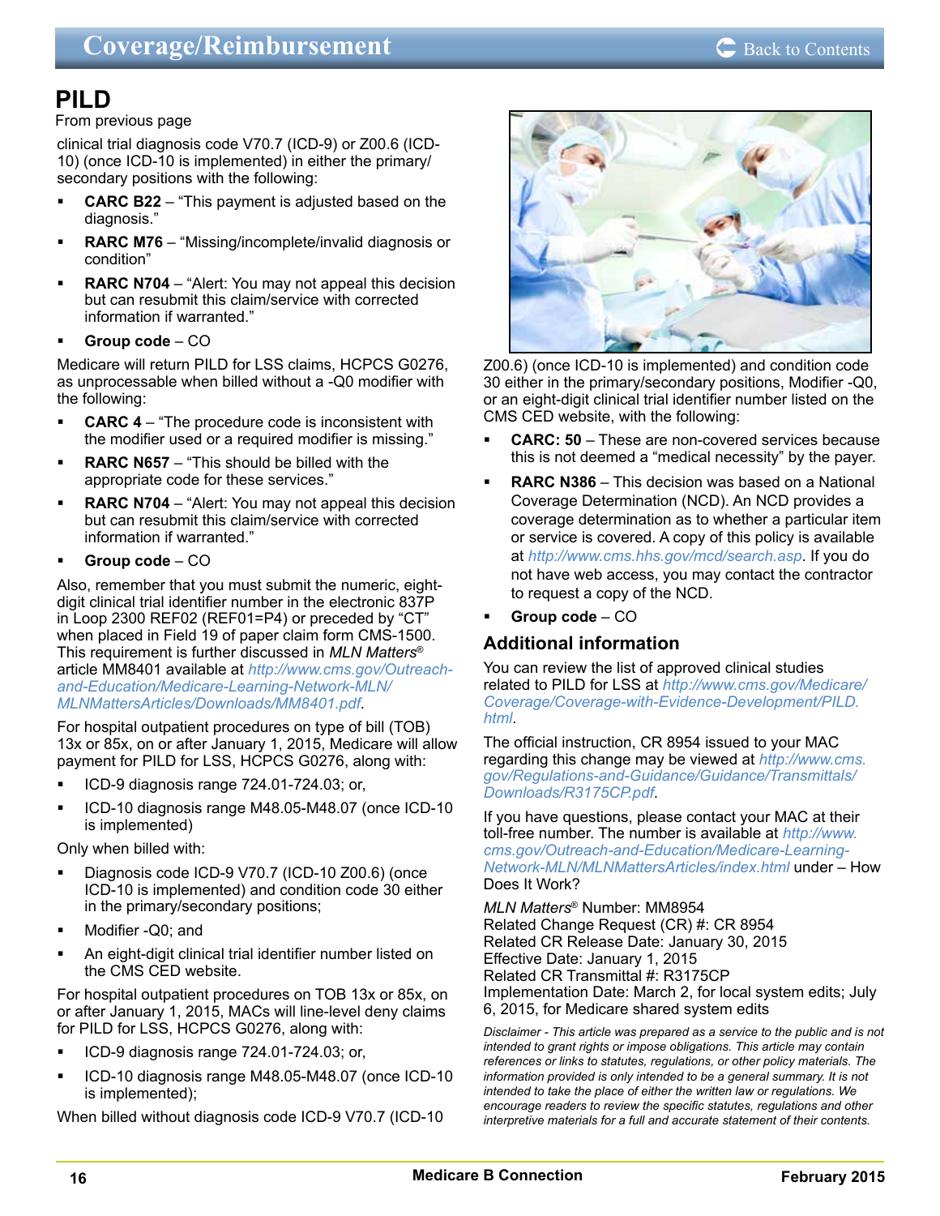## PILD

From previous page

clinical trial diagnosis code V70.7 (ICD-9) or Z00.6 (ICD-10) (once ICD-10 is implemented) in either the primary/secondary positions with the following:

- **CARC B22** – "This payment is adjusted based on the diagnosis."
- **RARC M76** – "Missing/incomplete/invalid diagnosis or condition"
- **RARC N704** – "Alert: You may not appeal this decision but can resubmit this claim/service with corrected information if warranted."
- **Group code** – CO

Medicare will return PILD for LSS claims, HCPCS G0276, as unprocessable when billed without a -Q0 modifier with the following:

- **CARC 4** – "The procedure code is inconsistent with the modifier used or a required modifier is missing."
- **RARC N657** – "This should be billed with the appropriate code for these services."
- **RARC N704** – "Alert: You may not appeal this decision but can resubmit this claim/service with corrected information if warranted."
- **Group code** – CO

Also, remember that you must submit the numeric, eight-digit clinical trial identifier number in the electronic 837P in Loop 2300 REF02 (REF01=P4) or preceded by "CT" when placed in Field 19 of paper claim form CMS-1500. This requirement is further discussed in *MLN Matters®* article MM8401 available at *http://www.cms.gov/Outreach-and-Education/Medicare-Learning-Network-MLN/MLNMattersArticles/Downloads/MM8401.pdf*.

For hospital outpatient procedures on type of bill (TOB) 13x or 85x, on or after January 1, 2015, Medicare will allow payment for PILD for LSS, HCPCS G0276, along with:

- ICD-9 diagnosis range 724.01-724.03; or,
- ICD-10 diagnosis range M48.05-M48.07 (once ICD-10 is implemented)

Only when billed with:

- Diagnosis code ICD-9 V70.7 (ICD-10 Z00.6) (once ICD-10 is implemented) and condition code 30 either in the primary/secondary positions;
- Modifier -Q0; and
- An eight-digit clinical trial identifier number listed on the CMS CED website.

For hospital outpatient procedures on TOB 13x or 85x, on or after January 1, 2015, MACs will line-level deny claims for PILD for LSS, HCPCS G0276, along with:

- ICD-9 diagnosis range 724.01-724.03; or,
- ICD-10 diagnosis range M48.05-M48.07 (once ICD-10 is implemented);

When billed without diagnosis code ICD-9 V70.7 (ICD-10 Z00.6) (once ICD-10 is implemented) and condition code 30 either in the primary/secondary positions, Modifier -Q0, or an eight-digit clinical trial identifier number listed on the CMS CED website, with the following:

- **CARC: 50** – These are non-covered services because this is not deemed a "medical necessity" by the payer.
- **RARC N386** – This decision was based on a National Coverage Determination (NCD). An NCD provides a coverage determination as to whether a particular item or service is covered. A copy of this policy is available at *http://www.cms.hhs.gov/mcd/search.asp*. If you do not have web access, you may contact the contractor to request a copy of the NCD.
- **Group code** – CO

### Additional information

You can review the list of approved clinical studies related to PILD for LSS at *http://www.cms.gov/Medicare/Coverage/Coverage-with-Evidence-Development/PILD.html*.

The official instruction, CR 8954 issued to your MAC regarding this change may be viewed at *http://www.cms.gov/Regulations-and-Guidance/Guidance/Transmittals/Downloads/R3175CP.pdf*.

If you have questions, please contact your MAC at their toll-free number. The number is available at *http://www.cms.gov/Outreach-and-Education/Medicare-Learning-Network-MLN/MLNMattersArticles/index.html* under – How Does It Work?

*MLN Matters®* Number: MM8954
Related Change Request (CR) #: CR 8954
Related CR Release Date: January 30, 2015
Effective Date: January 1, 2015
Related CR Transmittal #: R3175CP
Implementation Date: March 2, for local system edits; July 6, 2015, for Medicare shared system edits

*Disclaimer - This article was prepared as a service to the public and is not intended to grant rights or impose obligations. This article may contain references or links to statutes, regulations, or other policy materials. The information provided is only intended to be a general summary. It is not intended to take the place of either the written law or regulations. We encourage readers to review the specific statutes, regulations and other interpretive materials for a full and accurate statement of their contents.*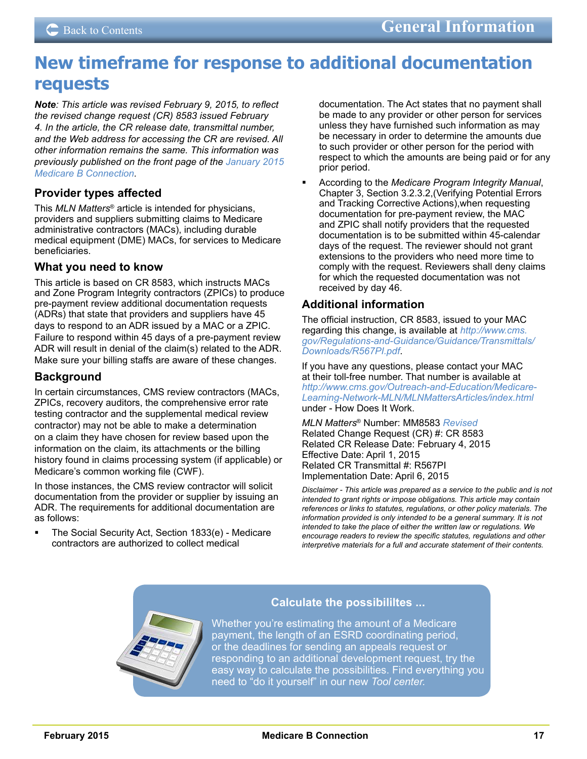# New timeframe for response to additional documentation requests

***Note**: This article was revised February 9, 2015, to reflect the revised change request (CR) 8583 issued February 4. In the article, the CR release date, transmittal number, and the Web address for accessing the CR are revised. All other information remains the same. This information was previously published on the front page of the January 2015 Medicare B Connection.*

## Provider types affected

This *MLN Matters*® article is intended for physicians, providers and suppliers submitting claims to Medicare administrative contractors (MACs), including durable medical equipment (DME) MACs, for services to Medicare beneficiaries.

## What you need to know

This article is based on CR 8583, which instructs MACs and Zone Program Integrity contractors (ZPICs) to produce pre-payment review additional documentation requests (ADRs) that state that providers and suppliers have 45 days to respond to an ADR issued by a MAC or a ZPIC. Failure to respond within 45 days of a pre-payment review ADR will result in denial of the claim(s) related to the ADR. Make sure your billing staffs are aware of these changes.

## Background

In certain circumstances, CMS review contractors (MACs, ZPICs, recovery auditors, the comprehensive error rate testing contractor and the supplemental medical review contractor) may not be able to make a determination on a claim they have chosen for review based upon the information on the claim, its attachments or the billing history found in claims processing system (if applicable) or Medicare's common working file (CWF).

In those instances, the CMS review contractor will solicit documentation from the provider or supplier by issuing an ADR. The requirements for additional documentation are as follows:

- The Social Security Act, Section 1833(e) - Medicare contractors are authorized to collect medical documentation. The Act states that no payment shall be made to any provider or other person for services unless they have furnished such information as may be necessary in order to determine the amounts due to such provider or other person for the period with respect to which the amounts are being paid or for any prior period.
- According to the *Medicare Program Integrity Manual*, Chapter 3, Section 3.2.3.2,(Verifying Potential Errors and Tracking Corrective Actions),when requesting documentation for pre-payment review, the MAC and ZPIC shall notify providers that the requested documentation is to be submitted within 45-calendar days of the request. The reviewer should not grant extensions to the providers who need more time to comply with the request. Reviewers shall deny claims for which the requested documentation was not received by day 46.

## Additional information

The official instruction, CR 8583, issued to your MAC regarding this change, is available at *http://www.cms.gov/Regulations-and-Guidance/Guidance/Transmittals/Downloads/R567PI.pdf*.

If you have any questions, please contact your MAC at their toll-free number. That number is available at *http://www.cms.gov/Outreach-and-Education/Medicare-Learning-Network-MLN/MLNMattersArticles/index.html* under - How Does It Work.

*MLN Matters*® Number: MM8583 *Revised*
Related Change Request (CR) #: CR 8583
Related CR Release Date: February 4, 2015
Effective Date: April 1, 2015
Related CR Transmittal #: R567PI
Implementation Date: April 6, 2015

*Disclaimer - This article was prepared as a service to the public and is not intended to grant rights or impose obligations. This article may contain references or links to statutes, regulations, or other policy materials. The information provided is only intended to be a general summary. It is not intended to take the place of either the written law or regulations. We encourage readers to review the specific statutes, regulations and other interpretive materials for a full and accurate statement of their contents.*

### Calculate the possibililtes ...

Whether you're estimating the amount of a Medicare payment, the length of an ESRD coordinating period, or the deadlines for sending an appeals request or responding to an additional development request, try the easy way to calculate the possibilities. Find everything you need to "do it yourself" in our new *Tool center.*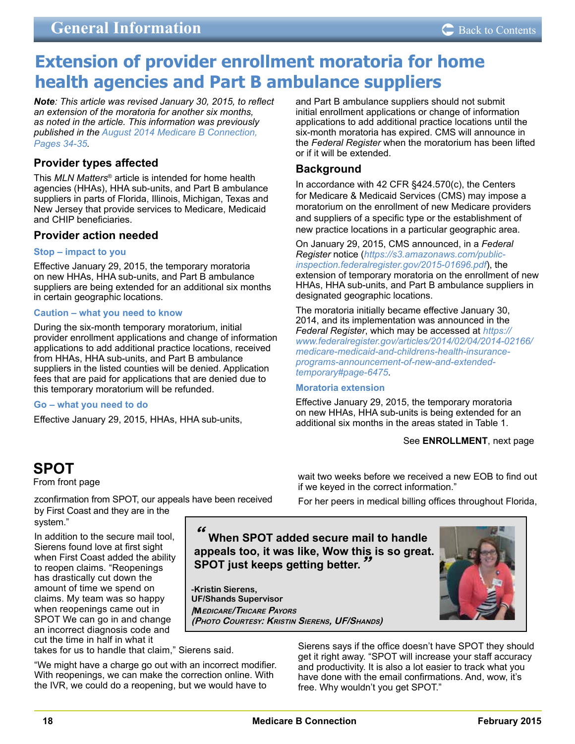# Extension of provider enrollment moratoria for home health agencies and Part B ambulance suppliers

***Note**: This article was revised January 30, 2015, to reflect an extension of the moratoria for another six months, as noted in the article. This information was previously published in the August 2014 Medicare B Connection, Pages 34-35.*

### Provider types affected

This *MLN Matters®* article is intended for home health agencies (HHAs), HHA sub-units, and Part B ambulance suppliers in parts of Florida, Illinois, Michigan, Texas and New Jersey that provide services to Medicare, Medicaid and CHIP beneficiaries.

### Provider action needed

#### Stop – impact to you

Effective January 29, 2015, the temporary moratoria on new HHAs, HHA sub-units, and Part B ambulance suppliers are being extended for an additional six months in certain geographic locations.

#### Caution – what you need to know

During the six-month temporary moratorium, initial provider enrollment applications and change of information applications to add additional practice locations, received from HHAs, HHA sub-units, and Part B ambulance suppliers in the listed counties will be denied. Application fees that are paid for applications that are denied due to this temporary moratorium will be refunded.

#### Go – what you need to do

Effective January 29, 2015, HHAs, HHA sub-units, and Part B ambulance suppliers should not submit initial enrollment applications or change of information applications to add additional practice locations until the six-month moratoria has expired. CMS will announce in the *Federal Register* when the moratorium has been lifted or if it will be extended.

### Background

In accordance with 42 CFR §424.570(c), the Centers for Medicare & Medicaid Services (CMS) may impose a moratorium on the enrollment of new Medicare providers and suppliers of a specific type or the establishment of new practice locations in a particular geographic area.

On January 29, 2015, CMS announced, in a *Federal Register* notice (*https://s3.amazonaws.com/public-inspection.federalregister.gov/2015-01696.pdf*), the extension of temporary moratoria on the enrollment of new HHAs, HHA sub-units, and Part B ambulance suppliers in designated geographic locations.

The moratoria initially became effective January 30, 2014, and its implementation was announced in the *Federal Register*, which may be accessed at *https://www.federalregister.gov/articles/2014/02/04/2014-02166/medicare-medicaid-and-childrens-health-insurance-programs-announcement-of-new-and-extended-temporary#page-6475*.

#### Moratoria extension

Effective January 29, 2015, the temporary moratoria on new HHAs, HHA sub-units is being extended for an additional six months in the areas stated in Table 1.

See **ENROLLMENT**, next page

## SPOT

From front page

zconfirmation from SPOT, our appeals have been received by First Coast and they are in the system."

In addition to the secure mail tool, Sierens found love at first sight when First Coast added the ability to reopen claims. "Reopenings has drastically cut down the amount of time we spend on claims. My team was so happy when reopenings came out in SPOT We can go in and change an incorrect diagnosis code and cut the time in half in what it takes for us to handle that claim," Sierens said.

"We might have a charge go out with an incorrect modifier. With reopenings, we can make the correction online. With the IVR, we could do a reopening, but we would have to wait two weeks before we received a new EOB to find out if we keyed in the correct information."

For her peers in medical billing offices throughout Florida, Sierens says if the office doesn't have SPOT they should get it right away. "SPOT will increase your staff accuracy and productivity. It is also a lot easier to track what you have done with the email confirmations. And, wow, it's free. Why wouldn't you get SPOT."

> **"When SPOT added secure mail to handle appeals too, it was like, Wow this is so great. SPOT just keeps getting better."**
>
> **-Kristin Sierens,**
> **UF/Shands Supervisor**
> ***/Medicare/Tricare Payors***
> ***(Photo Courtesy: Kristin Sierens, UF/Shands)***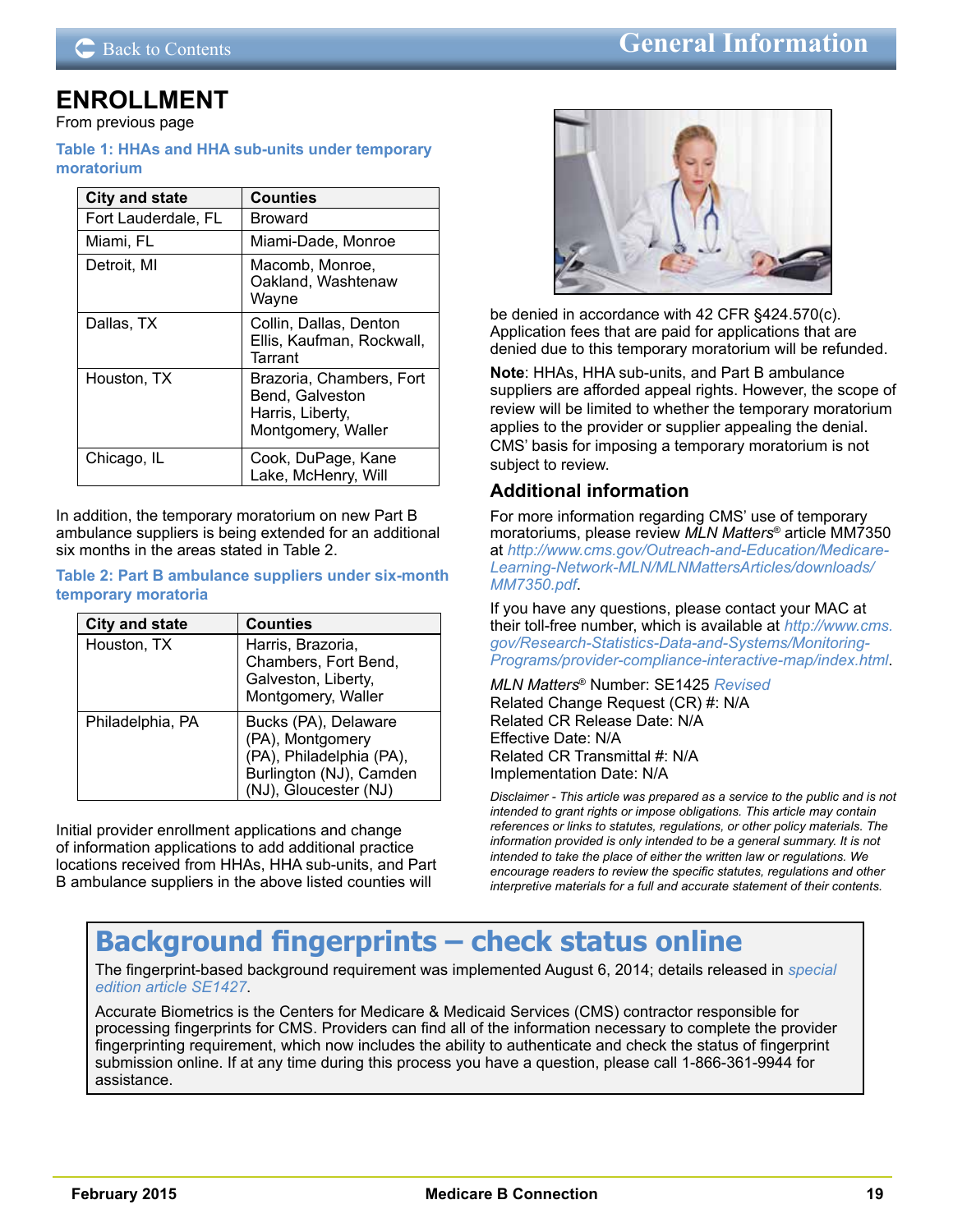## ENROLLMENT

From previous page

**Table 1: HHAs and HHA sub-units under temporary moratorium**

| City and state | Counties |
|---|---|
| Fort Lauderdale, FL | Broward |
| Miami, FL | Miami-Dade, Monroe |
| Detroit, MI | Macomb, Monroe, Oakland, Washtenaw Wayne |
| Dallas, TX | Collin, Dallas, Denton Ellis, Kaufman, Rockwall, Tarrant |
| Houston, TX | Brazoria, Chambers, Fort Bend, Galveston Harris, Liberty, Montgomery, Waller |
| Chicago, IL | Cook, DuPage, Kane Lake, McHenry, Will |

In addition, the temporary moratorium on new Part B ambulance suppliers is being extended for an additional six months in the areas stated in Table 2.

**Table 2: Part B ambulance suppliers under six-month temporary moratoria**

| City and state | Counties |
|---|---|
| Houston, TX | Harris, Brazoria, Chambers, Fort Bend, Galveston, Liberty, Montgomery, Waller |
| Philadelphia, PA | Bucks (PA), Delaware (PA), Montgomery (PA), Philadelphia (PA), Burlington (NJ), Camden (NJ), Gloucester (NJ) |

Initial provider enrollment applications and change of information applications to add additional practice locations received from HHAs, HHA sub-units, and Part B ambulance suppliers in the above listed counties will be denied in accordance with 42 CFR §424.570(c). Application fees that are paid for applications that are denied due to this temporary moratorium will be refunded.

**Note**: HHAs, HHA sub-units, and Part B ambulance suppliers are afforded appeal rights. However, the scope of review will be limited to whether the temporary moratorium applies to the provider or supplier appealing the denial. CMS' basis for imposing a temporary moratorium is not subject to review.

### Additional information

For more information regarding CMS' use of temporary moratoriums, please review *MLN Matters*® article MM7350 at *http://www.cms.gov/Outreach-and-Education/Medicare-Learning-Network-MLN/MLNMattersArticles/downloads/MM7350.pdf*.

If you have any questions, please contact your MAC at their toll-free number, which is available at *http://www.cms.gov/Research-Statistics-Data-and-Systems/Monitoring-Programs/provider-compliance-interactive-map/index.html*.

*MLN Matters*® Number: SE1425 *Revised*
Related Change Request (CR) #: N/A
Related CR Release Date: N/A
Effective Date: N/A
Related CR Transmittal #: N/A
Implementation Date: N/A

*Disclaimer - This article was prepared as a service to the public and is not intended to grant rights or impose obligations. This article may contain references or links to statutes, regulations, or other policy materials. The information provided is only intended to be a general summary. It is not intended to take the place of either the written law or regulations. We encourage readers to review the specific statutes, regulations and other interpretive materials for a full and accurate statement of their contents.*

## Background fingerprints – check status online

The fingerprint-based background requirement was implemented August 6, 2014; details released in *special edition article SE1427*.

Accurate Biometrics is the Centers for Medicare & Medicaid Services (CMS) contractor responsible for processing fingerprints for CMS. Providers can find all of the information necessary to complete the provider fingerprinting requirement, which now includes the ability to authenticate and check the status of fingerprint submission online. If at any time during this process you have a question, please call 1-866-361-9944 for assistance.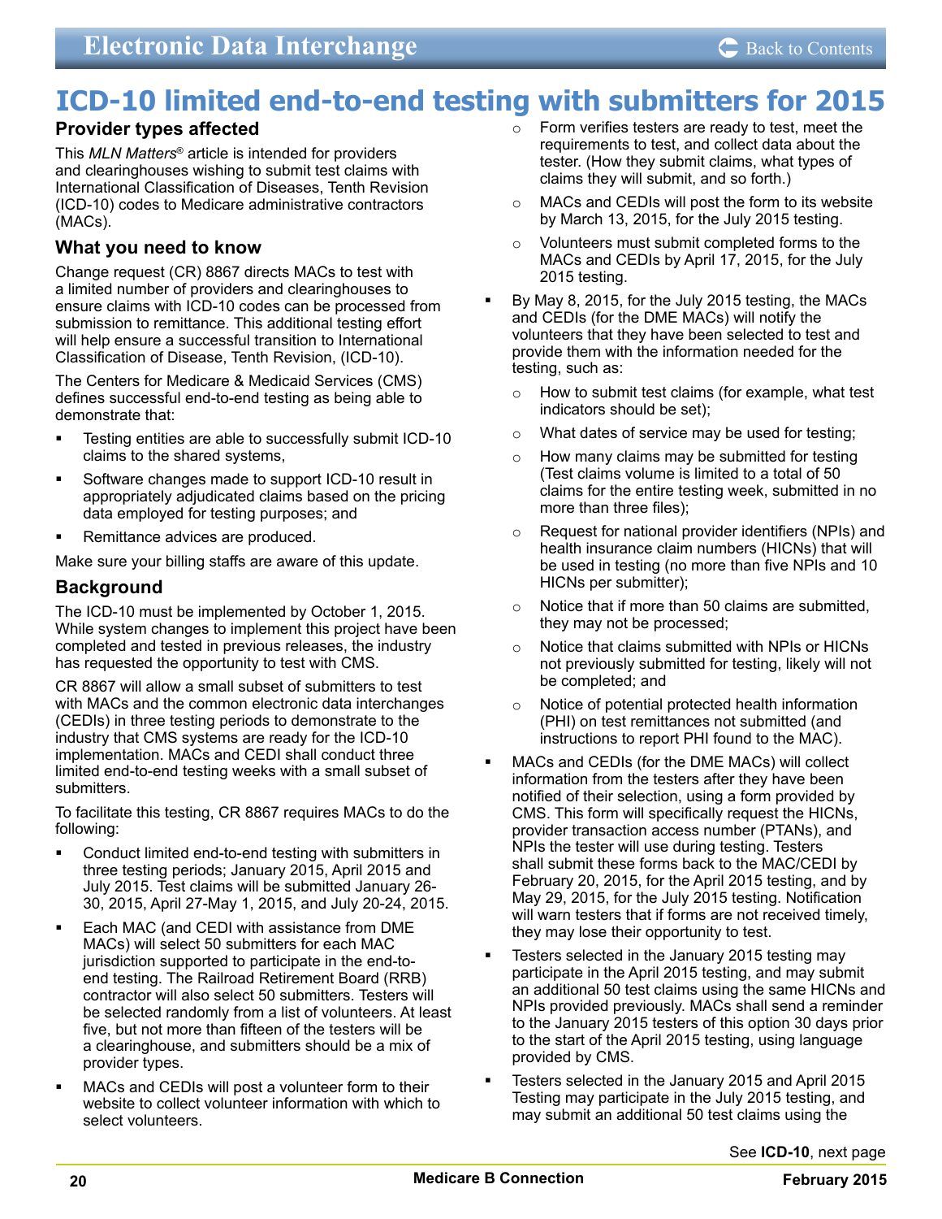# ICD-10 limited end-to-end testing with submitters for 2015

## Provider types affected

This *MLN Matters*® article is intended for providers and clearinghouses wishing to submit test claims with International Classification of Diseases, Tenth Revision (ICD-10) codes to Medicare administrative contractors (MACs).

## What you need to know

Change request (CR) 8867 directs MACs to test with a limited number of providers and clearinghouses to ensure claims with ICD-10 codes can be processed from submission to remittance. This additional testing effort will help ensure a successful transition to International Classification of Disease, Tenth Revision, (ICD-10).

The Centers for Medicare & Medicaid Services (CMS) defines successful end-to-end testing as being able to demonstrate that:

- Testing entities are able to successfully submit ICD-10 claims to the shared systems,
- Software changes made to support ICD-10 result in appropriately adjudicated claims based on the pricing data employed for testing purposes; and
- Remittance advices are produced.

Make sure your billing staffs are aware of this update.

## Background

The ICD-10 must be implemented by October 1, 2015. While system changes to implement this project have been completed and tested in previous releases, the industry has requested the opportunity to test with CMS.

CR 8867 will allow a small subset of submitters to test with MACs and the common electronic data interchanges (CEDIs) in three testing periods to demonstrate to the industry that CMS systems are ready for the ICD-10 implementation. MACs and CEDI shall conduct three limited end-to-end testing weeks with a small subset of submitters.

To facilitate this testing, CR 8867 requires MACs to do the following:

- Conduct limited end-to-end testing with submitters in three testing periods; January 2015, April 2015 and July 2015. Test claims will be submitted January 26-30, 2015, April 27-May 1, 2015, and July 20-24, 2015.
- Each MAC (and CEDI with assistance from DME MACs) will select 50 submitters for each MAC jurisdiction supported to participate in the end-to-end testing. The Railroad Retirement Board (RRB) contractor will also select 50 submitters. Testers will be selected randomly from a list of volunteers. At least five, but not more than fifteen of the testers will be a clearinghouse, and submitters should be a mix of provider types.
- MACs and CEDIs will post a volunteer form to their website to collect volunteer information with which to select volunteers.
  - Form verifies testers are ready to test, meet the requirements to test, and collect data about the tester. (How they submit claims, what types of claims they will submit, and so forth.)
  - MACs and CEDIs will post the form to its website by March 13, 2015, for the July 2015 testing.
  - Volunteers must submit completed forms to the MACs and CEDIs by April 17, 2015, for the July 2015 testing.
- By May 8, 2015, for the July 2015 testing, the MACs and CEDIs (for the DME MACs) will notify the volunteers that they have been selected to test and provide them with the information needed for the testing, such as:
  - How to submit test claims (for example, what test indicators should be set);
  - What dates of service may be used for testing;
  - How many claims may be submitted for testing (Test claims volume is limited to a total of 50 claims for the entire testing week, submitted in no more than three files);
  - Request for national provider identifiers (NPIs) and health insurance claim numbers (HICNs) that will be used in testing (no more than five NPIs and 10 HICNs per submitter);
  - Notice that if more than 50 claims are submitted, they may not be processed;
  - Notice that claims submitted with NPIs or HICNs not previously submitted for testing, likely will not be completed; and
  - Notice of potential protected health information (PHI) on test remittances not submitted (and instructions to report PHI found to the MAC).
- MACs and CEDIs (for the DME MACs) will collect information from the testers after they have been notified of their selection, using a form provided by CMS. This form will specifically request the HICNs, provider transaction access number (PTANs), and NPIs the tester will use during testing. Testers shall submit these forms back to the MAC/CEDI by February 20, 2015, for the April 2015 testing, and by May 29, 2015, for the July 2015 testing. Notification will warn testers that if forms are not received timely, they may lose their opportunity to test.
- Testers selected in the January 2015 testing may participate in the April 2015 testing, and may submit an additional 50 test claims using the same HICNs and NPIs provided previously. MACs shall send a reminder to the January 2015 testers of this option 30 days prior to the start of the April 2015 testing, using language provided by CMS.
- Testers selected in the January 2015 and April 2015 Testing may participate in the July 2015 testing, and may submit an additional 50 test claims using the

See **ICD-10**, next page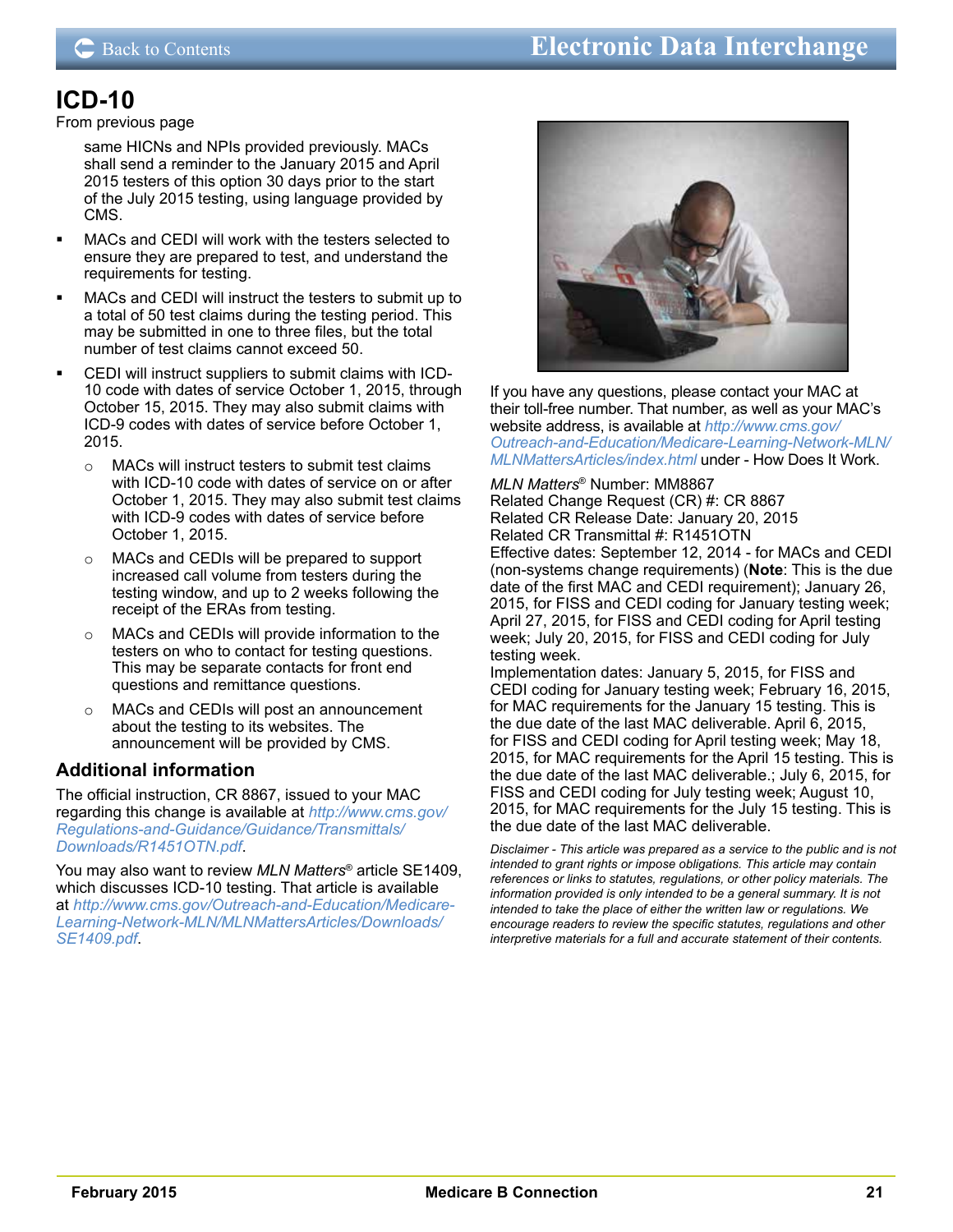## ICD-10

From previous page

same HICNs and NPIs provided previously. MACs shall send a reminder to the January 2015 and April 2015 testers of this option 30 days prior to the start of the July 2015 testing, using language provided by CMS.

- MACs and CEDI will work with the testers selected to ensure they are prepared to test, and understand the requirements for testing.
- MACs and CEDI will instruct the testers to submit up to a total of 50 test claims during the testing period. This may be submitted in one to three files, but the total number of test claims cannot exceed 50.
- CEDI will instruct suppliers to submit claims with ICD-10 code with dates of service October 1, 2015, through October 15, 2015. They may also submit claims with ICD-9 codes with dates of service before October 1, 2015.
  - MACs will instruct testers to submit test claims with ICD-10 code with dates of service on or after October 1, 2015. They may also submit test claims with ICD-9 codes with dates of service before October 1, 2015.
  - MACs and CEDIs will be prepared to support increased call volume from testers during the testing window, and up to 2 weeks following the receipt of the ERAs from testing.
  - MACs and CEDIs will provide information to the testers on who to contact for testing questions. This may be separate contacts for front end questions and remittance questions.
  - MACs and CEDIs will post an announcement about the testing to its websites. The announcement will be provided by CMS.

### Additional information

The official instruction, CR 8867, issued to your MAC regarding this change is available at *http://www.cms.gov/Regulations-and-Guidance/Guidance/Transmittals/Downloads/R1451OTN.pdf*.

You may also want to review *MLN Matters*® article SE1409, which discusses ICD-10 testing. That article is available at *http://www.cms.gov/Outreach-and-Education/Medicare-Learning-Network-MLN/MLNMattersArticles/Downloads/SE1409.pdf*.

If you have any questions, please contact your MAC at their toll-free number. That number, as well as your MAC's website address, is available at *http://www.cms.gov/Outreach-and-Education/Medicare-Learning-Network-MLN/MLNMattersArticles/index.html* under - How Does It Work.

*MLN Matters*® Number: MM8867
Related Change Request (CR) #: CR 8867
Related CR Release Date: January 20, 2015
Related CR Transmittal #: R1451OTN
Effective dates: September 12, 2014 - for MACs and CEDI (non-systems change requirements) (**Note**: This is the due date of the first MAC and CEDI requirement); January 26, 2015, for FISS and CEDI coding for January testing week; April 27, 2015, for FISS and CEDI coding for April testing week; July 20, 2015, for FISS and CEDI coding for July testing week.
Implementation dates: January 5, 2015, for FISS and CEDI coding for January testing week; February 16, 2015, for MAC requirements for the January 15 testing. This is the due date of the last MAC deliverable. April 6, 2015, for FISS and CEDI coding for April testing week; May 18, 2015, for MAC requirements for the April 15 testing. This is the due date of the last MAC deliverable.; July 6, 2015, for FISS and CEDI coding for July testing week; August 10, 2015, for MAC requirements for the July 15 testing. This is the due date of the last MAC deliverable.

*Disclaimer - This article was prepared as a service to the public and is not intended to grant rights or impose obligations. This article may contain references or links to statutes, regulations, or other policy materials. The information provided is only intended to be a general summary. It is not intended to take the place of either the written law or regulations. We encourage readers to review the specific statutes, regulations and other interpretive materials for a full and accurate statement of their contents.*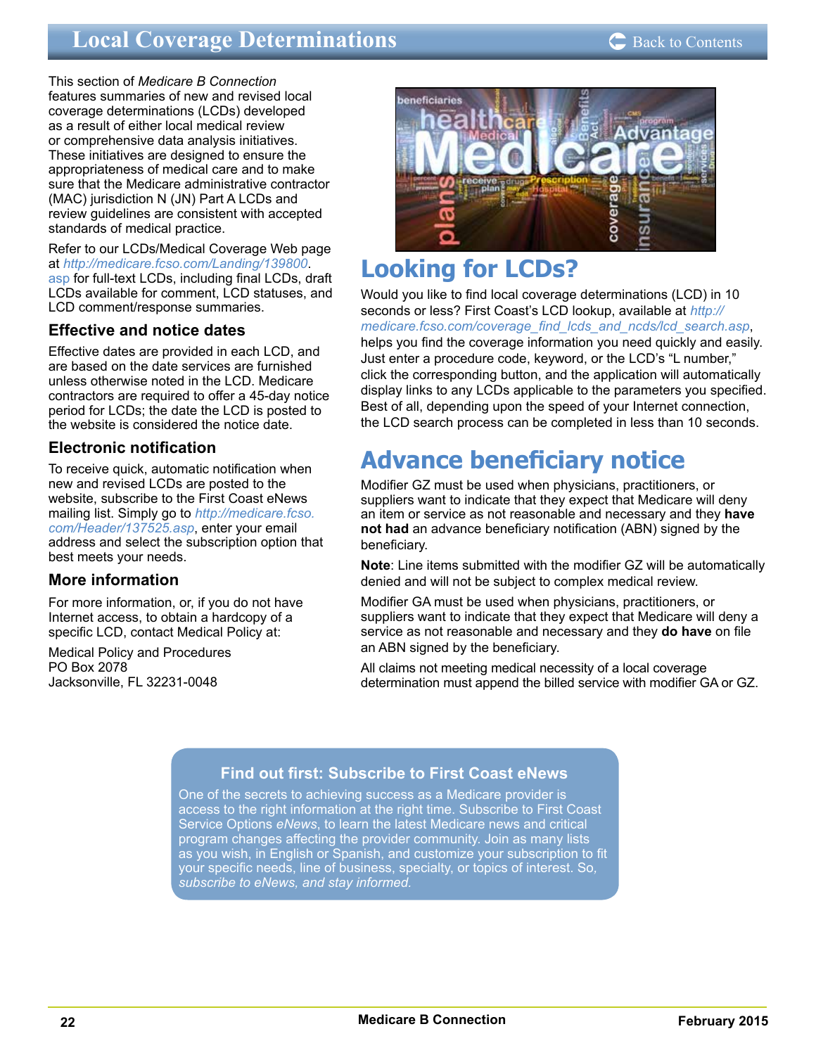# Local Coverage Determinations

This section of *Medicare B Connection* features summaries of new and revised local coverage determinations (LCDs) developed as a result of either local medical review or comprehensive data analysis initiatives. These initiatives are designed to ensure the appropriateness of medical care and to make sure that the Medicare administrative contractor (MAC) jurisdiction N (JN) Part A LCDs and review guidelines are consistent with accepted standards of medical practice.

Refer to our LCDs/Medical Coverage Web page at *http://medicare.fcso.com/Landing/139800.asp* for full-text LCDs, including final LCDs, draft LCDs available for comment, LCD statuses, and LCD comment/response summaries.

### Effective and notice dates

Effective dates are provided in each LCD, and are based on the date services are furnished unless otherwise noted in the LCD. Medicare contractors are required to offer a 45-day notice period for LCDs; the date the LCD is posted to the website is considered the notice date.

### Electronic notification

To receive quick, automatic notification when new and revised LCDs are posted to the website, subscribe to the First Coast eNews mailing list. Simply go to *http://medicare.fcso.com/Header/137525.asp*, enter your email address and select the subscription option that best meets your needs.

### More information

For more information, or, if you do not have Internet access, to obtain a hardcopy of a specific LCD, contact Medical Policy at:

Medical Policy and Procedures
PO Box 2078
Jacksonville, FL 32231-0048

## Looking for LCDs?

Would you like to find local coverage determinations (LCD) in 10 seconds or less? First Coast's LCD lookup, available at *http://medicare.fcso.com/coverage_find_lcds_and_ncds/lcd_search.asp*, helps you find the coverage information you need quickly and easily. Just enter a procedure code, keyword, or the LCD's "L number," click the corresponding button, and the application will automatically display links to any LCDs applicable to the parameters you specified. Best of all, depending upon the speed of your Internet connection, the LCD search process can be completed in less than 10 seconds.

## Advance beneficiary notice

Modifier GZ must be used when physicians, practitioners, or suppliers want to indicate that they expect that Medicare will deny an item or service as not reasonable and necessary and they **have not had** an advance beneficiary notification (ABN) signed by the beneficiary.

**Note**: Line items submitted with the modifier GZ will be automatically denied and will not be subject to complex medical review.

Modifier GA must be used when physicians, practitioners, or suppliers want to indicate that they expect that Medicare will deny a service as not reasonable and necessary and they **do have** on file an ABN signed by the beneficiary.

All claims not meeting medical necessity of a local coverage determination must append the billed service with modifier GA or GZ.

### Find out first: Subscribe to First Coast eNews

One of the secrets to achieving success as a Medicare provider is access to the right information at the right time. Subscribe to First Coast Service Options *eNews*, to learn the latest Medicare news and critical program changes affecting the provider community. Join as many lists as you wish, in English or Spanish, and customize your subscription to fit your specific needs, line of business, specialty, or topics of interest. So, *subscribe to eNews, and stay informed.*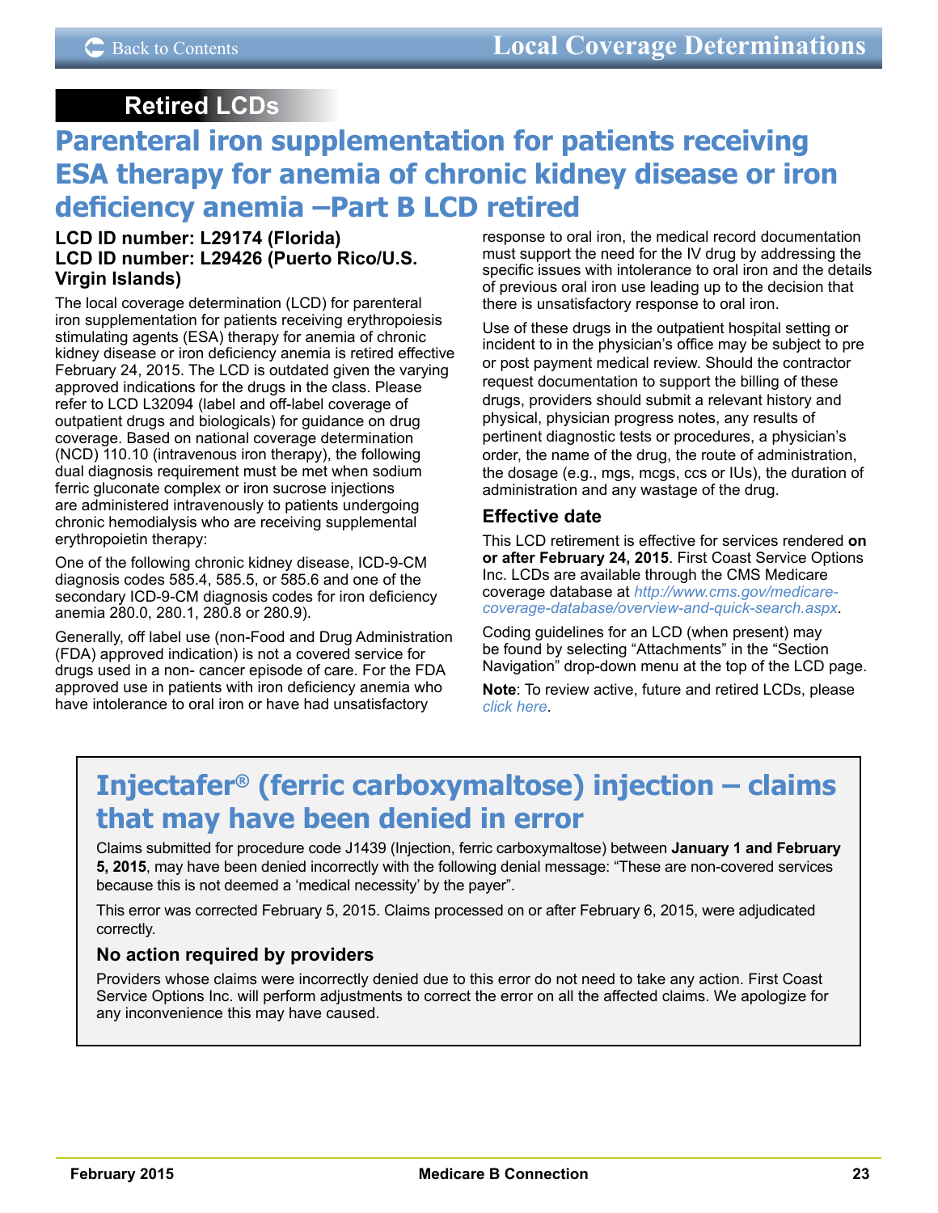## Retired LCDs

# Parenteral iron supplementation for patients receiving ESA therapy for anemia of chronic kidney disease or iron deficiency anemia –Part B LCD retired

**LCD ID number: L29174 (Florida)**
**LCD ID number: L29426 (Puerto Rico/U.S. Virgin Islands)**

The local coverage determination (LCD) for parenteral iron supplementation for patients receiving erythropoiesis stimulating agents (ESA) therapy for anemia of chronic kidney disease or iron deficiency anemia is retired effective February 24, 2015. The LCD is outdated given the varying approved indications for the drugs in the class. Please refer to LCD L32094 (label and off-label coverage of outpatient drugs and biologicals) for guidance on drug coverage. Based on national coverage determination (NCD) 110.10 (intravenous iron therapy), the following dual diagnosis requirement must be met when sodium ferric gluconate complex or iron sucrose injections are administered intravenously to patients undergoing chronic hemodialysis who are receiving supplemental erythropoietin therapy:

One of the following chronic kidney disease, ICD-9-CM diagnosis codes 585.4, 585.5, or 585.6 and one of the secondary ICD-9-CM diagnosis codes for iron deficiency anemia 280.0, 280.1, 280.8 or 280.9).

Generally, off label use (non-Food and Drug Administration (FDA) approved indication) is not a covered service for drugs used in a non- cancer episode of care. For the FDA approved use in patients with iron deficiency anemia who have intolerance to oral iron or have had unsatisfactory response to oral iron, the medical record documentation must support the need for the IV drug by addressing the specific issues with intolerance to oral iron and the details of previous oral iron use leading up to the decision that there is unsatisfactory response to oral iron.

Use of these drugs in the outpatient hospital setting or incident to in the physician's office may be subject to pre or post payment medical review. Should the contractor request documentation to support the billing of these drugs, providers should submit a relevant history and physical, physician progress notes, any results of pertinent diagnostic tests or procedures, a physician's order, the name of the drug, the route of administration, the dosage (e.g., mgs, mcgs, ccs or IUs), the duration of administration and any wastage of the drug.

### Effective date

This LCD retirement is effective for services rendered **on or after February 24, 2015**. First Coast Service Options Inc. LCDs are available through the CMS Medicare coverage database at *http://www.cms.gov/medicare-coverage-database/overview-and-quick-search.aspx*.

Coding guidelines for an LCD (when present) may be found by selecting "Attachments" in the "Section Navigation" drop-down menu at the top of the LCD page.

**Note**: To review active, future and retired LCDs, please *click here*.

# Injectafer® (ferric carboxymaltose) injection – claims that may have been denied in error

Claims submitted for procedure code J1439 (Injection, ferric carboxymaltose) between **January 1 and February 5, 2015**, may have been denied incorrectly with the following denial message: "These are non-covered services because this is not deemed a 'medical necessity' by the payer".

This error was corrected February 5, 2015. Claims processed on or after February 6, 2015, were adjudicated correctly.

### No action required by providers

Providers whose claims were incorrectly denied due to this error do not need to take any action. First Coast Service Options Inc. will perform adjustments to correct the error on all the affected claims. We apologize for any inconvenience this may have caused.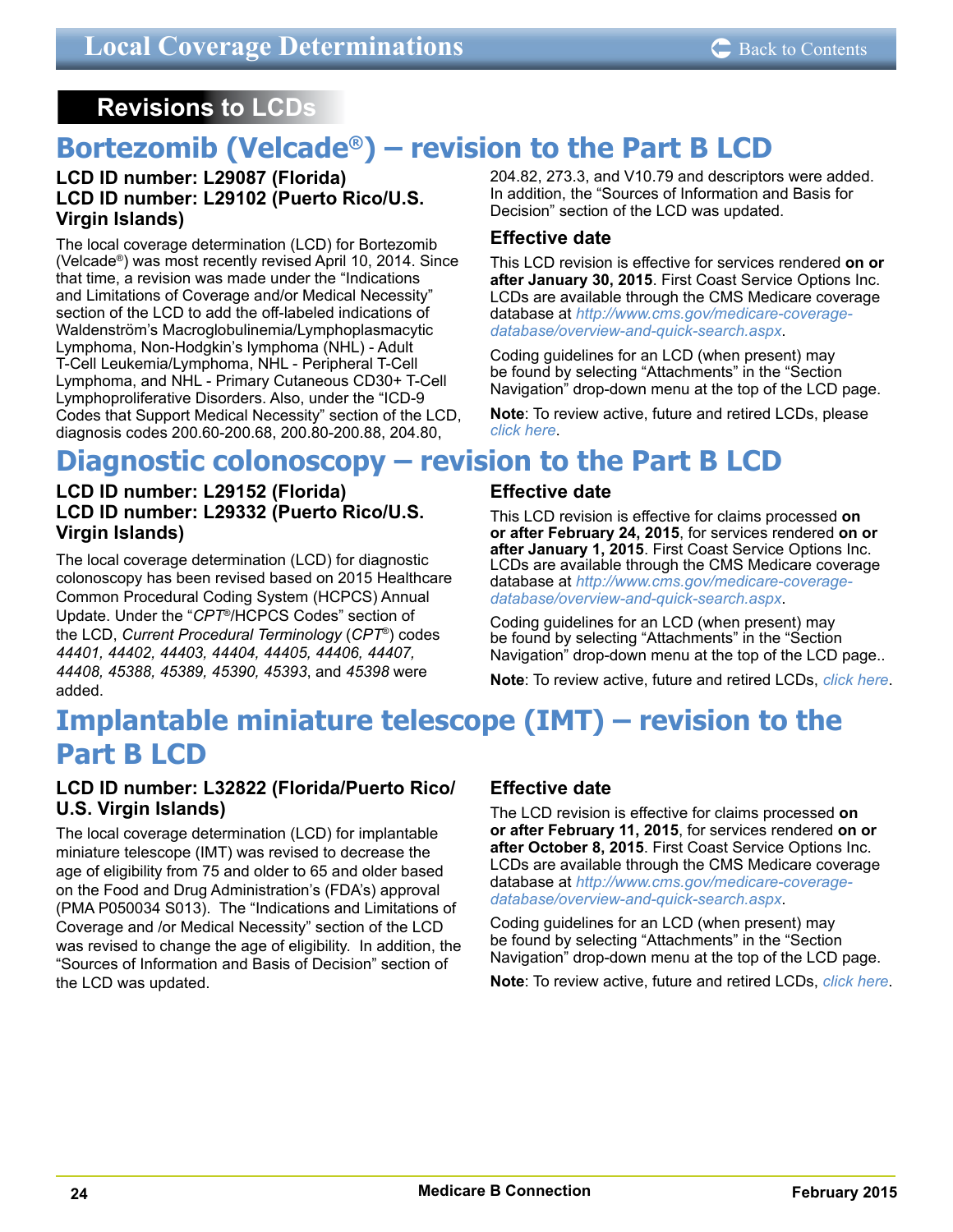## Revisions to LCDs

# Bortezomib (Velcade®) – revision to the Part B LCD

**LCD ID number: L29087 (Florida)**
**LCD ID number: L29102 (Puerto Rico/U.S. Virgin Islands)**

The local coverage determination (LCD) for Bortezomib (Velcade®) was most recently revised April 10, 2014. Since that time, a revision was made under the "Indications and Limitations of Coverage and/or Medical Necessity" section of the LCD to add the off-labeled indications of Waldenström's Macroglobulinemia/Lymphoplasmacytic Lymphoma, Non-Hodgkin's lymphoma (NHL) - Adult T-Cell Leukemia/Lymphoma, NHL - Peripheral T-Cell Lymphoma, and NHL - Primary Cutaneous CD30+ T-Cell Lymphoproliferative Disorders. Also, under the "ICD-9 Codes that Support Medical Necessity" section of the LCD, diagnosis codes 200.60-200.68, 200.80-200.88, 204.80, 204.82, 273.3, and V10.79 and descriptors were added. In addition, the "Sources of Information and Basis for Decision" section of the LCD was updated.

### Effective date

This LCD revision is effective for services rendered **on or after January 30, 2015**. First Coast Service Options Inc. LCDs are available through the CMS Medicare coverage database at *http://www.cms.gov/medicare-coverage-database/overview-and-quick-search.aspx*.

Coding guidelines for an LCD (when present) may be found by selecting "Attachments" in the "Section Navigation" drop-down menu at the top of the LCD page.

**Note**: To review active, future and retired LCDs, please *click here*.

# Diagnostic colonoscopy – revision to the Part B LCD

**LCD ID number: L29152 (Florida)**
**LCD ID number: L29332 (Puerto Rico/U.S. Virgin Islands)**

The local coverage determination (LCD) for diagnostic colonoscopy has been revised based on 2015 Healthcare Common Procedural Coding System (HCPCS) Annual Update. Under the "*CPT*®/HCPCS Codes" section of the LCD, *Current Procedural Terminology* (*CPT*®) codes *44401, 44402, 44403, 44404, 44405, 44406, 44407, 44408, 45388, 45389, 45390, 45393*, and *45398* were added.

### Effective date

This LCD revision is effective for claims processed **on or after February 24, 2015**, for services rendered **on or after January 1, 2015**. First Coast Service Options Inc. LCDs are available through the CMS Medicare coverage database at *http://www.cms.gov/medicare-coverage-database/overview-and-quick-search.aspx*.

Coding guidelines for an LCD (when present) may be found by selecting "Attachments" in the "Section Navigation" drop-down menu at the top of the LCD page..

**Note**: To review active, future and retired LCDs, *click here*.

# Implantable miniature telescope (IMT) – revision to the Part B LCD

**LCD ID number: L32822 (Florida/Puerto Rico/U.S. Virgin Islands)**

The local coverage determination (LCD) for implantable miniature telescope (IMT) was revised to decrease the age of eligibility from 75 and older to 65 and older based on the Food and Drug Administration's (FDA's) approval (PMA P050034 S013). The "Indications and Limitations of Coverage and /or Medical Necessity" section of the LCD was revised to change the age of eligibility. In addition, the "Sources of Information and Basis of Decision" section of the LCD was updated.

### Effective date

The LCD revision is effective for claims processed **on or after February 11, 2015**, for services rendered **on or after October 8, 2015**. First Coast Service Options Inc. LCDs are available through the CMS Medicare coverage database at *http://www.cms.gov/medicare-coverage-database/overview-and-quick-search.aspx*.

Coding guidelines for an LCD (when present) may be found by selecting "Attachments" in the "Section Navigation" drop-down menu at the top of the LCD page.

**Note**: To review active, future and retired LCDs, *click here*.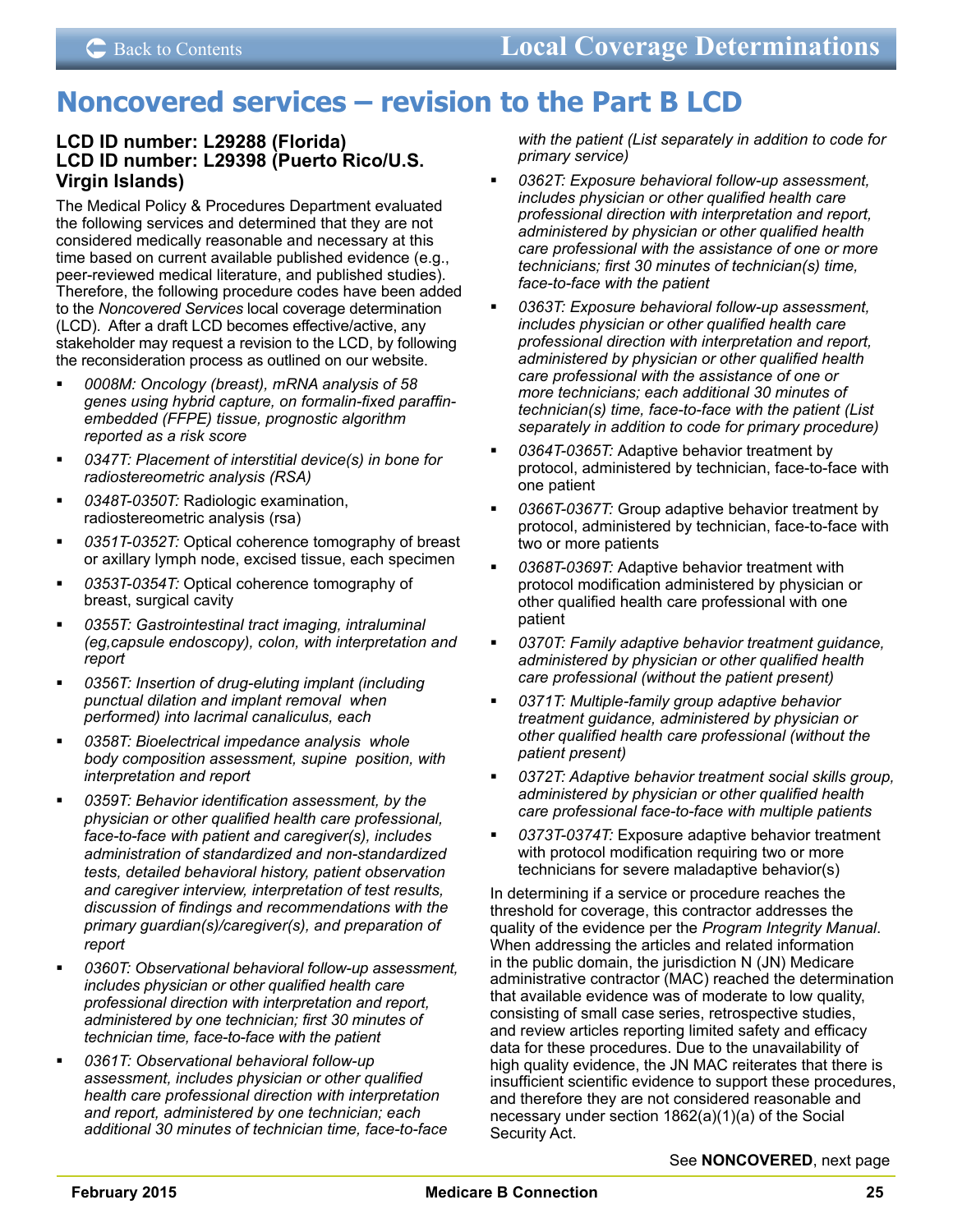# Noncovered services – revision to the Part B LCD

**LCD ID number: L29288 (Florida)**
**LCD ID number: L29398 (Puerto Rico/U.S. Virgin Islands)**

The Medical Policy & Procedures Department evaluated the following services and determined that they are not considered medically reasonable and necessary at this time based on current available published evidence (e.g., peer-reviewed medical literature, and published studies). Therefore, the following procedure codes have been added to the *Noncovered Services* local coverage determination (LCD). After a draft LCD becomes effective/active, any stakeholder may request a revision to the LCD, by following the reconsideration process as outlined on our website.

- *0008M: Oncology (breast), mRNA analysis of 58 genes using hybrid capture, on formalin-fixed paraffin-embedded (FFPE) tissue, prognostic algorithm reported as a risk score*
- *0347T: Placement of interstitial device(s) in bone for radiostereometric analysis (RSA)*
- *0348T-0350T:* Radiologic examination, radiostereometric analysis (rsa)
- *0351T-0352T:* Optical coherence tomography of breast or axillary lymph node, excised tissue, each specimen
- *0353T-0354T:* Optical coherence tomography of breast, surgical cavity
- *0355T: Gastrointestinal tract imaging, intraluminal (eg,capsule endoscopy), colon, with interpretation and report*
- *0356T: Insertion of drug-eluting implant (including punctual dilation and implant removal when performed) into lacrimal canaliculus, each*
- *0358T: Bioelectrical impedance analysis whole body composition assessment, supine position, with interpretation and report*
- *0359T: Behavior identification assessment, by the physician or other qualified health care professional, face-to-face with patient and caregiver(s), includes administration of standardized and non-standardized tests, detailed behavioral history, patient observation and caregiver interview, interpretation of test results, discussion of findings and recommendations with the primary guardian(s)/caregiver(s), and preparation of report*
- *0360T: Observational behavioral follow-up assessment, includes physician or other qualified health care professional direction with interpretation and report, administered by one technician; first 30 minutes of technician time, face-to-face with the patient*
- *0361T: Observational behavioral follow-up assessment, includes physician or other qualified health care professional direction with interpretation and report, administered by one technician; each additional 30 minutes of technician time, face-to-face with the patient (List separately in addition to code for primary service)*
- *0362T: Exposure behavioral follow-up assessment, includes physician or other qualified health care professional direction with interpretation and report, administered by physician or other qualified health care professional with the assistance of one or more technicians; first 30 minutes of technician(s) time, face-to-face with the patient*
- *0363T: Exposure behavioral follow-up assessment, includes physician or other qualified health care professional direction with interpretation and report, administered by physician or other qualified health care professional with the assistance of one or more technicians; each additional 30 minutes of technician(s) time, face-to-face with the patient (List separately in addition to code for primary procedure)*
- *0364T-0365T:* Adaptive behavior treatment by protocol, administered by technician, face-to-face with one patient
- *0366T-0367T:* Group adaptive behavior treatment by protocol, administered by technician, face-to-face with two or more patients
- *0368T-0369T:* Adaptive behavior treatment with protocol modification administered by physician or other qualified health care professional with one patient
- *0370T: Family adaptive behavior treatment guidance, administered by physician or other qualified health care professional (without the patient present)*
- *0371T: Multiple-family group adaptive behavior treatment guidance, administered by physician or other qualified health care professional (without the patient present)*
- *0372T: Adaptive behavior treatment social skills group, administered by physician or other qualified health care professional face-to-face with multiple patients*
- *0373T-0374T:* Exposure adaptive behavior treatment with protocol modification requiring two or more technicians for severe maladaptive behavior(s)

In determining if a service or procedure reaches the threshold for coverage, this contractor addresses the quality of the evidence per the *Program Integrity Manual*. When addressing the articles and related information in the public domain, the jurisdiction N (JN) Medicare administrative contractor (MAC) reached the determination that available evidence was of moderate to low quality, consisting of small case series, retrospective studies, and review articles reporting limited safety and efficacy data for these procedures. Due to the unavailability of high quality evidence, the JN MAC reiterates that there is insufficient scientific evidence to support these procedures, and therefore they are not considered reasonable and necessary under section 1862(a)(1)(a) of the Social Security Act.

See **NONCOVERED**, next page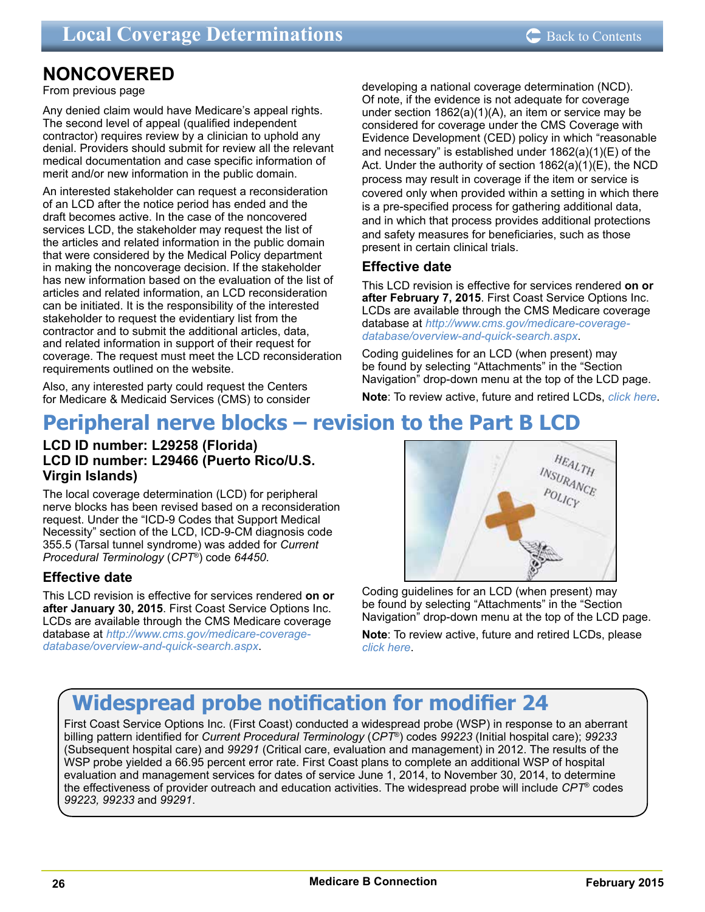## NONCOVERED

From previous page

Any denied claim would have Medicare's appeal rights. The second level of appeal (qualified independent contractor) requires review by a clinician to uphold any denial. Providers should submit for review all the relevant medical documentation and case specific information of merit and/or new information in the public domain.

An interested stakeholder can request a reconsideration of an LCD after the notice period has ended and the draft becomes active. In the case of the noncovered services LCD, the stakeholder may request the list of the articles and related information in the public domain that were considered by the Medical Policy department in making the noncoverage decision. If the stakeholder has new information based on the evaluation of the list of articles and related information, an LCD reconsideration can be initiated. It is the responsibility of the interested stakeholder to request the evidentiary list from the contractor and to submit the additional articles, data, and related information in support of their request for coverage. The request must meet the LCD reconsideration requirements outlined on the website.

Also, any interested party could request the Centers for Medicare & Medicaid Services (CMS) to consider developing a national coverage determination (NCD). Of note, if the evidence is not adequate for coverage under section 1862(a)(1)(A), an item or service may be considered for coverage under the CMS Coverage with Evidence Development (CED) policy in which "reasonable and necessary" is established under 1862(a)(1)(E) of the Act. Under the authority of section 1862(a)(1)(E), the NCD process may result in coverage if the item or service is covered only when provided within a setting in which there is a pre-specified process for gathering additional data, and in which that process provides additional protections and safety measures for beneficiaries, such as those present in certain clinical trials.

### Effective date

This LCD revision is effective for services rendered **on or after February 7, 2015**. First Coast Service Options Inc. LCDs are available through the CMS Medicare coverage database at *http://www.cms.gov/medicare-coverage-database/overview-and-quick-search.aspx*.

Coding guidelines for an LCD (when present) may be found by selecting "Attachments" in the "Section Navigation" drop-down menu at the top of the LCD page.

**Note**: To review active, future and retired LCDs, *click here*.

# Peripheral nerve blocks – revision to the Part B LCD

### LCD ID number: L29258 (Florida)
### LCD ID number: L29466 (Puerto Rico/U.S. Virgin Islands)

The local coverage determination (LCD) for peripheral nerve blocks has been revised based on a reconsideration request. Under the "ICD-9 Codes that Support Medical Necessity" section of the LCD, ICD-9-CM diagnosis code 355.5 (Tarsal tunnel syndrome) was added for *Current Procedural Terminology* (*CPT*®) code *64450*.

### Effective date

This LCD revision is effective for services rendered **on or after January 30, 2015**. First Coast Service Options Inc. LCDs are available through the CMS Medicare coverage database at *http://www.cms.gov/medicare-coverage-database/overview-and-quick-search.aspx*.

Coding guidelines for an LCD (when present) may be found by selecting "Attachments" in the "Section Navigation" drop-down menu at the top of the LCD page.

**Note**: To review active, future and retired LCDs, please *click here*.

# Widespread probe notification for modifier 24

First Coast Service Options Inc. (First Coast) conducted a widespread probe (WSP) in response to an aberrant billing pattern identified for *Current Procedural Terminology* (*CPT*®) codes *99223* (Initial hospital care); *99233* (Subsequent hospital care) and *99291* (Critical care, evaluation and management) in 2012. The results of the WSP probe yielded a 66.95 percent error rate. First Coast plans to complete an additional WSP of hospital evaluation and management services for dates of service June 1, 2014, to November 30, 2014, to determine the effectiveness of provider outreach and education activities. The widespread probe will include *CPT*® codes *99223, 99233* and *99291*.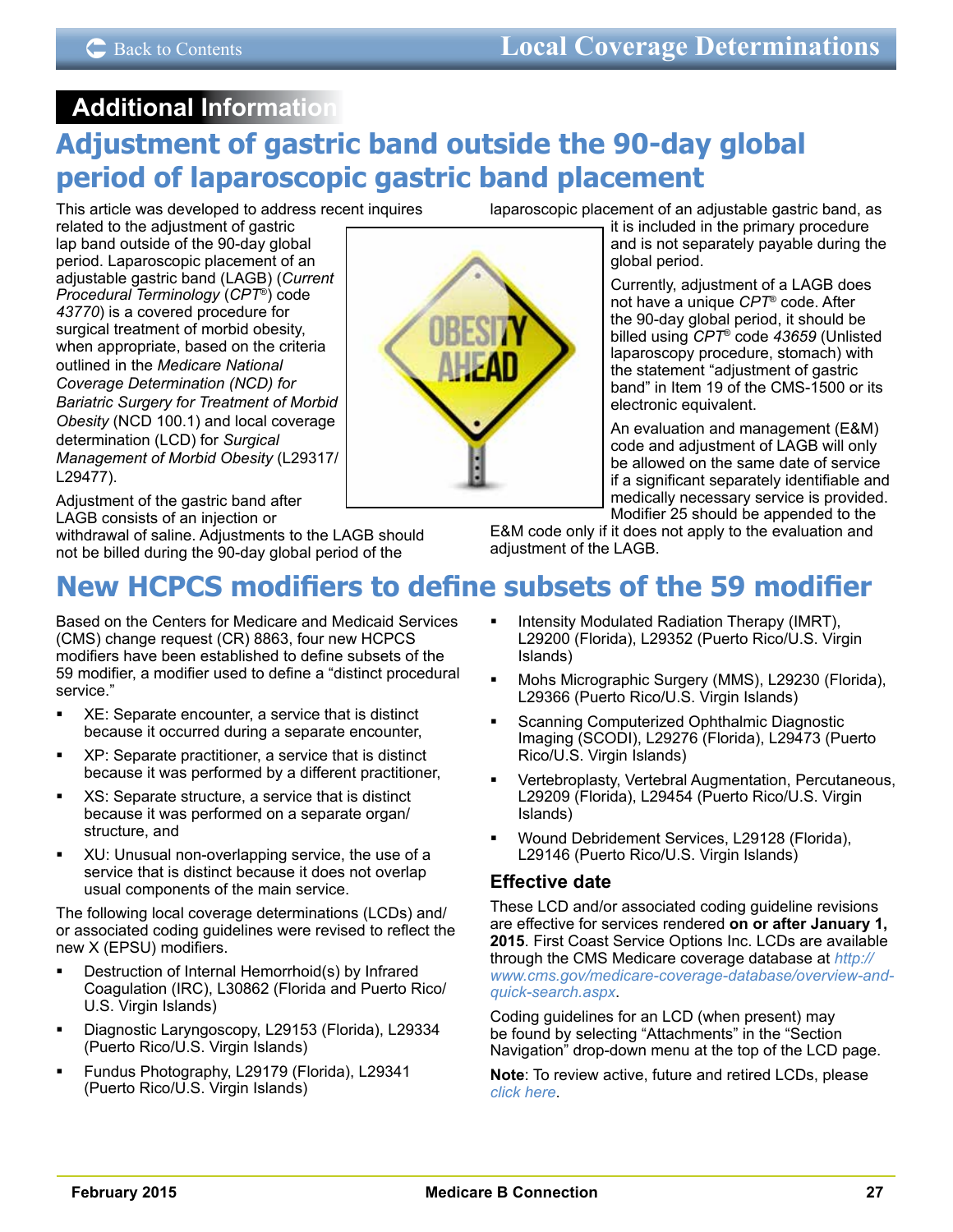## Additional Information

# Adjustment of gastric band outside the 90-day global period of laparoscopic gastric band placement

This article was developed to address recent inquires related to the adjustment of gastric lap band outside of the 90-day global period. Laparoscopic placement of an adjustable gastric band (LAGB) (*Current Procedural Terminology* (*CPT*®) code *43770*) is a covered procedure for surgical treatment of morbid obesity, when appropriate, based on the criteria outlined in the *Medicare National Coverage Determination (NCD) for Bariatric Surgery for Treatment of Morbid Obesity* (NCD 100.1) and local coverage determination (LCD) for *Surgical Management of Morbid Obesity* (L29317/ L29477).

Adjustment of the gastric band after LAGB consists of an injection or withdrawal of saline. Adjustments to the LAGB should not be billed during the 90-day global period of the laparoscopic placement of an adjustable gastric band, as it is included in the primary procedure and is not separately payable during the global period.

Currently, adjustment of a LAGB does not have a unique *CPT*® code. After the 90-day global period, it should be billed using *CPT*® code *43659* (Unlisted laparoscopy procedure, stomach) with the statement "adjustment of gastric band" in Item 19 of the CMS-1500 or its electronic equivalent.

An evaluation and management (E&M) code and adjustment of LAGB will only be allowed on the same date of service if a significant separately identifiable and medically necessary service is provided. Modifier 25 should be appended to the E&M code only if it does not apply to the evaluation and adjustment of the LAGB.

# New HCPCS modifiers to define subsets of the 59 modifier

Based on the Centers for Medicare and Medicaid Services (CMS) change request (CR) 8863, four new HCPCS modifiers have been established to define subsets of the 59 modifier, a modifier used to define a "distinct procedural service."

- XE: Separate encounter, a service that is distinct because it occurred during a separate encounter,
- XP: Separate practitioner, a service that is distinct because it was performed by a different practitioner,
- XS: Separate structure, a service that is distinct because it was performed on a separate organ/ structure, and
- XU: Unusual non-overlapping service, the use of a service that is distinct because it does not overlap usual components of the main service.

The following local coverage determinations (LCDs) and/ or associated coding guidelines were revised to reflect the new X (EPSU) modifiers.

- Destruction of Internal Hemorrhoid(s) by Infrared Coagulation (IRC), L30862 (Florida and Puerto Rico/ U.S. Virgin Islands)
- Diagnostic Laryngoscopy, L29153 (Florida), L29334 (Puerto Rico/U.S. Virgin Islands)
- Fundus Photography, L29179 (Florida), L29341 (Puerto Rico/U.S. Virgin Islands)
- Intensity Modulated Radiation Therapy (IMRT), L29200 (Florida), L29352 (Puerto Rico/U.S. Virgin Islands)
- Mohs Micrographic Surgery (MMS), L29230 (Florida), L29366 (Puerto Rico/U.S. Virgin Islands)
- Scanning Computerized Ophthalmic Diagnostic Imaging (SCODI), L29276 (Florida), L29473 (Puerto Rico/U.S. Virgin Islands)
- Vertebroplasty, Vertebral Augmentation, Percutaneous, L29209 (Florida), L29454 (Puerto Rico/U.S. Virgin Islands)
- Wound Debridement Services, L29128 (Florida), L29146 (Puerto Rico/U.S. Virgin Islands)

### Effective date

These LCD and/or associated coding guideline revisions are effective for services rendered **on or after January 1, 2015**. First Coast Service Options Inc. LCDs are available through the CMS Medicare coverage database at *http://www.cms.gov/medicare-coverage-database/overview-and-quick-search.aspx*.

Coding guidelines for an LCD (when present) may be found by selecting "Attachments" in the "Section Navigation" drop-down menu at the top of the LCD page.

**Note**: To review active, future and retired LCDs, please *click here*.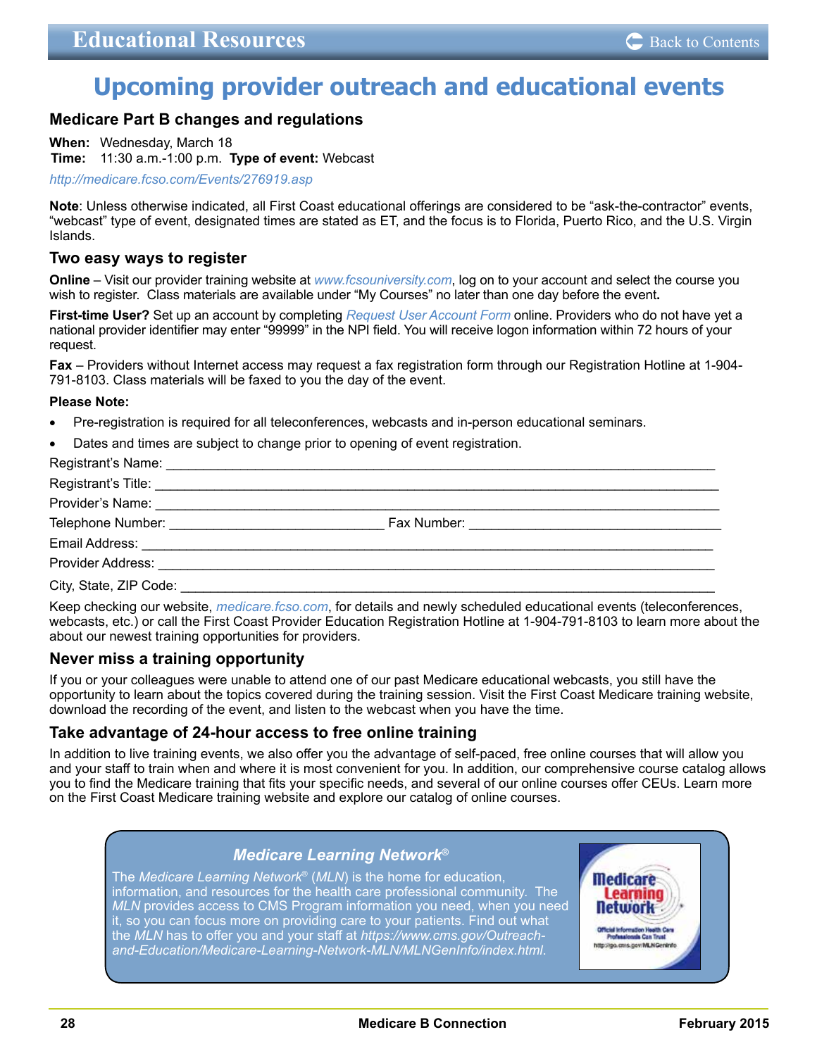# Upcoming provider outreach and educational events

## Medicare Part B changes and regulations

**When:** Wednesday, March 18
**Time:** 11:30 a.m.-1:00 p.m. **Type of event:** Webcast

*http://medicare.fcso.com/Events/276919.asp*

**Note**: Unless otherwise indicated, all First Coast educational offerings are considered to be "ask-the-contractor" events, "webcast" type of event, designated times are stated as ET, and the focus is to Florida, Puerto Rico, and the U.S. Virgin Islands.

## Two easy ways to register

**Online** – Visit our provider training website at *www.fcsouniversity.com*, log on to your account and select the course you wish to register. Class materials are available under "My Courses" no later than one day before the event**.**

**First-time User?** Set up an account by completing *Request User Account Form* online. Providers who do not have yet a national provider identifier may enter "99999" in the NPI field. You will receive logon information within 72 hours of your request.

**Fax** – Providers without Internet access may request a fax registration form through our Registration Hotline at 1-904-791-8103. Class materials will be faxed to you the day of the event.

**Please Note:**

- Pre-registration is required for all teleconferences, webcasts and in-person educational seminars.
- Dates and times are subject to change prior to opening of event registration.

Registrant's Name: ___________________________________________

Registrant's Title: ___________________________________________

Provider's Name: ___________________________________________

Telephone Number: ______________________ Fax Number: ______________________

Email Address: ___________________________________________

Provider Address: ___________________________________________

City, State, ZIP Code: ___________________________________________

Keep checking our website, *medicare.fcso.com*, for details and newly scheduled educational events (teleconferences, webcasts, etc.) or call the First Coast Provider Education Registration Hotline at 1-904-791-8103 to learn more about the about our newest training opportunities for providers.

## Never miss a training opportunity

If you or your colleagues were unable to attend one of our past Medicare educational webcasts, you still have the opportunity to learn about the topics covered during the training session. Visit the First Coast Medicare training website, download the recording of the event, and listen to the webcast when you have the time.

## Take advantage of 24-hour access to free online training

In addition to live training events, we also offer you the advantage of self-paced, free online courses that will allow you and your staff to train when and where it is most convenient for you. In addition, our comprehensive course catalog allows you to find the Medicare training that fits your specific needs, and several of our online courses offer CEUs. Learn more on the First Coast Medicare training website and explore our catalog of online courses.

### *Medicare Learning Network®*

The *Medicare Learning Network®* (*MLN*) is the home for education, information, and resources for the health care professional community. The *MLN* provides access to CMS Program information you need, when you need it, so you can focus more on providing care to your patients. Find out what the *MLN* has to offer you and your staff at *https://www.cms.gov/Outreach-and-Education/Medicare-Learning-Network-MLN/MLNGenInfo/index.html.*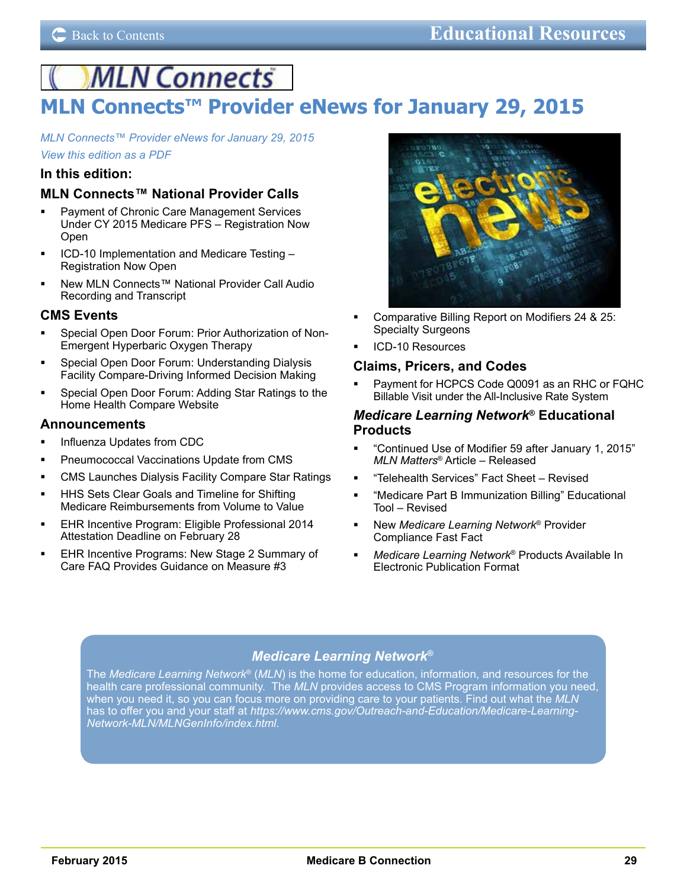# MLN Connects™ Provider eNews for January 29, 2015

*MLN Connects™ Provider eNews for January 29, 2015*
*View this edition as a PDF*

**In this edition:**

### MLN Connects™ National Provider Calls

- Payment of Chronic Care Management Services Under CY 2015 Medicare PFS – Registration Now Open
- ICD-10 Implementation and Medicare Testing – Registration Now Open
- New MLN Connects™ National Provider Call Audio Recording and Transcript

### CMS Events

- Special Open Door Forum: Prior Authorization of Non-Emergent Hyperbaric Oxygen Therapy
- Special Open Door Forum: Understanding Dialysis Facility Compare-Driving Informed Decision Making
- Special Open Door Forum: Adding Star Ratings to the Home Health Compare Website

### Announcements

- Influenza Updates from CDC
- Pneumococcal Vaccinations Update from CMS
- CMS Launches Dialysis Facility Compare Star Ratings
- HHS Sets Clear Goals and Timeline for Shifting Medicare Reimbursements from Volume to Value
- EHR Incentive Program: Eligible Professional 2014 Attestation Deadline on February 28
- EHR Incentive Programs: New Stage 2 Summary of Care FAQ Provides Guidance on Measure #3
- Comparative Billing Report on Modifiers 24 & 25: Specialty Surgeons
- ICD-10 Resources

### Claims, Pricers, and Codes

- Payment for HCPCS Code Q0091 as an RHC or FQHC Billable Visit under the All-Inclusive Rate System

### *Medicare Learning Network*® Educational Products

- "Continued Use of Modifier 59 after January 1, 2015" *MLN Matters*® Article – Released
- "Telehealth Services" Fact Sheet – Revised
- "Medicare Part B Immunization Billing" Educational Tool – Revised
- New *Medicare Learning Network*® Provider Compliance Fast Fact
- *Medicare Learning Network*® Products Available In Electronic Publication Format

---

***Medicare Learning Network***®

The *Medicare Learning Network*® (*MLN*) is the home for education, information, and resources for the health care professional community. The *MLN* provides access to CMS Program information you need, when you need it, so you can focus more on providing care to your patients. Find out what the *MLN* has to offer you and your staff at *https://www.cms.gov/Outreach-and-Education/Medicare-Learning-Network-MLN/MLNGenInfo/index.html*.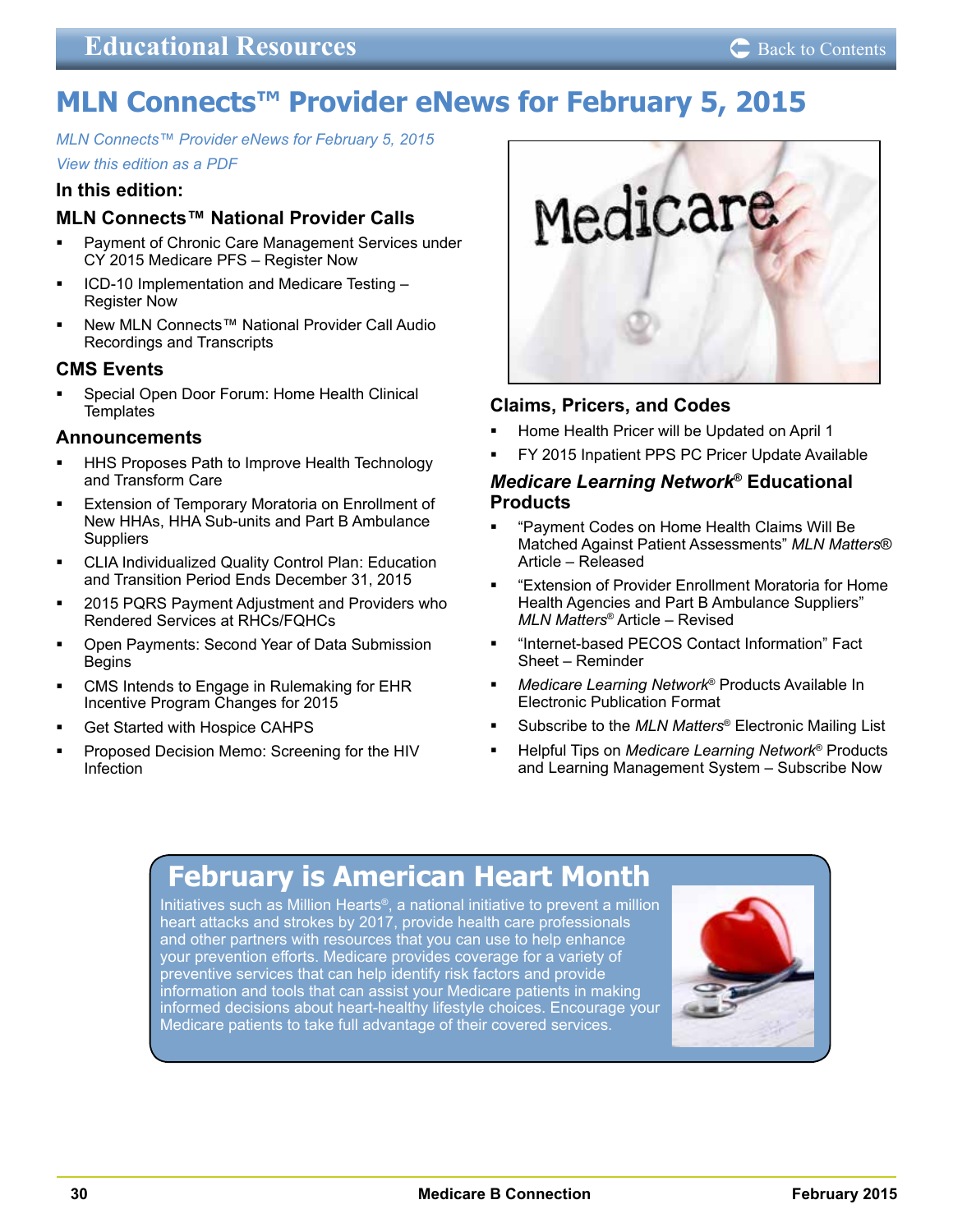# MLN Connects™ Provider eNews for February 5, 2015

*MLN Connects™ Provider eNews for February 5, 2015*

*View this edition as a PDF*

**In this edition:**

### MLN Connects™ National Provider Calls

- Payment of Chronic Care Management Services under CY 2015 Medicare PFS – Register Now
- ICD-10 Implementation and Medicare Testing – Register Now
- New MLN Connects™ National Provider Call Audio Recordings and Transcripts

### CMS Events

- Special Open Door Forum: Home Health Clinical Templates

### Announcements

- HHS Proposes Path to Improve Health Technology and Transform Care
- Extension of Temporary Moratoria on Enrollment of New HHAs, HHA Sub-units and Part B Ambulance Suppliers
- CLIA Individualized Quality Control Plan: Education and Transition Period Ends December 31, 2015
- 2015 PQRS Payment Adjustment and Providers who Rendered Services at RHCs/FQHCs
- Open Payments: Second Year of Data Submission Begins
- CMS Intends to Engage in Rulemaking for EHR Incentive Program Changes for 2015
- Get Started with Hospice CAHPS
- Proposed Decision Memo: Screening for the HIV Infection

### Claims, Pricers, and Codes

- Home Health Pricer will be Updated on April 1
- FY 2015 Inpatient PPS PC Pricer Update Available

### *Medicare Learning Network*® Educational Products

- "Payment Codes on Home Health Claims Will Be Matched Against Patient Assessments" *MLN Matters*® Article – Released
- "Extension of Provider Enrollment Moratoria for Home Health Agencies and Part B Ambulance Suppliers" *MLN Matters*® Article – Revised
- "Internet-based PECOS Contact Information" Fact Sheet – Reminder
- *Medicare Learning Network*® Products Available In Electronic Publication Format
- Subscribe to the *MLN Matters*® Electronic Mailing List
- Helpful Tips on *Medicare Learning Network*® Products and Learning Management System – Subscribe Now

## February is American Heart Month

Initiatives such as Million Hearts®, a national initiative to prevent a million heart attacks and strokes by 2017, provide health care professionals and other partners with resources that you can use to help enhance your prevention efforts. Medicare provides coverage for a variety of preventive services that can help identify risk factors and provide information and tools that can assist your Medicare patients in making informed decisions about heart-healthy lifestyle choices. Encourage your Medicare patients to take full advantage of their covered services.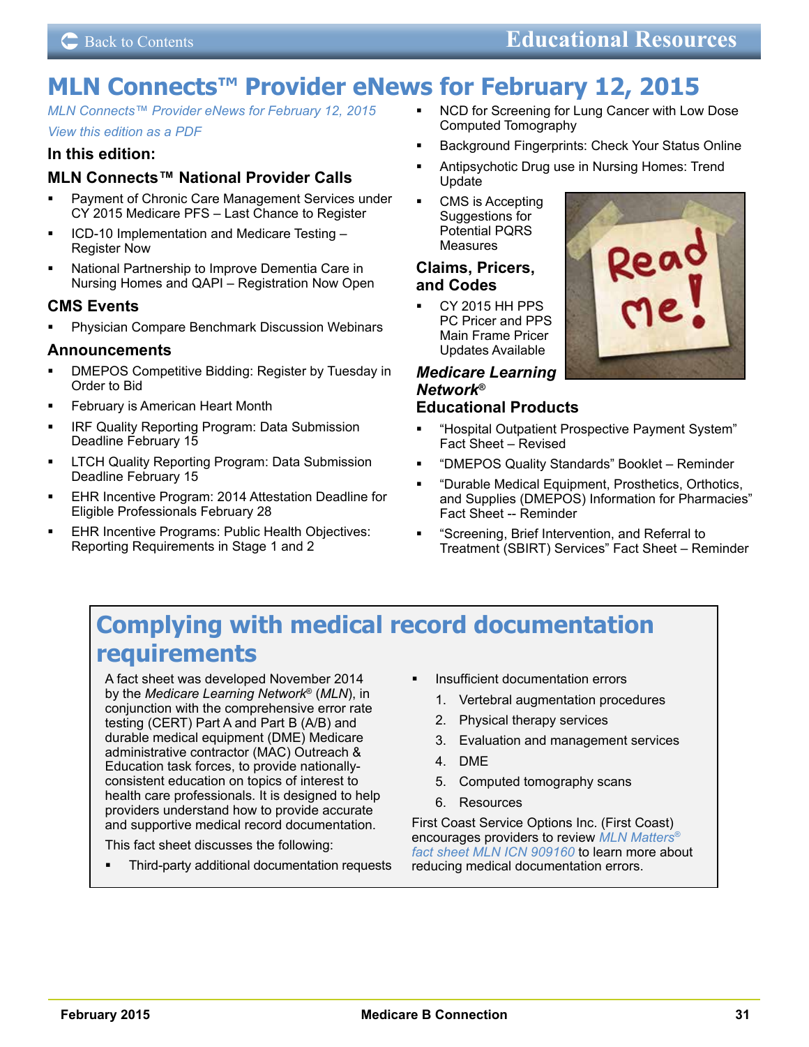# MLN Connects™ Provider eNews for February 12, 2015

*MLN Connects™ Provider eNews for February 12, 2015*

*View this edition as a PDF*

### In this edition:

### MLN Connects™ National Provider Calls

- Payment of Chronic Care Management Services under CY 2015 Medicare PFS – Last Chance to Register
- ICD-10 Implementation and Medicare Testing – Register Now
- National Partnership to Improve Dementia Care in Nursing Homes and QAPI – Registration Now Open

### CMS Events

- Physician Compare Benchmark Discussion Webinars

### Announcements

- DMEPOS Competitive Bidding: Register by Tuesday in Order to Bid
- February is American Heart Month
- IRF Quality Reporting Program: Data Submission Deadline February 15
- LTCH Quality Reporting Program: Data Submission Deadline February 15
- EHR Incentive Program: 2014 Attestation Deadline for Eligible Professionals February 28
- EHR Incentive Programs: Public Health Objectives: Reporting Requirements in Stage 1 and 2
- NCD for Screening for Lung Cancer with Low Dose Computed Tomography
- Background Fingerprints: Check Your Status Online
- Antipsychotic Drug use in Nursing Homes: Trend Update
- CMS is Accepting Suggestions for Potential PQRS Measures

### Claims, Pricers, and Codes

- CY 2015 HH PPS PC Pricer and PPS Main Frame Pricer Updates Available

### *Medicare Learning Network®* Educational Products

- "Hospital Outpatient Prospective Payment System" Fact Sheet – Revised
- "DMEPOS Quality Standards" Booklet – Reminder
- "Durable Medical Equipment, Prosthetics, Orthotics, and Supplies (DMEPOS) Information for Pharmacies" Fact Sheet -- Reminder
- "Screening, Brief Intervention, and Referral to Treatment (SBIRT) Services" Fact Sheet – Reminder

## Complying with medical record documentation requirements

A fact sheet was developed November 2014 by the *Medicare Learning Network®* (*MLN*), in conjunction with the comprehensive error rate testing (CERT) Part A and Part B (A/B) and durable medical equipment (DME) Medicare administrative contractor (MAC) Outreach & Education task forces, to provide nationally-consistent education on topics of interest to health care professionals. It is designed to help providers understand how to provide accurate and supportive medical record documentation.

This fact sheet discusses the following:

- Third-party additional documentation requests
- Insufficient documentation errors
  1. Vertebral augmentation procedures
  2. Physical therapy services
  3. Evaluation and management services
  4. DME
  5. Computed tomography scans
  6. Resources

First Coast Service Options Inc. (First Coast) encourages providers to review *MLN Matters® fact sheet MLN ICN 909160* to learn more about reducing medical documentation errors.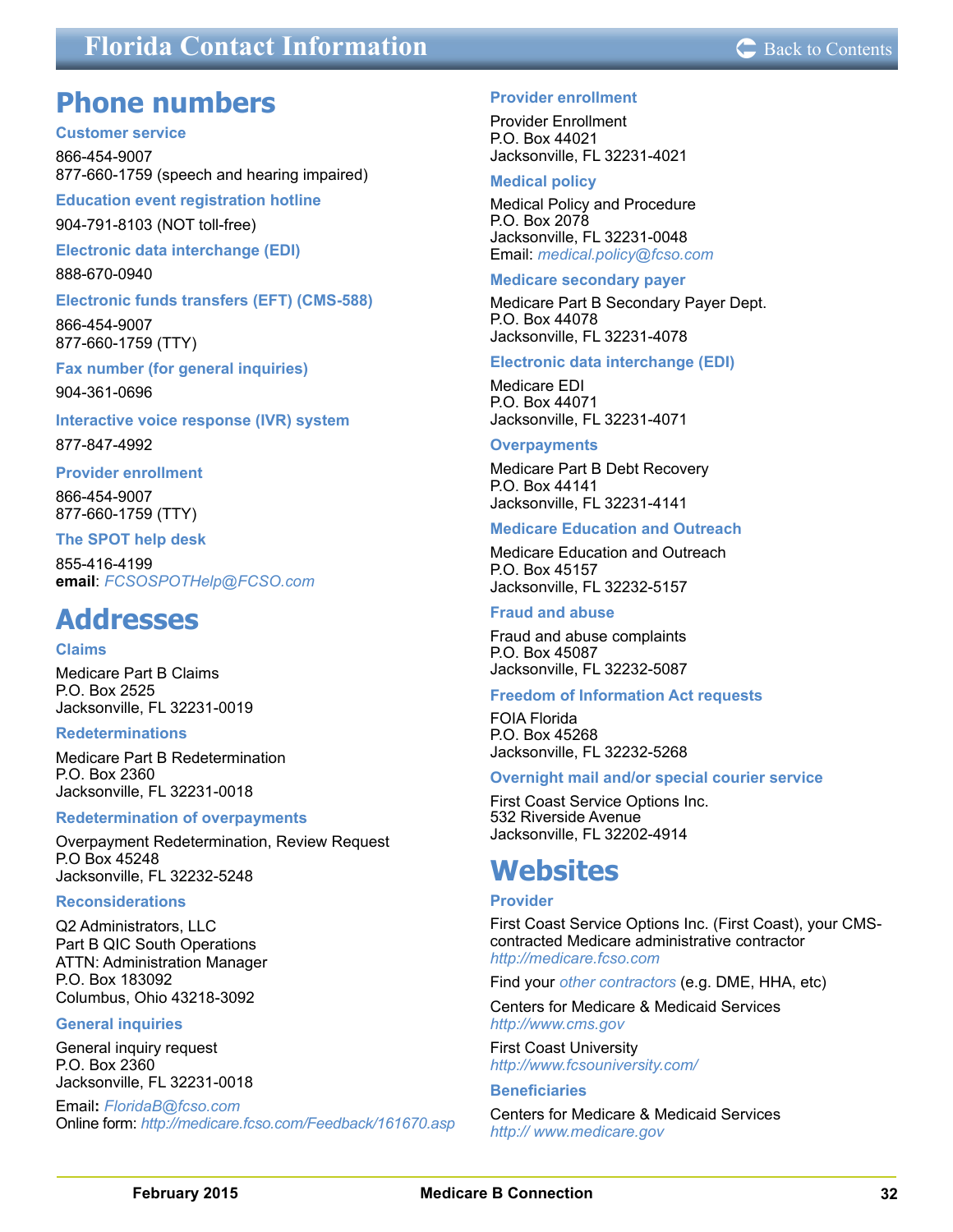# Florida Contact Information

## Phone numbers

### Customer service

866-454-9007
877-660-1759 (speech and hearing impaired)

### Education event registration hotline

904-791-8103 (NOT toll-free)

### Electronic data interchange (EDI)

888-670-0940

### Electronic funds transfers (EFT) (CMS-588)

866-454-9007
877-660-1759 (TTY)

### Fax number (for general inquiries)

904-361-0696

### Interactive voice response (IVR) system

877-847-4992

### Provider enrollment

866-454-9007
877-660-1759 (TTY)

### The SPOT help desk

855-416-4199
**email**: *FCSOSPOTHelp@FCSO.com*

## Addresses

### Claims

Medicare Part B Claims
P.O. Box 2525
Jacksonville, FL 32231-0019

### Redeterminations

Medicare Part B Redetermination
P.O. Box 2360
Jacksonville, FL 32231-0018

### Redetermination of overpayments

Overpayment Redetermination, Review Request
P.O Box 45248
Jacksonville, FL 32232-5248

### Reconsiderations

Q2 Administrators, LLC
Part B QIC South Operations
ATTN: Administration Manager
P.O. Box 183092
Columbus, Ohio 43218-3092

### General inquiries

General inquiry request
P.O. Box 2360
Jacksonville, FL 32231-0018

Email**:** *FloridaB@fcso.com*
Online form: *http://medicare.fcso.com/Feedback/161670.asp*

### Provider enrollment

Provider Enrollment
P.O. Box 44021
Jacksonville, FL 32231-4021

### Medical policy

Medical Policy and Procedure
P.O. Box 2078
Jacksonville, FL 32231-0048
Email: *medical.policy@fcso.com*

### Medicare secondary payer

Medicare Part B Secondary Payer Dept.
P.O. Box 44078
Jacksonville, FL 32231-4078

### Electronic data interchange (EDI)

Medicare EDI
P.O. Box 44071
Jacksonville, FL 32231-4071

### Overpayments

Medicare Part B Debt Recovery
P.O. Box 44141
Jacksonville, FL 32231-4141

### Medicare Education and Outreach

Medicare Education and Outreach
P.O. Box 45157
Jacksonville, FL 32232-5157

### Fraud and abuse

Fraud and abuse complaints
P.O. Box 45087
Jacksonville, FL 32232-5087

### Freedom of Information Act requests

FOIA Florida
P.O. Box 45268
Jacksonville, FL 32232-5268

### Overnight mail and/or special courier service

First Coast Service Options Inc.
532 Riverside Avenue
Jacksonville, FL 32202-4914

## Websites

### Provider

First Coast Service Options Inc. (First Coast), your CMS-contracted Medicare administrative contractor
*http://medicare.fcso.com*

Find your *other contractors* (e.g. DME, HHA, etc)

Centers for Medicare & Medicaid Services
*http://www.cms.gov*

First Coast University
*http://www.fcsouniversity.com/*

### Beneficiaries

Centers for Medicare & Medicaid Services
*http:// www.medicare.gov*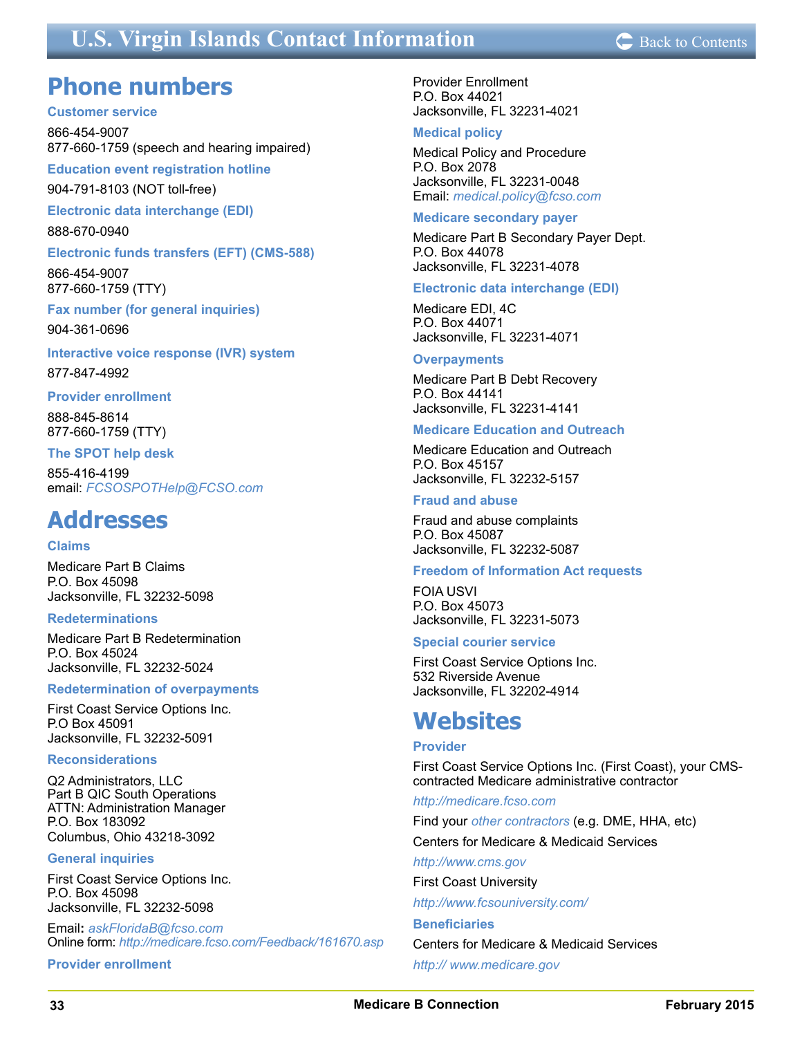# U.S. Virgin Islands Contact Information

## Phone numbers

### Customer service

866-454-9007
877-660-1759 (speech and hearing impaired)

### Education event registration hotline

904-791-8103 (NOT toll-free)

### Electronic data interchange (EDI)

888-670-0940

### Electronic funds transfers (EFT) (CMS-588)

866-454-9007
877-660-1759 (TTY)

### Fax number (for general inquiries)

904-361-0696

### Interactive voice response (IVR) system

877-847-4992

### Provider enrollment

888-845-8614
877-660-1759 (TTY)

### The SPOT help desk

855-416-4199
email: *FCSOSPOTHelp@FCSO.com*

## Addresses

### Claims

Medicare Part B Claims
P.O. Box 45098
Jacksonville, FL 32232-5098

### Redeterminations

Medicare Part B Redetermination
P.O. Box 45024
Jacksonville, FL 32232-5024

### Redetermination of overpayments

First Coast Service Options Inc.
P.O Box 45091
Jacksonville, FL 32232-5091

### Reconsiderations

Q2 Administrators, LLC
Part B QIC South Operations
ATTN: Administration Manager
P.O. Box 183092
Columbus, Ohio 43218-3092

### General inquiries

First Coast Service Options Inc.
P.O. Box 45098
Jacksonville, FL 32232-5098

Email: *askFloridaB@fcso.com*
Online form: *http://medicare.fcso.com/Feedback/161670.asp*

### Provider enrollment

Provider Enrollment
P.O. Box 44021
Jacksonville, FL 32231-4021

### Medical policy

Medical Policy and Procedure
P.O. Box 2078
Jacksonville, FL 32231-0048
Email: *medical.policy@fcso.com*

### Medicare secondary payer

Medicare Part B Secondary Payer Dept.
P.O. Box 44078
Jacksonville, FL 32231-4078

### Electronic data interchange (EDI)

Medicare EDI, 4C
P.O. Box 44071
Jacksonville, FL 32231-4071

### Overpayments

Medicare Part B Debt Recovery
P.O. Box 44141
Jacksonville, FL 32231-4141

### Medicare Education and Outreach

Medicare Education and Outreach
P.O. Box 45157
Jacksonville, FL 32232-5157

### Fraud and abuse

Fraud and abuse complaints
P.O. Box 45087
Jacksonville, FL 32232-5087

### Freedom of Information Act requests

FOIA USVI
P.O. Box 45073
Jacksonville, FL 32231-5073

### Special courier service

First Coast Service Options Inc.
532 Riverside Avenue
Jacksonville, FL 32202-4914

## Websites

### Provider

First Coast Service Options Inc. (First Coast), your CMS-contracted Medicare administrative contractor

*http://medicare.fcso.com*

Find your *other contractors* (e.g. DME, HHA, etc)

Centers for Medicare & Medicaid Services

*http://www.cms.gov*

First Coast University

*http://www.fcsouniversity.com/*

### Beneficiaries

Centers for Medicare & Medicaid Services

*http:// www.medicare.gov*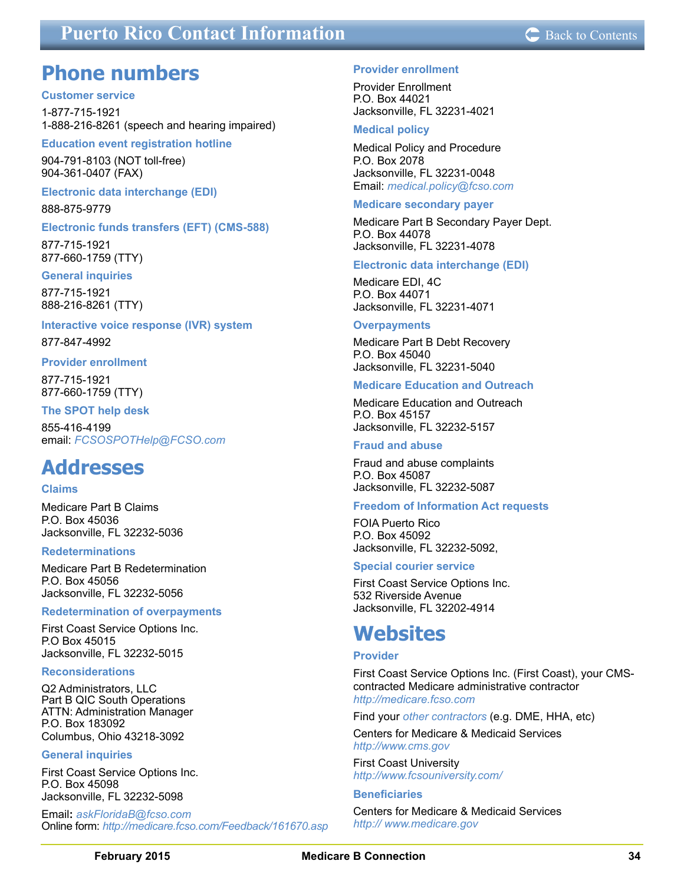# Puerto Rico Contact Information

## Phone numbers

### Customer service

1-877-715-1921
1-888-216-8261 (speech and hearing impaired)

### Education event registration hotline

904-791-8103 (NOT toll-free)
904-361-0407 (FAX)

### Electronic data interchange (EDI)

888-875-9779

### Electronic funds transfers (EFT) (CMS-588)

877-715-1921
877-660-1759 (TTY)

### General inquiries

877-715-1921
888-216-8261 (TTY)

### Interactive voice response (IVR) system

877-847-4992

### Provider enrollment

877-715-1921
877-660-1759 (TTY)

### The SPOT help desk

855-416-4199
email: *FCSOSPOTHelp@FCSO.com*

## Addresses

### Claims

Medicare Part B Claims
P.O. Box 45036
Jacksonville, FL 32232-5036

### Redeterminations

Medicare Part B Redetermination
P.O. Box 45056
Jacksonville, FL 32232-5056

### Redetermination of overpayments

First Coast Service Options Inc.
P.O Box 45015
Jacksonville, FL 32232-5015

### Reconsiderations

Q2 Administrators, LLC
Part B QIC South Operations
ATTN: Administration Manager
P.O. Box 183092
Columbus, Ohio 43218-3092

### General inquiries

First Coast Service Options Inc.
P.O. Box 45098
Jacksonville, FL 32232-5098

Email: *askFloridaB@fcso.com*
Online form: *http://medicare.fcso.com/Feedback/161670.asp*

### Provider enrollment

Provider Enrollment
P.O. Box 44021
Jacksonville, FL 32231-4021

### Medical policy

Medical Policy and Procedure
P.O. Box 2078
Jacksonville, FL 32231-0048
Email: *medical.policy@fcso.com*

### Medicare secondary payer

Medicare Part B Secondary Payer Dept.
P.O. Box 44078
Jacksonville, FL 32231-4078

### Electronic data interchange (EDI)

Medicare EDI, 4C
P.O. Box 44071
Jacksonville, FL 32231-4071

### Overpayments

Medicare Part B Debt Recovery
P.O. Box 45040
Jacksonville, FL 32231-5040

### Medicare Education and Outreach

Medicare Education and Outreach
P.O. Box 45157
Jacksonville, FL 32232-5157

### Fraud and abuse

Fraud and abuse complaints
P.O. Box 45087
Jacksonville, FL 32232-5087

### Freedom of Information Act requests

FOIA Puerto Rico
P.O. Box 45092
Jacksonville, FL 32232-5092,

### Special courier service

First Coast Service Options Inc.
532 Riverside Avenue
Jacksonville, FL 32202-4914

## Websites

### Provider

First Coast Service Options Inc. (First Coast), your CMS-contracted Medicare administrative contractor
*http://medicare.fcso.com*

Find your *other contractors* (e.g. DME, HHA, etc)

Centers for Medicare & Medicaid Services
*http://www.cms.gov*

First Coast University
*http://www.fcsouniversity.com/*

### Beneficiaries

Centers for Medicare & Medicaid Services
*http:// www.medicare.gov*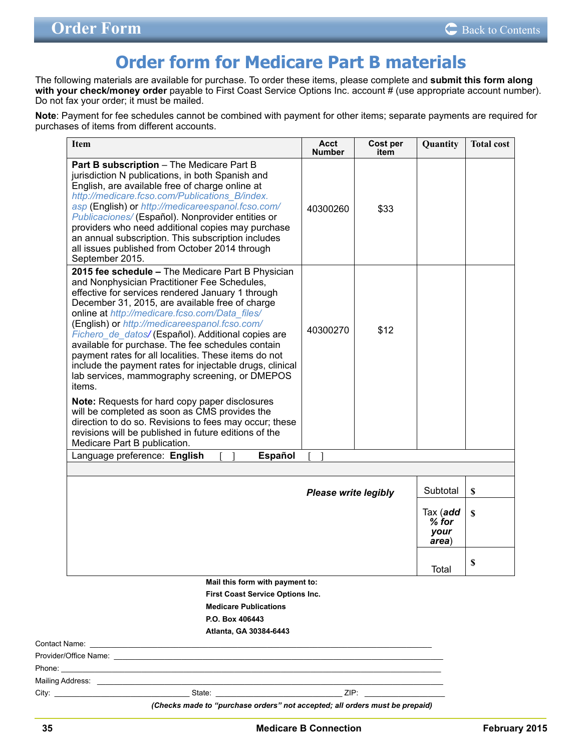# Order form for Medicare Part B materials

The following materials are available for purchase. To order these items, please complete and **submit this form along with your check/money order** payable to First Coast Service Options Inc. account # (use appropriate account number). Do not fax your order; it must be mailed.

**Note**: Payment for fee schedules cannot be combined with payment for other items; separate payments are required for purchases of items from different accounts.

| Item | Acct Number | Cost per item | Quantity | Total cost |
|---|---|---|---|---|
| **Part B subscription** – The Medicare Part B jurisdiction N publications, in both Spanish and English, are available free of charge online at *http://medicare.fcso.com/Publications_B/index.asp* (English) or *http://medicareespanol.fcso.com/Publicaciones/* (Español). Nonprovider entities or providers who need additional copies may purchase an annual subscription. This subscription includes all issues published from October 2014 through September 2015. | 40300260 | $33 | | |
| **2015 fee schedule –** The Medicare Part B Physician and Nonphysician Practitioner Fee Schedules, effective for services rendered January 1 through December 31, 2015, are available free of charge online at *http://medicare.fcso.com/Data_files/* (English) or *http://medicareespanol.fcso.com/Fichero_de_datos/* (Español). Additional copies are available for purchase. The fee schedules contain payment rates for all localities. These items do not include the payment rates for injectable drugs, clinical lab services, mammography screening, or DMEPOS items. **Note:** Requests for hard copy paper disclosures will be completed as soon as CMS provides the direction to do so. Revisions to fees may occur; these revisions will be published in future editions of the Medicare Part B publication. | 40300270 | $12 | | |
| Language preference: **English** [ ] **Español** [ ] | | | | |
| | | | | |
| ***Please write legibly*** | | | Subtotal | $ |
| | | | Tax (***add % for your area***) | $ |
| | | | Total | $ |

**Mail this form with payment to:**
**First Coast Service Options Inc.**
**Medicare Publications**
**P.O. Box 406443**
**Atlanta, GA 30384-6443**

Contact Name: ______________________________

Provider/Office Name: ______________________________

Phone: ______________________________

Mailing Address: ______________________________

City: ______________ State: ______________ ZIP: ______________

***(Checks made to "purchase orders" not accepted; all orders must be prepaid)***